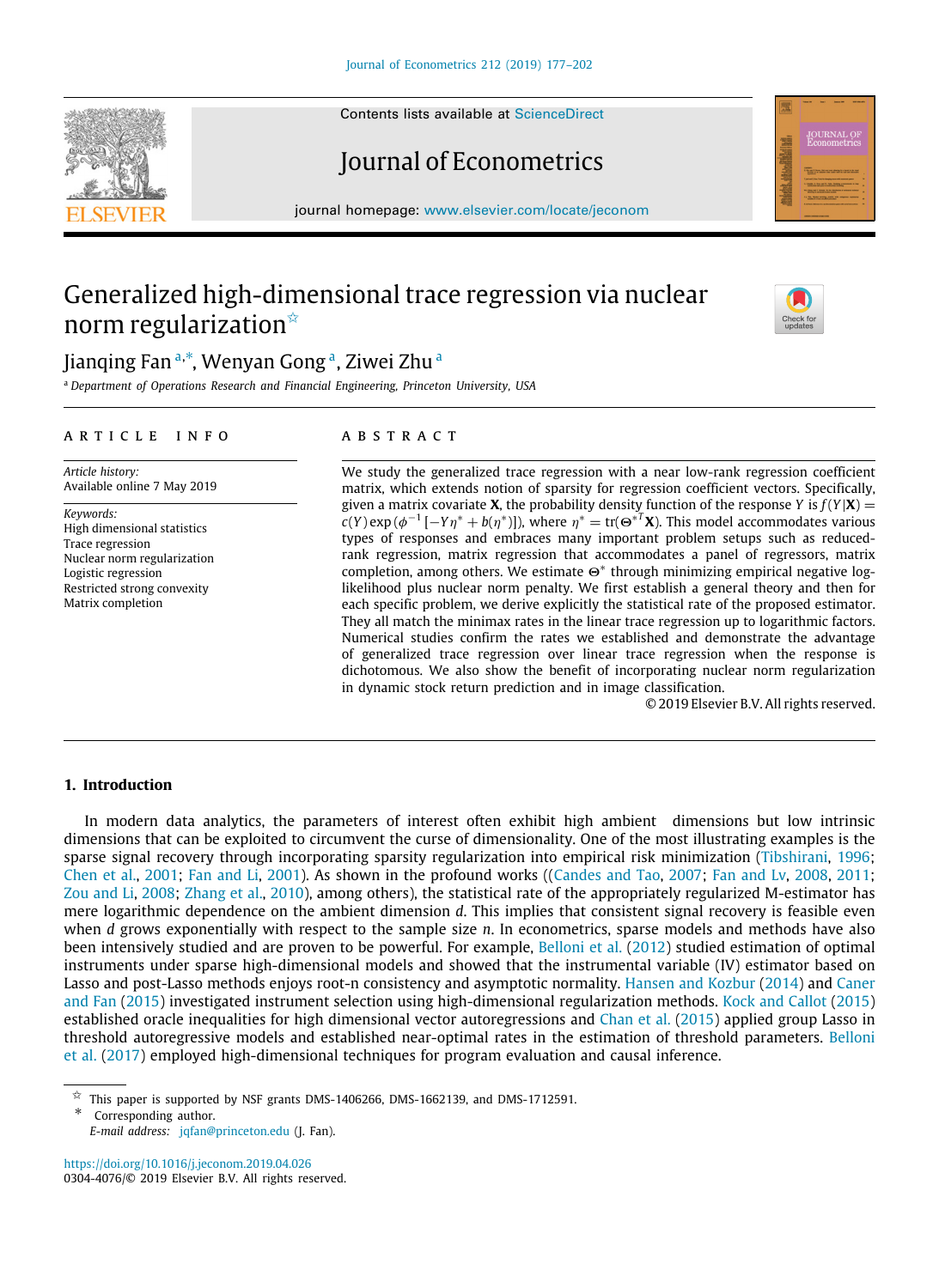# Generalized high-dimensional trace regression via nuclear norm regularization[☆]

Jianqing Fan[a,*], Wenyan Gong[a], Ziwei Zhu[a]

[a] *Department of Operations Research and Financial Engineering, Princeton University, USA*

## ARTICLE INFO

*Article history:*
Available online 7 May 2019

*Keywords:*
High dimensional statistics
Trace regression
Nuclear norm regularization
Logistic regression
Restricted strong convexity
Matrix completion

## ABSTRACT

We study the generalized trace regression with a near low-rank regression coefficient matrix, which extends notion of sparsity for regression coefficient vectors. Specifically, given a matrix covariate $\mathbf{X}$, the probability density function of the response $Y$ is $f(Y|\mathbf{X}) = c(Y)\exp(\phi^{-1}[-Y\eta^* + b(\eta^*)])$, where $\eta^* = \mathrm{tr}(\Theta^{*T}\mathbf{X})$. This model accommodates various types of responses and embraces many important problem setups such as reduced-rank regression, matrix regression that accommodates a panel of regressors, matrix completion, among others. We estimate $\Theta^*$ through minimizing empirical negative log-likelihood plus nuclear norm penalty. We first establish a general theory and then for each specific problem, we derive explicitly the statistical rate of the proposed estimator. They all match the minimax rates in the linear trace regression up to logarithmic factors. Numerical studies confirm the rates we established and demonstrate the advantage of generalized trace regression over linear trace regression when the response is dichotomous. We also show the benefit of incorporating nuclear norm regularization in dynamic stock return prediction and in image classification.

© 2019 Elsevier B.V. All rights reserved.

## 1. Introduction

In modern data analytics, the parameters of interest often exhibit high ambient dimensions but low intrinsic dimensions that can be exploited to circumvent the curse of dimensionality. One of the most illustrating examples is the sparse signal recovery through incorporating sparsity regularization into empirical risk minimization (Tibshirani, 1996; Chen et al., 2001; Fan and Li, 2001). As shown in the profound works ((Candes and Tao, 2007; Fan and Lv, 2008, 2011; Zou and Li, 2008; Zhang et al., 2010), among others), the statistical rate of the appropriately regularized M-estimator has mere logarithmic dependence on the ambient dimension $d$. This implies that consistent signal recovery is feasible even when $d$ grows exponentially with respect to the sample size $n$. In econometrics, sparse models and methods have also been intensively studied and are proven to be powerful. For example, Belloni et al. (2012) studied estimation of optimal instruments under sparse high-dimensional models and showed that the instrumental variable (IV) estimator based on Lasso and post-Lasso methods enjoys root-n consistency and asymptotic normality. Hansen and Kozbur (2014) and Caner and Fan (2015) investigated instrument selection using high-dimensional regularization methods. Kock and Callot (2015) established oracle inequalities for high dimensional vector autoregressions and Chan et al. (2015) applied group Lasso in threshold autoregressive models and established near-optimal rates in the estimation of threshold parameters. Belloni et al. (2017) employed high-dimensional techniques for program evaluation and causal inference.

[☆] This paper is supported by NSF grants DMS-1406266, DMS-1662139, and DMS-1712591.

[*] Corresponding author.
*E-mail address:* jqfan@princeton.edu (J. Fan).

https://doi.org/10.1016/j.jeconom.2019.04.026
0304-4076/© 2019 Elsevier B.V. All rights reserved.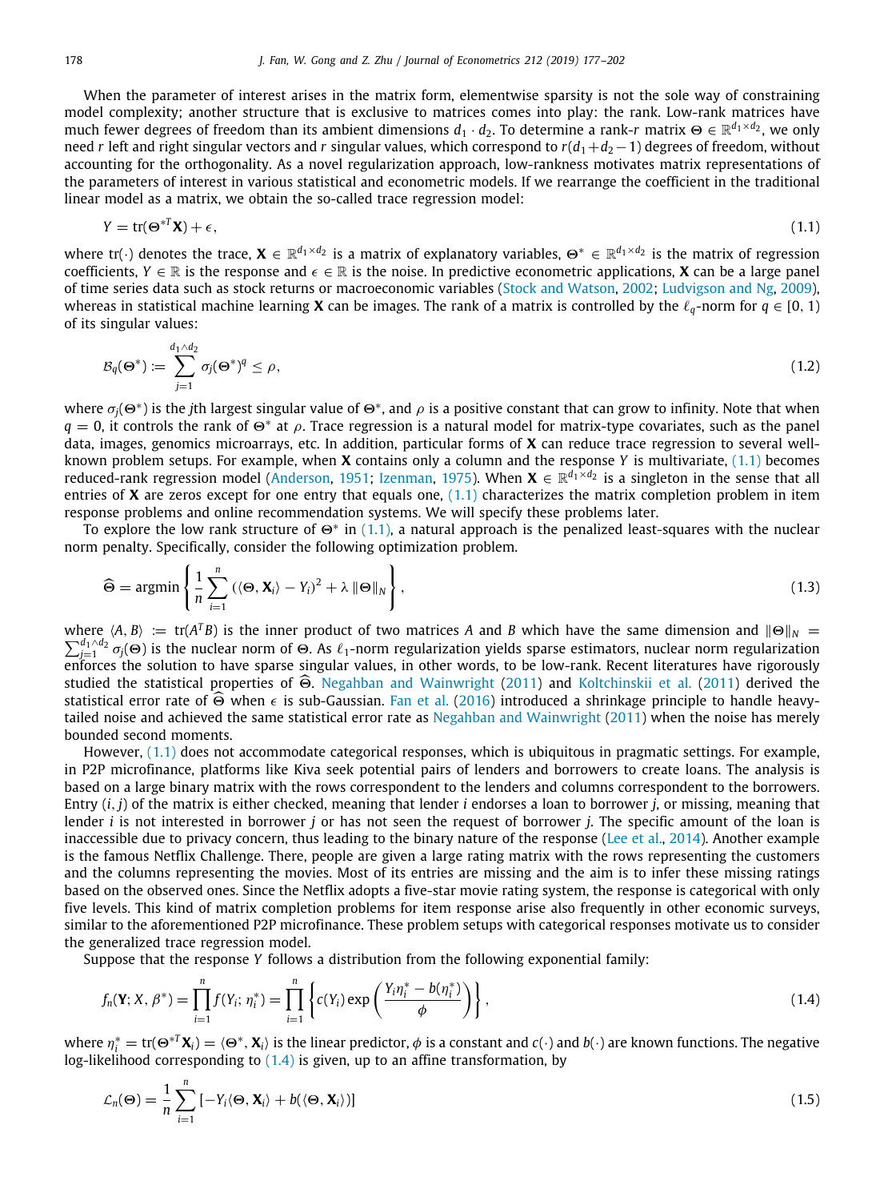When the parameter of interest arises in the matrix form, elementwise sparsity is not the sole way of constraining model complexity; another structure that is exclusive to matrices comes into play: the rank. Low-rank matrices have much fewer degrees of freedom than its ambient dimensions $d_1 \cdot d_2$. To determine a rank-$r$ matrix $\boldsymbol{\Theta} \in \mathbb{R}^{d_1 \times d_2}$, we only need $r$ left and right singular vectors and $r$ singular values, which correspond to $r(d_1+d_2-1)$ degrees of freedom, without accounting for the orthogonality. As a novel regularization approach, low-rankness motivates matrix representations of the parameters of interest in various statistical and econometric models. If we rearrange the coefficient in the traditional linear model as a matrix, we obtain the so-called trace regression model:

$$Y = \mathrm{tr}(\boldsymbol{\Theta}^{*T}\mathbf{X}) + \epsilon, \tag{1.1}$$

where $\mathrm{tr}(\cdot)$ denotes the trace, $\mathbf{X} \in \mathbb{R}^{d_1 \times d_2}$ is a matrix of explanatory variables, $\boldsymbol{\Theta}^* \in \mathbb{R}^{d_1 \times d_2}$ is the matrix of regression coefficients, $Y \in \mathbb{R}$ is the response and $\epsilon \in \mathbb{R}$ is the noise. In predictive econometric applications, $\mathbf{X}$ can be a large panel of time series data such as stock returns or macroeconomic variables (Stock and Watson, 2002; Ludvigson and Ng, 2009), whereas in statistical machine learning $\mathbf{X}$ can be images. The rank of a matrix is controlled by the $\ell_q$-norm for $q \in [0, 1)$ of its singular values:

$$\mathcal{B}_q(\boldsymbol{\Theta}^*) := \sum_{j=1}^{d_1 \wedge d_2} \sigma_j(\boldsymbol{\Theta}^*)^q \leq \rho, \tag{1.2}$$

where $\sigma_j(\boldsymbol{\Theta}^*)$ is the $j$th largest singular value of $\boldsymbol{\Theta}^*$, and $\rho$ is a positive constant that can grow to infinity. Note that when $q = 0$, it controls the rank of $\boldsymbol{\Theta}^*$ at $\rho$. Trace regression is a natural model for matrix-type covariates, such as the panel data, images, genomics microarrays, etc. In addition, particular forms of $\mathbf{X}$ can reduce trace regression to several well-known problem setups. For example, when $\mathbf{X}$ contains only a column and the response $Y$ is multivariate, (1.1) becomes reduced-rank regression model (Anderson, 1951; Izenman, 1975). When $\mathbf{X} \in \mathbb{R}^{d_1 \times d_2}$ is a singleton in the sense that all entries of $\mathbf{X}$ are zeros except for one entry that equals one, (1.1) characterizes the matrix completion problem in item response problems and online recommendation systems. We will specify these problems later.

To explore the low rank structure of $\boldsymbol{\Theta}^*$ in (1.1), a natural approach is the penalized least-squares with the nuclear norm penalty. Specifically, consider the following optimization problem.

$$\widehat{\boldsymbol{\Theta}} = \operatorname{argmin} \left\{ \frac{1}{n} \sum_{i=1}^{n} \left( \langle \boldsymbol{\Theta}, \mathbf{X}_i \rangle - Y_i \right)^2 + \lambda \left\| \boldsymbol{\Theta} \right\|_N \right\}, \tag{1.3}$$

where $\langle A, B \rangle := \mathrm{tr}(A^T B)$ is the inner product of two matrices $A$ and $B$ which have the same dimension and $\|\boldsymbol{\Theta}\|_N = \sum_{j=1}^{d_1 \wedge d_2} \sigma_j(\boldsymbol{\Theta})$ is the nuclear norm of $\boldsymbol{\Theta}$. As $\ell_1$-norm regularization yields sparse estimators, nuclear norm regularization enforces the solution to have sparse singular values, in other words, to be low-rank. Recent literatures have rigorously studied the statistical properties of $\widehat{\boldsymbol{\Theta}}$. Negahban and Wainwright (2011) and Koltchinskii et al. (2011) derived the statistical error rate of $\widehat{\boldsymbol{\Theta}}$ when $\epsilon$ is sub-Gaussian. Fan et al. (2016) introduced a shrinkage principle to handle heavy-tailed noise and achieved the same statistical error rate as Negahban and Wainwright (2011) when the noise has merely bounded second moments.

However, (1.1) does not accommodate categorical responses, which is ubiquitous in pragmatic settings. For example, in P2P microfinance, platforms like Kiva seek potential pairs of lenders and borrowers to create loans. The analysis is based on a large binary matrix with the rows correspondent to the lenders and columns correspondent to the borrowers. Entry $(i, j)$ of the matrix is either checked, meaning that lender $i$ endorses a loan to borrower $j$, or missing, meaning that lender $i$ is not interested in borrower $j$ or has not seen the request of borrower $j$. The specific amount of the loan is inaccessible due to privacy concern, thus leading to the binary nature of the response (Lee et al., 2014). Another example is the famous Netflix Challenge. There, people are given a large rating matrix with the rows representing the customers and the columns representing the movies. Most of its entries are missing and the aim is to infer these missing ratings based on the observed ones. Since the Netflix adopts a five-star movie rating system, the response is categorical with only five levels. This kind of matrix completion problems for item response arise also frequently in other economic surveys, similar to the aforementioned P2P microfinance. These problem setups with categorical responses motivate us to consider the generalized trace regression model.

Suppose that the response $Y$ follows a distribution from the following exponential family:

$$f_n(\mathbf{Y}; X, \beta^*) = \prod_{i=1}^{n} f(Y_i; \eta_i^*) = \prod_{i=1}^{n} \left\{ c(Y_i) \exp\left( \frac{Y_i \eta_i^* - b(\eta_i^*)}{\phi} \right) \right\}, \tag{1.4}$$

where $\eta_i^* = \mathrm{tr}(\boldsymbol{\Theta}^{*T}\mathbf{X}_i) = \langle \boldsymbol{\Theta}^*, \mathbf{X}_i \rangle$ is the linear predictor, $\phi$ is a constant and $c(\cdot)$ and $b(\cdot)$ are known functions. The negative log-likelihood corresponding to (1.4) is given, up to an affine transformation, by

$$\mathcal{L}_n(\boldsymbol{\Theta}) = \frac{1}{n} \sum_{i=1}^{n} \left[ -Y_i \langle \boldsymbol{\Theta}, \mathbf{X}_i \rangle + b(\langle \boldsymbol{\Theta}, \mathbf{X}_i \rangle) \right] \tag{1.5}$$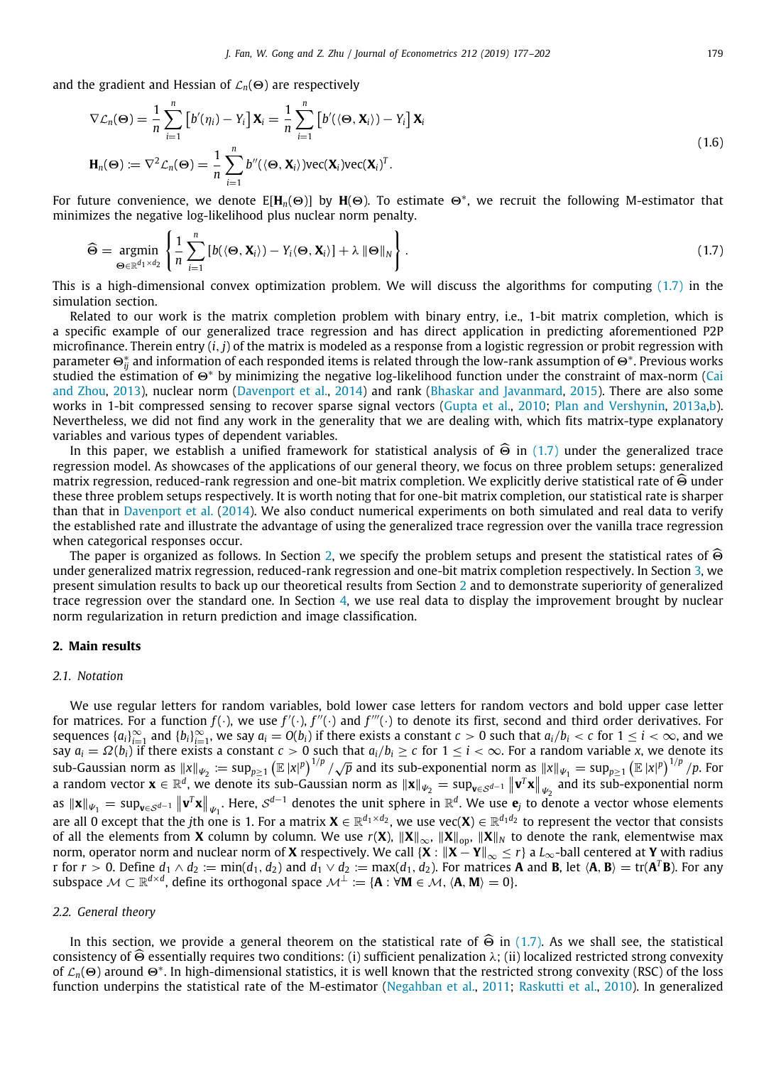and the gradient and Hessian of $\mathcal{L}_n(\Theta)$ are respectively

$$
\begin{aligned}
\nabla \mathcal{L}_n(\Theta) &= \frac{1}{n}\sum_{i=1}^{n}\left[b'(\eta_i) - Y_i\right]\mathbf{X}_i = \frac{1}{n}\sum_{i=1}^{n}\left[b'(\langle \Theta, \mathbf{X}_i\rangle) - Y_i\right]\mathbf{X}_i \\
\mathbf{H}_n(\Theta) &:= \nabla^2 \mathcal{L}_n(\Theta) = \frac{1}{n}\sum_{i=1}^{n} b''(\langle \Theta, \mathbf{X}_i\rangle)\mathrm{vec}(\mathbf{X}_i)\mathrm{vec}(\mathbf{X}_i)^T.
\end{aligned}
\tag{1.6}
$$

For future convenience, we denote $\mathrm{E}[\mathbf{H}_n(\Theta)]$ by $\mathbf{H}(\Theta)$. To estimate $\Theta^*$, we recruit the following M-estimator that minimizes the negative log-likelihood plus nuclear norm penalty.

$$
\widehat{\Theta} = \underset{\Theta \in \mathbb{R}^{d_1 \times d_2}}{\operatorname{argmin}} \left\{ \frac{1}{n}\sum_{i=1}^{n}\left[b(\langle \Theta, \mathbf{X}_i\rangle) - Y_i \langle \Theta, \mathbf{X}_i\rangle\right] + \lambda \left\|\Theta\right\|_N \right\}. \tag{1.7}
$$

This is a high-dimensional convex optimization problem. We will discuss the algorithms for computing (1.7) in the simulation section.

Related to our work is the matrix completion problem with binary entry, i.e., 1-bit matrix completion, which is a specific example of our generalized trace regression and has direct application in predicting aforementioned P2P microfinance. Therein entry $(i, j)$ of the matrix is modeled as a response from a logistic regression or probit regression with parameter $\Theta^*_{ij}$ and information of each responded items is related through the low-rank assumption of $\Theta^*$. Previous works studied the estimation of $\Theta^*$ by minimizing the negative log-likelihood function under the constraint of max-norm (Cai and Zhou, 2013), nuclear norm (Davenport et al., 2014) and rank (Bhaskar and Javanmard, 2015). There are also some works in 1-bit compressed sensing to recover sparse signal vectors (Gupta et al., 2010; Plan and Vershynin, 2013a,b). Nevertheless, we did not find any work in the generality that we are dealing with, which fits matrix-type explanatory variables and various types of dependent variables.

In this paper, we establish a unified framework for statistical analysis of $\widehat{\Theta}$ in (1.7) under the generalized trace regression model. As showcases of the applications of our general theory, we focus on three problem setups: generalized matrix regression, reduced-rank regression and one-bit matrix completion. We explicitly derive statistical rate of $\widehat{\Theta}$ under these three problem setups respectively. It is worth noting that for one-bit matrix completion, our statistical rate is sharper than that in Davenport et al. (2014). We also conduct numerical experiments on both simulated and real data to verify the established rate and illustrate the advantage of using the generalized trace regression over the vanilla trace regression when categorical responses occur.

The paper is organized as follows. In Section 2, we specify the problem setups and present the statistical rates of $\widehat{\Theta}$ under generalized matrix regression, reduced-rank regression and one-bit matrix completion respectively. In Section 3, we present simulation results to back up our theoretical results from Section 2 and to demonstrate superiority of generalized trace regression over the standard one. In Section 4, we use real data to display the improvement brought by nuclear norm regularization in return prediction and image classification.

## 2. Main results

### 2.1. Notation

We use regular letters for random variables, bold lower case letters for random vectors and bold upper case letter for matrices. For a function $f(\cdot)$, we use $f'(\cdot)$, $f''(\cdot)$ and $f'''(\cdot)$ to denote its first, second and third order derivatives. For sequences $\{a_i\}_{i=1}^{\infty}$ and $\{b_i\}_{i=1}^{\infty}$, we say $a_i = O(b_i)$ if there exists a constant $c > 0$ such that $a_i/b_i < c$ for $1 \le i < \infty$, and we say $a_i = \Omega(b_i)$ if there exists a constant $c > 0$ such that $a_i/b_i \ge c$ for $1 \le i < \infty$. For a random variable $x$, we denote its sub-Gaussian norm as $\|x\|_{\psi_2} := \sup_{p \ge 1}\left(\mathbb{E}\,|x|^p\right)^{1/p}/\sqrt{p}$ and its sub-exponential norm as $\|x\|_{\psi_1} = \sup_{p\ge 1}\left(\mathbb{E}\,|x|^p\right)^{1/p}/p$. For a random vector $\mathbf{x} \in \mathbb{R}^d$, we denote its sub-Gaussian norm as $\|\mathbf{x}\|_{\psi_2} = \sup_{\mathbf{v}\in\mathcal{S}^{d-1}}\left\|\mathbf{v}^T\mathbf{x}\right\|_{\psi_2}$ and its sub-exponential norm as $\|\mathbf{x}\|_{\psi_1} = \sup_{\mathbf{v}\in\mathcal{S}^{d-1}}\left\|\mathbf{v}^T\mathbf{x}\right\|_{\psi_1}$. Here, $\mathcal{S}^{d-1}$ denotes the unit sphere in $\mathbb{R}^d$. We use $\mathbf{e}_j$ to denote a vector whose elements are all 0 except that the $j$th one is 1. For a matrix $\mathbf{X} \in \mathbb{R}^{d_1\times d_2}$, we use $\mathrm{vec}(\mathbf{X}) \in \mathbb{R}^{d_1 d_2}$ to represent the vector that consists of all the elements from $\mathbf{X}$ column by column. We use $r(\mathbf{X})$, $\|\mathbf{X}\|_{\infty}$, $\|\mathbf{X}\|_{\mathrm{op}}$, $\|\mathbf{X}\|_N$ to denote the rank, elementwise max norm, operator norm and nuclear norm of $\mathbf{X}$ respectively. We call $\{\mathbf{X} : \|\mathbf{X} - \mathbf{Y}\|_{\infty} \le r\}$ a $L_{\infty}$-ball centered at $\mathbf{Y}$ with radius r for $r > 0$. Define $d_1 \wedge d_2 := \min(d_1, d_2)$ and $d_1 \vee d_2 := \max(d_1, d_2)$. For matrices $\mathbf{A}$ and $\mathbf{B}$, let $\langle \mathbf{A}, \mathbf{B}\rangle = \mathrm{tr}(\mathbf{A}^T\mathbf{B})$. For any subspace $\mathcal{M} \subset \mathbb{R}^{d\times d}$, define its orthogonal space $\mathcal{M}^{\perp} := \{\mathbf{A} : \forall \mathbf{M} \in \mathcal{M}, \langle \mathbf{A}, \mathbf{M}\rangle = 0\}$.

### 2.2. General theory

In this section, we provide a general theorem on the statistical rate of $\widehat{\Theta}$ in (1.7). As we shall see, the statistical consistency of $\widehat{\Theta}$ essentially requires two conditions: (i) sufficient penalization $\lambda$; (ii) localized restricted strong convexity of $\mathcal{L}_n(\Theta)$ around $\Theta^*$. In high-dimensional statistics, it is well known that the restricted strong convexity (RSC) of the loss function underpins the statistical rate of the M-estimator (Negahban et al., 2011; Raskutti et al., 2010). In generalized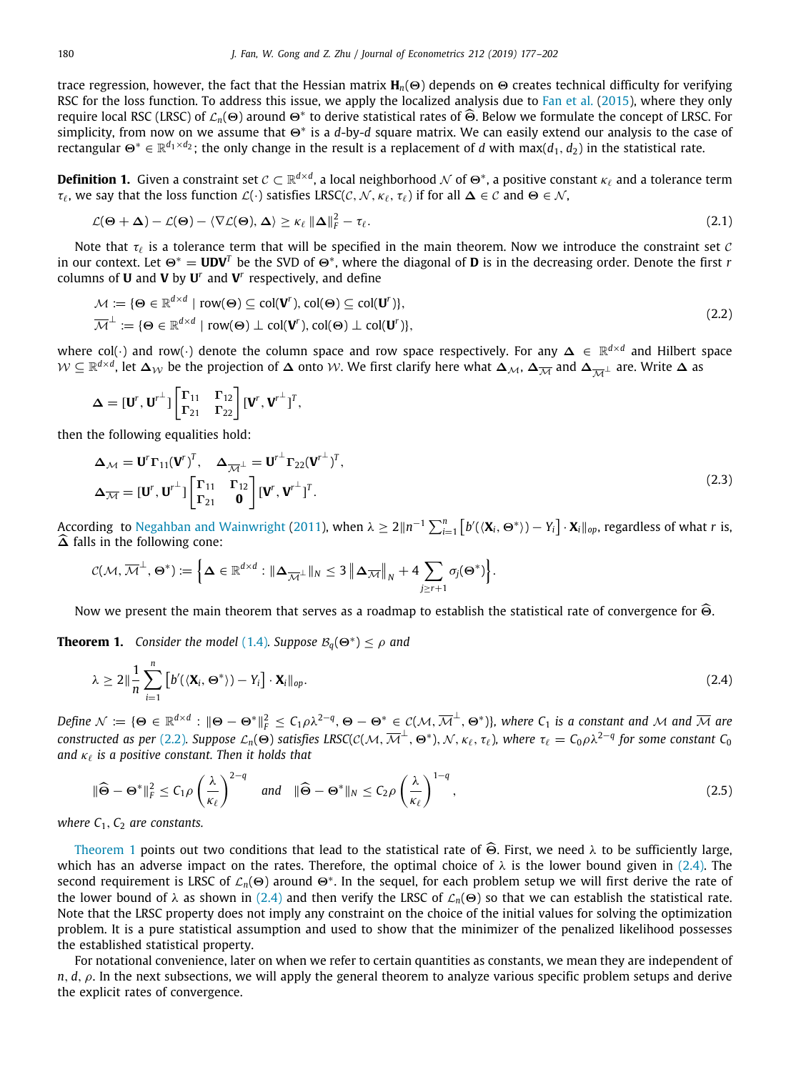trace regression, however, the fact that the Hessian matrix $\mathbf{H}_n(\boldsymbol{\Theta})$ depends on $\boldsymbol{\Theta}$ creates technical difficulty for verifying RSC for the loss function. To address this issue, we apply the localized analysis due to Fan et al. (2015), where they only require local RSC (LRSC) of $\mathcal{L}_n(\boldsymbol{\Theta})$ around $\boldsymbol{\Theta}^*$ to derive statistical rates of $\widehat{\boldsymbol{\Theta}}$. Below we formulate the concept of LRSC. For simplicity, from now on we assume that $\boldsymbol{\Theta}^*$ is a $d$-by-$d$ square matrix. We can easily extend our analysis to the case of rectangular $\boldsymbol{\Theta}^* \in \mathbb{R}^{d_1 \times d_2}$; the only change in the result is a replacement of $d$ with $\max(d_1, d_2)$ in the statistical rate.

**Definition 1.** Given a constraint set $\mathcal{C} \subset \mathbb{R}^{d\times d}$, a local neighborhood $\mathcal{N}$ of $\boldsymbol{\Theta}^*$, a positive constant $\kappa_\ell$ and a tolerance term $\tau_\ell$, we say that the loss function $\mathcal{L}(\cdot)$ satisfies LRSC$(\mathcal{C}, \mathcal{N}, \kappa_\ell, \tau_\ell)$ if for all $\boldsymbol{\Delta} \in \mathcal{C}$ and $\boldsymbol{\Theta} \in \mathcal{N}$,

$$\mathcal{L}(\boldsymbol{\Theta}+\boldsymbol{\Delta}) - \mathcal{L}(\boldsymbol{\Theta}) - \langle \nabla \mathcal{L}(\boldsymbol{\Theta}), \boldsymbol{\Delta}\rangle \geq \kappa_\ell \|\boldsymbol{\Delta}\|_F^2 - \tau_\ell. \tag{2.1}$$

Note that $\tau_\ell$ is a tolerance term that will be specified in the main theorem. Now we introduce the constraint set $\mathcal{C}$ in our context. Let $\boldsymbol{\Theta}^* = \mathbf{U}\mathbf{D}\mathbf{V}^T$ be the SVD of $\boldsymbol{\Theta}^*$, where the diagonal of $\mathbf{D}$ is in the decreasing order. Denote the first $r$ columns of $\mathbf{U}$ and $\mathbf{V}$ by $\mathbf{U}^r$ and $\mathbf{V}^r$ respectively, and define

$$\begin{aligned}
\mathcal{M} &:= \{\boldsymbol{\Theta} \in \mathbb{R}^{d\times d} \mid \mathrm{row}(\boldsymbol{\Theta}) \subseteq \mathrm{col}(\mathbf{V}^r), \mathrm{col}(\boldsymbol{\Theta}) \subseteq \mathrm{col}(\mathbf{U}^r)\},\\
\overline{\mathcal{M}}^\perp &:= \{\boldsymbol{\Theta} \in \mathbb{R}^{d\times d} \mid \mathrm{row}(\boldsymbol{\Theta}) \perp \mathrm{col}(\mathbf{V}^r), \mathrm{col}(\boldsymbol{\Theta}) \perp \mathrm{col}(\mathbf{U}^r)\},
\end{aligned} \tag{2.2}$$

where $\mathrm{col}(\cdot)$ and $\mathrm{row}(\cdot)$ denote the column space and row space respectively. For any $\boldsymbol{\Delta} \in \mathbb{R}^{d\times d}$ and Hilbert space $\mathcal{W} \subseteq \mathbb{R}^{d\times d}$, let $\boldsymbol{\Delta}_{\mathcal{W}}$ be the projection of $\boldsymbol{\Delta}$ onto $\mathcal{W}$. We first clarify here what $\boldsymbol{\Delta}_{\mathcal{M}}$, $\boldsymbol{\Delta}_{\overline{\mathcal{M}}}$ and $\boldsymbol{\Delta}_{\overline{\mathcal{M}}^\perp}$ are. Write $\boldsymbol{\Delta}$ as

$$\boldsymbol{\Delta} = [\mathbf{U}^r, \mathbf{U}^{r^\perp}] \begin{bmatrix} \boldsymbol{\Gamma}_{11} & \boldsymbol{\Gamma}_{12} \\ \boldsymbol{\Gamma}_{21} & \boldsymbol{\Gamma}_{22} \end{bmatrix} [\mathbf{V}^r, \mathbf{V}^{r^\perp}]^T,$$

then the following equalities hold:

$$\begin{aligned}
&\boldsymbol{\Delta}_{\mathcal{M}} = \mathbf{U}^r \boldsymbol{\Gamma}_{11} (\mathbf{V}^r)^T, \quad \boldsymbol{\Delta}_{\overline{\mathcal{M}}^\perp} = \mathbf{U}^{r^\perp} \boldsymbol{\Gamma}_{22} (\mathbf{V}^{r^\perp})^T,\\
&\boldsymbol{\Delta}_{\overline{\mathcal{M}}} = [\mathbf{U}^r, \mathbf{U}^{r^\perp}] \begin{bmatrix} \boldsymbol{\Gamma}_{11} & \boldsymbol{\Gamma}_{12} \\ \boldsymbol{\Gamma}_{21} & \mathbf{0} \end{bmatrix} [\mathbf{V}^r, \mathbf{V}^{r^\perp}]^T.
\end{aligned} \tag{2.3}$$

According to Negahban and Wainwright (2011), when $\lambda \geq 2\|n^{-1}\sum_{i=1}^n \left[b'(\langle \mathbf{X}_i, \boldsymbol{\Theta}^*\rangle) - Y_i\right] \cdot \mathbf{X}_i\|_{op}$, regardless of what $r$ is, $\widehat{\boldsymbol{\Delta}}$ falls in the following cone:

$$\mathcal{C}(\mathcal{M}, \overline{\mathcal{M}}^\perp, \boldsymbol{\Theta}^*) := \left\{\boldsymbol{\Delta} \in \mathbb{R}^{d\times d} : \|\boldsymbol{\Delta}_{\overline{\mathcal{M}}^\perp}\|_N \leq 3\left\|\boldsymbol{\Delta}_{\overline{\mathcal{M}}}\right\|_N + 4\sum_{j\geq r+1} \sigma_j(\boldsymbol{\Theta}^*)\right\}.$$

Now we present the main theorem that serves as a roadmap to establish the statistical rate of convergence for $\widehat{\boldsymbol{\Theta}}$.

**Theorem 1.** *Consider the model (1.4). Suppose $\mathcal{B}_q(\boldsymbol{\Theta}^*) \leq \rho$ and*

$$\lambda \geq 2\|\frac{1}{n}\sum_{i=1}^n \left[b'(\langle \mathbf{X}_i, \boldsymbol{\Theta}^*\rangle) - Y_i\right] \cdot \mathbf{X}_i\|_{op}. \tag{2.4}$$

*Define $\mathcal{N} := \{\boldsymbol{\Theta} \in \mathbb{R}^{d\times d} : \|\boldsymbol{\Theta} - \boldsymbol{\Theta}^*\|_F^2 \leq C_1 \rho \lambda^{2-q}, \boldsymbol{\Theta} - \boldsymbol{\Theta}^* \in \mathcal{C}(\mathcal{M}, \overline{\mathcal{M}}^\perp, \boldsymbol{\Theta}^*)\}$, where $C_1$ is a constant and $\mathcal{M}$ and $\overline{\mathcal{M}}$ are constructed as per (2.2). Suppose $\mathcal{L}_n(\boldsymbol{\Theta})$ satisfies LRSC$(\mathcal{C}(\mathcal{M}, \overline{\mathcal{M}}^\perp, \boldsymbol{\Theta}^*), \mathcal{N}, \kappa_\ell, \tau_\ell)$, where $\tau_\ell = C_0 \rho \lambda^{2-q}$ for some constant $C_0$ and $\kappa_\ell$ is a positive constant. Then it holds that*

$$\|\widehat{\boldsymbol{\Theta}} - \boldsymbol{\Theta}^*\|_F^2 \leq C_1 \rho \left(\frac{\lambda}{\kappa_\ell}\right)^{2-q} \quad \text{and} \quad \|\widehat{\boldsymbol{\Theta}} - \boldsymbol{\Theta}^*\|_N \leq C_2 \rho \left(\frac{\lambda}{\kappa_\ell}\right)^{1-q}, \tag{2.5}$$

*where $C_1, C_2$ are constants.*

Theorem 1 points out two conditions that lead to the statistical rate of $\widehat{\boldsymbol{\Theta}}$. First, we need $\lambda$ to be sufficiently large, which has an adverse impact on the rates. Therefore, the optimal choice of $\lambda$ is the lower bound given in (2.4). The second requirement is LRSC of $\mathcal{L}_n(\boldsymbol{\Theta})$ around $\boldsymbol{\Theta}^*$. In the sequel, for each problem setup we will first derive the rate of the lower bound of $\lambda$ as shown in (2.4) and then verify the LRSC of $\mathcal{L}_n(\boldsymbol{\Theta})$ so that we can establish the statistical rate. Note that the LRSC property does not imply any constraint on the choice of the initial values for solving the optimization problem. It is a pure statistical assumption and used to show that the minimizer of the penalized likelihood possesses the established statistical property.

For notational convenience, later on when we refer to certain quantities as constants, we mean they are independent of $n, d, \rho$. In the next subsections, we will apply the general theorem to analyze various specific problem setups and derive the explicit rates of convergence.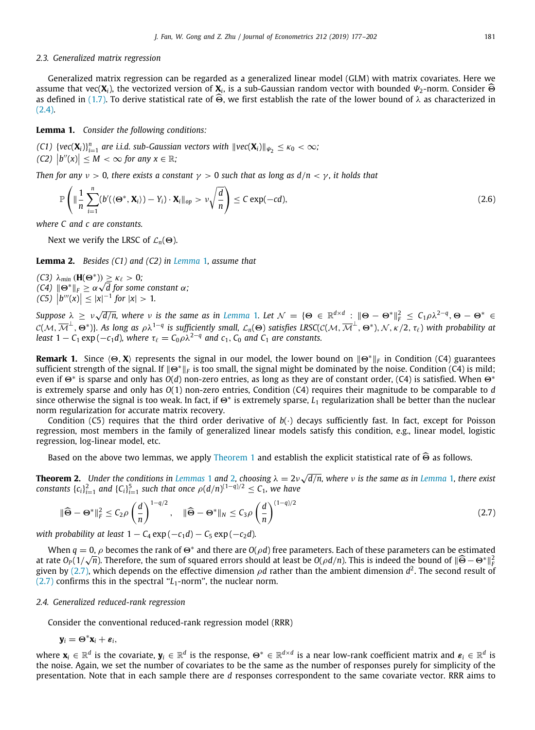### 2.3. Generalized matrix regression

Generalized matrix regression can be regarded as a generalized linear model (GLM) with matrix covariates. Here we assume that $\text{vec}(\mathbf{X}_i)$, the vectorized version of $\mathbf{X}_i$, is a sub-Gaussian random vector with bounded $\Psi_2$-norm. Consider $\widehat{\Theta}$ as defined in (1.7). To derive statistical rate of $\widehat{\Theta}$, we first establish the rate of the lower bound of $\lambda$ as characterized in (2.4).

**Lemma 1.** *Consider the following conditions:*

*(C1) $\{vec(\mathbf{X}_i)\}_{i=1}^n$ are i.i.d. sub-Gaussian vectors with $\|vec(\mathbf{X}_i)\|_{\Psi_2} \le \kappa_0 < \infty$;*
*(C2) $|b''(x)| \le M < \infty$ for any $x \in \mathbb{R}$;*

*Then for any $\nu > 0$, there exists a constant $\gamma > 0$ such that as long as $d/n < \gamma$, it holds that*

$$\mathbb{P}\left( \|\frac{1}{n}\sum_{i=1}^{n}(b'(\langle \Theta^*, \mathbf{X}_i\rangle) - Y_i) \cdot \mathbf{X}_i\|_{op} > \nu\sqrt{\frac{d}{n}} \right) \le C\exp(-cd), \tag{2.6}$$

*where $C$ and $c$ are constants.*

Next we verify the LRSC of $\mathcal{L}_n(\Theta)$.

**Lemma 2.** *Besides (C1) and (C2) in Lemma 1, assume that*

*(C3) $\lambda_{min}(\mathbf{H}(\Theta^*)) \ge \kappa_\ell > 0$;*
*(C4) $\|\Theta^*\|_F \ge \alpha\sqrt{d}$ for some constant $\alpha$;*
*(C5) $|b'''(x)| \le |x|^{-1}$ for $|x| > 1$.*

*Suppose $\lambda \ge \nu\sqrt{d/n}$, where $\nu$ is the same as in Lemma 1. Let $\mathcal{N} = \{\Theta \in \mathbb{R}^{d\times d} : \|\Theta - \Theta^*\|_F^2 \le C_1\rho\lambda^{2-q}, \Theta - \Theta^* \in \mathcal{C}(\mathcal{M}, \overline{\mathcal{M}}^\perp, \Theta^*)\}$. As long as $\rho\lambda^{1-q}$ is sufficiently small, $\mathcal{L}_n(\Theta)$ satisfies LRSC$(\mathcal{C}(\mathcal{M}, \overline{\mathcal{M}}^\perp, \Theta^*), \mathcal{N}, \kappa/2, \tau_\ell)$ with probability at least $1 - C_1\exp(-c_1 d)$, where $\tau_\ell = C_0\rho\lambda^{2-q}$ and $c_1, C_0$ and $C_1$ are constants.*

**Remark 1.** Since $\langle \Theta, \mathbf{X}\rangle$ represents the signal in our model, the lower bound on $\|\Theta^*\|_F$ in Condition (C4) guarantees sufficient strength of the signal. If $\|\Theta^*\|_F$ is too small, the signal might be dominated by the noise. Condition (C4) is mild; even if $\Theta^*$ is sparse and only has $O(d)$ non-zero entries, as long as they are of constant order, (C4) is satisfied. When $\Theta^*$ is extremely sparse and only has $O(1)$ non-zero entries, Condition (C4) requires their magnitude to be comparable to $d$ since otherwise the signal is too weak. In fact, if $\Theta^*$ is extremely sparse, $L_1$ regularization shall be better than the nuclear norm regularization for accurate matrix recovery.

Condition (C5) requires that the third order derivative of $b(\cdot)$ decays sufficiently fast. In fact, except for Poisson regression, most members in the family of generalized linear models satisfy this condition, e.g., linear model, logistic regression, log-linear model, etc.

Based on the above two lemmas, we apply Theorem 1 and establish the explicit statistical rate of $\widehat{\Theta}$ as follows.

**Theorem 2.** *Under the conditions in Lemmas 1 and 2, choosing $\lambda = 2\nu\sqrt{d/n}$, where $\nu$ is the same as in Lemma 1, there exist constants $\{c_i\}_{i=1}^2$ and $\{C_i\}_{i=1}^5$ such that once $\rho(d/n)^{(1-q)/2} \le C_1$, we have*

$$\|\widehat{\Theta} - \Theta^*\|_F^2 \le C_2\rho\left(\frac{d}{n}\right)^{1-q/2}, \quad \|\widehat{\Theta} - \Theta^*\|_N \le C_3\rho\left(\frac{d}{n}\right)^{(1-q)/2} \tag{2.7}$$

*with probability at least $1 - C_4\exp(-c_1 d) - C_5\exp(-c_2 d)$.*

When $q = 0$, $\rho$ becomes the rank of $\Theta^*$ and there are $O(\rho d)$ free parameters. Each of these parameters can be estimated at rate $O_P(1/\sqrt{n})$. Therefore, the sum of squared errors should at least be $O(\rho d/n)$. This is indeed the bound of $\|\widehat{\Theta} - \Theta^*\|_F^2$ given by (2.7), which depends on the effective dimension $\rho d$ rather than the ambient dimension $d^2$. The second result of (2.7) confirms this in the spectral "$L_1$-norm", the nuclear norm.

### 2.4. Generalized reduced-rank regression

Consider the conventional reduced-rank regression model (RRR)

$$\mathbf{y}_i = \Theta^*\mathbf{x}_i + \boldsymbol{\varepsilon}_i,$$

where $\mathbf{x}_i \in \mathbb{R}^d$ is the covariate, $\mathbf{y}_i \in \mathbb{R}^d$ is the response, $\Theta^* \in \mathbb{R}^{d\times d}$ is a near low-rank coefficient matrix and $\boldsymbol{\varepsilon}_i \in \mathbb{R}^d$ is the noise. Again, we set the number of covariates to be the same as the number of responses purely for simplicity of the presentation. Note that in each sample there are $d$ responses correspondent to the same covariate vector. RRR aims to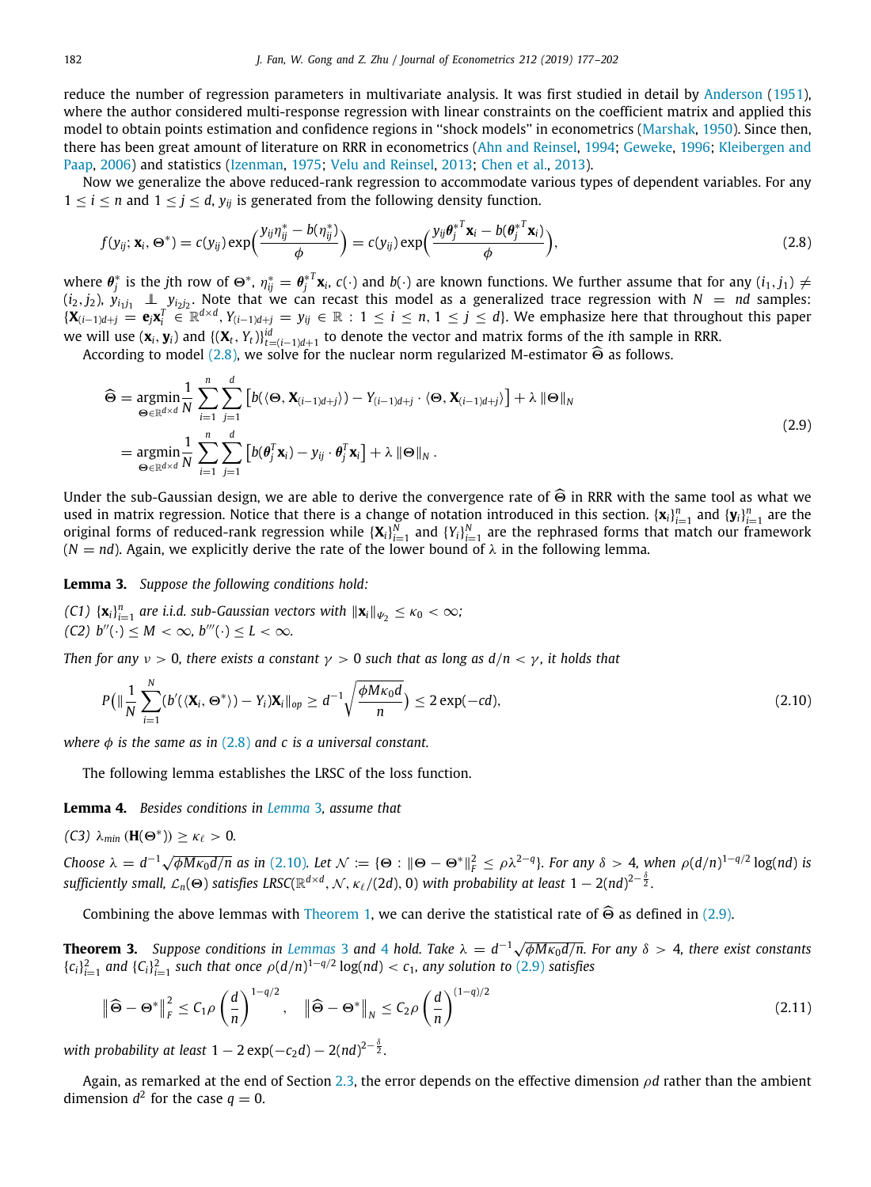reduce the number of regression parameters in multivariate analysis. It was first studied in detail by Anderson (1951), where the author considered multi-response regression with linear constraints on the coefficient matrix and applied this model to obtain points estimation and confidence regions in "shock models" in econometrics (Marshak, 1950). Since then, there has been great amount of literature on RRR in econometrics (Ahn and Reinsel, 1994; Geweke, 1996; Kleibergen and Paap, 2006) and statistics (Izenman, 1975; Velu and Reinsel, 2013; Chen et al., 2013).

Now we generalize the above reduced-rank regression to accommodate various types of dependent variables. For any $1 \le i \le n$ and $1 \le j \le d$, $y_{ij}$ is generated from the following density function.

$$
f(y_{ij}; \mathbf{x}_i, \Theta^*) = c(y_{ij}) \exp\Big(\frac{y_{ij}\eta_{ij}^* - b(\eta_{ij}^*)}{\phi}\Big) = c(y_{ij}) \exp\Big(\frac{y_{ij}\boldsymbol{\theta}_j^{*T}\mathbf{x}_i - b(\boldsymbol{\theta}_j^{*T}\mathbf{x}_i)}{\phi}\Big), \tag{2.8}
$$

where $\boldsymbol{\theta}_j^*$ is the $j$th row of $\Theta^*$, $\eta_{ij}^* = \boldsymbol{\theta}_j^{*T}\mathbf{x}_i$, $c(\cdot)$ and $b(\cdot)$ are known functions. We further assume that for any $(i_1, j_1) \neq (i_2, j_2)$, $y_{i_1j_1} \perp\!\!\!\perp y_{i_2j_2}$. Note that we can recast this model as a generalized trace regression with $N = nd$ samples: $\{\mathbf{X}_{(i-1)d+j} = \mathbf{e}_j\mathbf{x}_i^T \in \mathbb{R}^{d\times d}, Y_{(i-1)d+j} = y_{ij} \in \mathbb{R} : 1 \le i \le n, 1 \le j \le d\}$. We emphasize here that throughout this paper we will use $(\mathbf{x}_i, \mathbf{y}_i)$ and $\{(\mathbf{X}_t, Y_t)\}_{t=(i-1)d+1}^{id}$ to denote the vector and matrix forms of the $i$th sample in RRR.

According to model (2.8), we solve for the nuclear norm regularized M-estimator $\widehat{\Theta}$ as follows.

$$
\begin{aligned}
\widehat{\Theta} &= \underset{\Theta\in\mathbb{R}^{d\times d}}{\operatorname{argmin}} \frac{1}{N}\sum_{i=1}^{n}\sum_{j=1}^{d}\Big[b(\langle\Theta, \mathbf{X}_{(i-1)d+j}\rangle) - Y_{(i-1)d+j}\cdot\langle\Theta, \mathbf{X}_{(i-1)d+j}\rangle\Big] + \lambda\,\|\Theta\|_N \\
&= \underset{\Theta\in\mathbb{R}^{d\times d}}{\operatorname{argmin}} \frac{1}{N}\sum_{i=1}^{n}\sum_{j=1}^{d}\Big[b(\boldsymbol{\theta}_j^T\mathbf{x}_i) - y_{ij}\cdot\boldsymbol{\theta}_j^T\mathbf{x}_i\Big] + \lambda\,\|\Theta\|_N\,.
\end{aligned} \tag{2.9}
$$

Under the sub-Gaussian design, we are able to derive the convergence rate of $\widehat{\Theta}$ in RRR with the same tool as what we used in matrix regression. Notice that there is a change of notation introduced in this section. $\{\mathbf{x}_i\}_{i=1}^n$ and $\{\mathbf{y}_i\}_{i=1}^n$ are the original forms of reduced-rank regression while $\{\mathbf{X}_i\}_{i=1}^N$ and $\{Y_i\}_{i=1}^N$ are the rephrased forms that match our framework ($N = nd$). Again, we explicitly derive the rate of the lower bound of $\lambda$ in the following lemma.

**Lemma 3.** *Suppose the following conditions hold:*

*(C1)* $\{\mathbf{x}_i\}_{i=1}^n$ *are i.i.d. sub-Gaussian vectors with* $\|\mathbf{x}_i\|_{\psi_2} \le \kappa_0 \le \infty$;
*(C2)* $b''(\cdot) \le M < \infty$, $b'''(\cdot) \le L < \infty$.

*Then for any* $\nu > 0$, *there exists a constant* $\gamma > 0$ *such that as long as* $d/n < \gamma$, *it holds that*

$$
P\Big(\|\frac{1}{N}\sum_{i=1}^{N}(b'(\langle\mathbf{X}_i, \Theta^*\rangle) - Y_i)\mathbf{X}_i\|_{op} \ge d^{-1}\sqrt{\frac{\phi M\kappa_0 d}{n}}\Big) \le 2\exp(-cd), \tag{2.10}
$$

*where* $\phi$ *is the same as in (2.8) and* $c$ *is a universal constant.*

The following lemma establishes the LRSC of the loss function.

**Lemma 4.** *Besides conditions in Lemma 3, assume that*

*(C3)* $\lambda_{min}(\mathbf{H}(\Theta^*)) \ge \kappa_\ell > 0$.

*Choose* $\lambda = d^{-1}\sqrt{\phi M\kappa_0 d/n}$ *as in (2.10). Let* $\mathcal{N} := \{\Theta : \|\Theta - \Theta^*\|_F^2 \le \rho\lambda^{2-q}\}$. *For any* $\delta > 4$, *when* $\rho(d/n)^{1-q/2}\log(nd)$ *is sufficiently small,* $\mathcal{L}_n(\Theta)$ *satisfies LRSC*$(\mathbb{R}^{d\times d}, \mathcal{N}, \kappa_\ell/(2d), 0)$ *with probability at least* $1 - 2(nd)^{2-\frac{\delta}{2}}$.

Combining the above lemmas with Theorem 1, we can derive the statistical rate of $\widehat{\Theta}$ as defined in (2.9).

**Theorem 3.** *Suppose conditions in Lemmas 3 and 4 hold. Take* $\lambda = d^{-1}\sqrt{\phi M\kappa_0 d/n}$. *For any* $\delta > 4$, *there exist constants* $\{c_i\}_{i=1}^2$ *and* $\{C_i\}_{i=1}^2$ *such that once* $\rho(d/n)^{1-q/2}\log(nd) < c_1$, *any solution to (2.9) satisfies*

$$
\big\|\widehat{\Theta} - \Theta^*\big\|_F^2 \le C_1\rho\left(\frac{d}{n}\right)^{1-q/2}, \qquad \big\|\widehat{\Theta} - \Theta^*\big\|_N \le C_2\rho\left(\frac{d}{n}\right)^{(1-q)/2} \tag{2.11}
$$

*with probability at least* $1 - 2\exp(-c_2 d) - 2(nd)^{2-\frac{\delta}{2}}$.

Again, as remarked at the end of Section 2.3, the error depends on the effective dimension $\rho d$ rather than the ambient dimension $d^2$ for the case $q = 0$.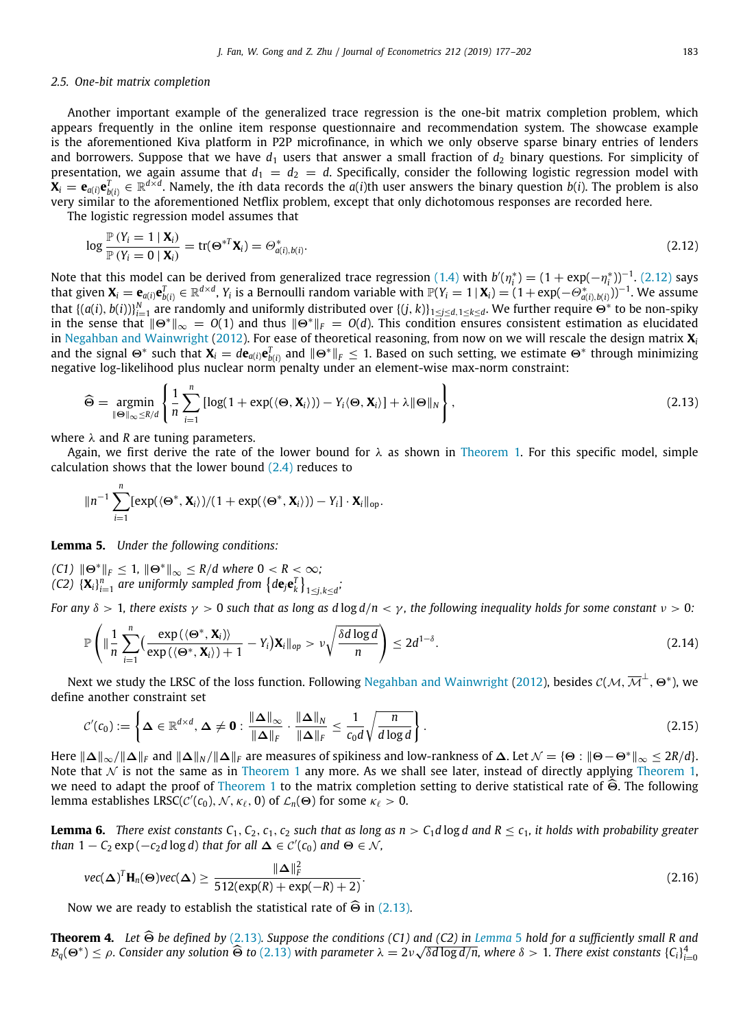### 2.5. One-bit matrix completion

Another important example of the generalized trace regression is the one-bit matrix completion problem, which appears frequently in the online item response questionnaire and recommendation system. The showcase example is the aforementioned Kiva platform in P2P microfinance, in which we only observe sparse binary entries of lenders and borrowers. Suppose that we have $d_1$ users that answer a small fraction of $d_2$ binary questions. For simplicity of presentation, we again assume that $d_1 = d_2 = d$. Specifically, consider the following logistic regression model with $\mathbf{X}_i = \mathbf{e}_{a(i)}\mathbf{e}_{b(i)}^T \in \mathbb{R}^{d\times d}$. Namely, the $i$th data records the $a(i)$th user answers the binary question $b(i)$. The problem is also very similar to the aforementioned Netflix problem, except that only dichotomous responses are recorded here.

The logistic regression model assumes that

$$\log \frac{\mathbb{P}(Y_i = 1 \mid \mathbf{X}_i)}{\mathbb{P}(Y_i = 0 \mid \mathbf{X}_i)} = \mathrm{tr}(\boldsymbol{\Theta}^{*T}\mathbf{X}_i) = \Theta^*_{a(i),b(i)}. \tag{2.12}$$

Note that this model can be derived from generalized trace regression (1.4) with $b'(\eta_i^*) = (1+\exp(-\eta_i^*))^{-1}$. (2.12) says that given $\mathbf{X}_i = \mathbf{e}_{a(i)}\mathbf{e}_{b(i)}^T \in \mathbb{R}^{d\times d}$, $Y_i$ is a Bernoulli random variable with $\mathbb{P}(Y_i = 1 \mid \mathbf{X}_i) = (1+\exp(-\Theta^*_{a(i),b(i)}))^{-1}$. We assume that $\{(a(i), b(i))\}_{i=1}^N$ are randomly and uniformly distributed over $\{(j,k)\}_{1\le j\le d, 1\le k\le d}$. We further require $\boldsymbol{\Theta}^*$ to be non-spiky in the sense that $\|\boldsymbol{\Theta}^*\|_\infty = O(1)$ and thus $\|\boldsymbol{\Theta}^*\|_F = O(d)$. This condition ensures consistent estimation as elucidated in Negahban and Wainwright (2012). For ease of theoretical reasoning, from now on we will rescale the design matrix $\mathbf{X}_i$ and the signal $\boldsymbol{\Theta}^*$ such that $\mathbf{X}_i = d\mathbf{e}_{a(i)}\mathbf{e}_{b(i)}^T$ and $\|\boldsymbol{\Theta}^*\|_F \le 1$. Based on such setting, we estimate $\boldsymbol{\Theta}^*$ through minimizing negative log-likelihood plus nuclear norm penalty under an element-wise max-norm constraint:

$$\widehat{\boldsymbol{\Theta}} = \underset{\|\boldsymbol{\Theta}\|_\infty \le R/d}{\operatorname{argmin}} \left\{ \frac{1}{n}\sum_{i=1}^n [\log(1+\exp(\langle \boldsymbol{\Theta}, \mathbf{X}_i\rangle)) - Y_i\langle \boldsymbol{\Theta}, \mathbf{X}_i\rangle] + \lambda\|\boldsymbol{\Theta}\|_N \right\}, \tag{2.13}$$

where $\lambda$ and $R$ are tuning parameters.

Again, we first derive the rate of the lower bound for $\lambda$ as shown in Theorem 1. For this specific model, simple calculation shows that the lower bound (2.4) reduces to

$$\|n^{-1}\sum_{i=1}^n [\exp(\langle \boldsymbol{\Theta}^*, \mathbf{X}_i\rangle)/(1+\exp(\langle \boldsymbol{\Theta}^*, \mathbf{X}_i\rangle)) - Y_i]\cdot \mathbf{X}_i\|_{\mathrm{op}}.$$

**Lemma 5.** *Under the following conditions:*

*(C1)* $\|\boldsymbol{\Theta}^*\|_F \le 1$, $\|\boldsymbol{\Theta}^*\|_\infty \le R/d$ *where* $0 < R < \infty$*;*
*(C2)* $\{\mathbf{X}_i\}_{i=1}^n$ *are uniformly sampled from* $\{d\mathbf{e}_j\mathbf{e}_k^T\}_{1\le j,k\le d}$*;*

*For any* $\delta > 1$*, there exists* $\gamma > 0$ *such that as long as* $d\log d/n < \gamma$*, the following inequality holds for some constant* $\nu > 0$*:*

$$\mathbb{P}\left( \|\frac{1}{n}\sum_{i=1}^n \Big(\frac{\exp(\langle \boldsymbol{\Theta}^*, \mathbf{X}_i\rangle)}{\exp(\langle \boldsymbol{\Theta}^*, \mathbf{X}_i\rangle)+1} - Y_i\Big)\mathbf{X}_i\|_{op} > \nu\sqrt{\frac{\delta d\log d}{n}} \right) \le 2d^{1-\delta}. \tag{2.14}$$

Next we study the LRSC of the loss function. Following Negahban and Wainwright (2012), besides $\mathcal{C}(\mathcal{M}, \overline{\mathcal{M}}^\perp, \boldsymbol{\Theta}^*)$, we define another constraint set

$$\mathcal{C}'(c_0) := \left\{ \boldsymbol{\Delta} \in \mathbb{R}^{d\times d}, \boldsymbol{\Delta} \ne \mathbf{0} : \frac{\|\boldsymbol{\Delta}\|_\infty}{\|\boldsymbol{\Delta}\|_F}\cdot\frac{\|\boldsymbol{\Delta}\|_N}{\|\boldsymbol{\Delta}\|_F} \le \frac{1}{c_0 d}\sqrt{\frac{n}{d\log d}} \right\}. \tag{2.15}$$

Here $\|\boldsymbol{\Delta}\|_\infty/\|\boldsymbol{\Delta}\|_F$ and $\|\boldsymbol{\Delta}\|_N/\|\boldsymbol{\Delta}\|_F$ are measures of spikiness and low-rankness of $\boldsymbol{\Delta}$. Let $\mathcal{N} = \{\boldsymbol{\Theta} : \|\boldsymbol{\Theta} - \boldsymbol{\Theta}^*\|_\infty \le 2R/d\}$. Note that $\mathcal{N}$ is not the same as in Theorem 1 any more. As we shall see later, instead of directly applying Theorem 1, we need to adapt the proof of Theorem 1 to the matrix completion setting to derive statistical rate of $\widehat{\boldsymbol{\Theta}}$. The following lemma establishes LRSC$(\mathcal{C}'(c_0), \mathcal{N}, \kappa_\ell, 0)$ of $\mathcal{L}_n(\boldsymbol{\Theta})$ for some $\kappa_\ell > 0$.

**Lemma 6.** *There exist constants* $C_1, C_2, c_1, c_2$ *such that as long as* $n > C_1 d\log d$ *and* $R \le c_1$*, it holds with probability greater than* $1 - C_2\exp(-c_2 d\log d)$ *that for all* $\boldsymbol{\Delta} \in \mathcal{C}'(c_0)$ *and* $\boldsymbol{\Theta} \in \mathcal{N}$*,*

$$vec(\boldsymbol{\Delta})^T\mathbf{H}_n(\boldsymbol{\Theta})vec(\boldsymbol{\Delta}) \ge \frac{\|\boldsymbol{\Delta}\|_F^2}{512(\exp(R)+\exp(-R)+2)}. \tag{2.16}$$

Now we are ready to establish the statistical rate of $\widehat{\boldsymbol{\Theta}}$ in (2.13).

**Theorem 4.** *Let* $\widehat{\boldsymbol{\Theta}}$ *be defined by* (2.13)*. Suppose the conditions (C1) and (C2) in Lemma 5 hold for a sufficiently small* $R$ *and* $\mathcal{B}_q(\boldsymbol{\Theta}^*) \le \rho$*. Consider any solution* $\widehat{\boldsymbol{\Theta}}$ *to* (2.13) *with parameter* $\lambda = 2\nu\sqrt{\delta d\log d/n}$*, where* $\delta > 1$*. There exist constants* $\{C_i\}_{i=0}^4$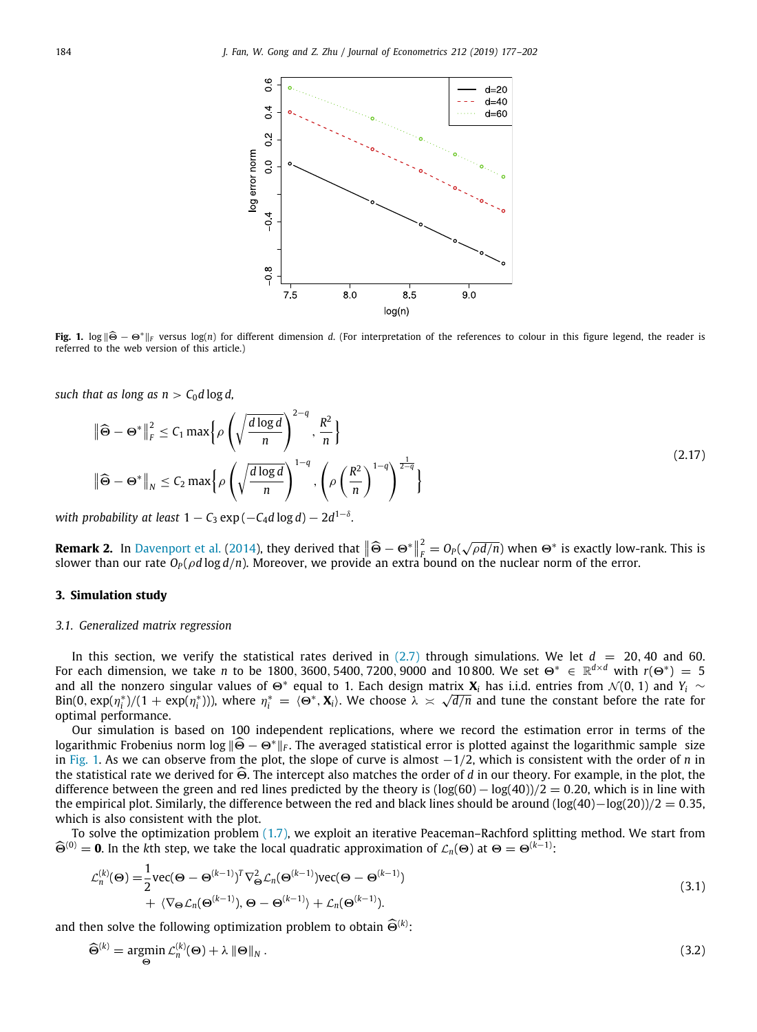**Fig. 1.** $\log \|\widehat{\Theta} - \Theta^*\|_F$ versus $\log(n)$ for different dimension $d$. (For interpretation of the references to colour in this figure legend, the reader is referred to the web version of this article.)

*such that as long as* $n > C_0 d \log d$,

$$
\begin{aligned}
\left\|\widehat{\Theta} - \Theta^*\right\|_F^2 &\le C_1 \max\left\{ \rho \left( \sqrt{\frac{d \log d}{n}} \right)^{2-q}, \frac{R^2}{n} \right\} \\
\left\|\widehat{\Theta} - \Theta^*\right\|_N &\le C_2 \max\left\{ \rho \left( \sqrt{\frac{d \log d}{n}} \right)^{1-q}, \left( \rho \left( \frac{R^2}{n} \right)^{1-q} \right)^{\frac{1}{2-q}} \right\}
\end{aligned}
\tag{2.17}
$$

*with probability at least* $1 - C_3 \exp(-C_4 d \log d) - 2d^{1-\delta}$.

**Remark 2.** In Davenport et al. (2014), they derived that $\left\|\widehat{\Theta} - \Theta^*\right\|_F^2 = O_P(\sqrt{\rho d/n})$ when $\Theta^*$ is exactly low-rank. This is slower than our rate $O_P(\rho d \log d/n)$. Moreover, we provide an extra bound on the nuclear norm of the error.

## 3. Simulation study

### *3.1. Generalized matrix regression*

In this section, we verify the statistical rates derived in (2.7) through simulations. We let $d = 20, 40$ and $60$. For each dimension, we take $n$ to be $1800, 3600, 5400, 7200, 9000$ and $10\,800$. We set $\Theta^* \in \mathbb{R}^{d \times d}$ with $r(\Theta^*) = 5$ and all the nonzero singular values of $\Theta^*$ equal to 1. Each design matrix $\mathbf{X}_i$ has i.i.d. entries from $\mathcal{N}(0, 1)$ and $Y_i \sim \mathrm{Bin}(0, \exp(\eta_i^*)/(1 + \exp(\eta_i^*)))$, where $\eta_i^* = \langle \Theta^*, \mathbf{X}_i \rangle$. We choose $\lambda \asymp \sqrt{d/n}$ and tune the constant before the rate for optimal performance.

Our simulation is based on 100 independent replications, where we record the estimation error in terms of the logarithmic Frobenius norm $\log \|\widehat{\Theta} - \Theta^*\|_F$. The averaged statistical error is plotted against the logarithmic sample size in Fig. 1. As we can observe from the plot, the slope of curve is almost $-1/2$, which is consistent with the order of $n$ in the statistical rate we derived for $\widehat{\Theta}$. The intercept also matches the order of $d$ in our theory. For example, in the plot, the difference between the green and red lines predicted by the theory is $(\log(60) - \log(40))/2 = 0.20$, which is in line with the empirical plot. Similarly, the difference between the red and black lines should be around $(\log(40) - \log(20))/2 = 0.35$, which is also consistent with the plot.

To solve the optimization problem (1.7), we exploit an iterative Peaceman–Rachford splitting method. We start from $\widehat{\Theta}^{(0)} = \mathbf{0}$. In the $k$th step, we take the local quadratic approximation of $\mathcal{L}_n(\Theta)$ at $\Theta = \Theta^{(k-1)}$:

$$
\begin{aligned}
\mathcal{L}_n^{(k)}(\Theta) =& \frac{1}{2} \mathrm{vec}(\Theta - \Theta^{(k-1)})^T \nabla_\Theta^2 \mathcal{L}_n(\Theta^{(k-1)}) \mathrm{vec}(\Theta - \Theta^{(k-1)}) \\
&+ \langle \nabla_\Theta \mathcal{L}_n(\Theta^{(k-1)}), \Theta - \Theta^{(k-1)} \rangle + \mathcal{L}_n(\Theta^{(k-1)}).
\end{aligned}
\tag{3.1}
$$

and then solve the following optimization problem to obtain $\widehat{\Theta}^{(k)}$:

$$
\widehat{\Theta}^{(k)} = \underset{\Theta}{\mathrm{argmin}}\, \mathcal{L}_n^{(k)}(\Theta) + \lambda \|\Theta\|_N . \tag{3.2}
$$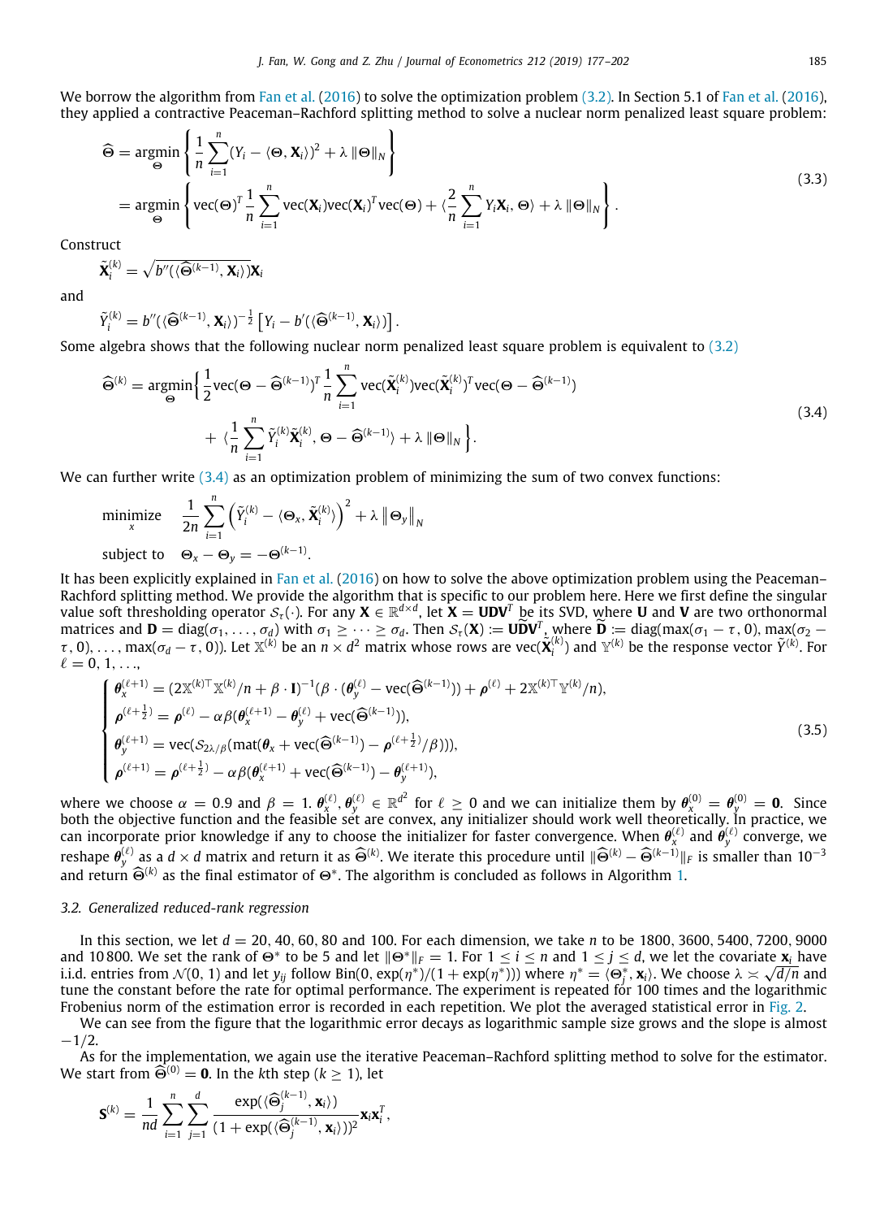We borrow the algorithm from Fan et al. (2016) to solve the optimization problem (3.2). In Section 5.1 of Fan et al. (2016), they applied a contractive Peaceman–Rachford splitting method to solve a nuclear norm penalized least square problem:

$$
\begin{aligned}
\widehat{\boldsymbol{\Theta}} &= \underset{\boldsymbol{\Theta}}{\operatorname{argmin}} \left\{ \frac{1}{n}\sum_{i=1}^{n}(Y_i - \langle \boldsymbol{\Theta}, \mathbf{X}_i\rangle)^2 + \lambda \,\|\boldsymbol{\Theta}\|_N \right\} \\
&= \underset{\boldsymbol{\Theta}}{\operatorname{argmin}} \left\{ \operatorname{vec}(\boldsymbol{\Theta})^T \frac{1}{n}\sum_{i=1}^{n}\operatorname{vec}(\mathbf{X}_i)\operatorname{vec}(\mathbf{X}_i)^T \operatorname{vec}(\boldsymbol{\Theta}) + \langle \frac{2}{n}\sum_{i=1}^{n} Y_i \mathbf{X}_i, \boldsymbol{\Theta}\rangle + \lambda \,\|\boldsymbol{\Theta}\|_N \right\}.
\end{aligned}
\tag{3.3}
$$

Construct

$$
\tilde{\mathbf{X}}_i^{(k)} = \sqrt{b''(\langle \widehat{\boldsymbol{\Theta}}^{(k-1)}, \mathbf{X}_i\rangle)}\mathbf{X}_i
$$

and

$$
\tilde{Y}_i^{(k)} = b''(\langle \widehat{\boldsymbol{\Theta}}^{(k-1)}, \mathbf{X}_i\rangle)^{-\frac{1}{2}}\left[Y_i - b'(\langle \widehat{\boldsymbol{\Theta}}^{(k-1)}, \mathbf{X}_i\rangle)\right].
$$

Some algebra shows that the following nuclear norm penalized least square problem is equivalent to (3.2)

$$
\begin{aligned}
\widehat{\boldsymbol{\Theta}}^{(k)} = \underset{\boldsymbol{\Theta}}{\operatorname{argmin}}\Big\{ &\frac{1}{2}\operatorname{vec}(\boldsymbol{\Theta} - \widehat{\boldsymbol{\Theta}}^{(k-1)})^T \frac{1}{n}\sum_{i=1}^{n}\operatorname{vec}(\tilde{\mathbf{X}}_i^{(k)})\operatorname{vec}(\tilde{\mathbf{X}}_i^{(k)})^T\operatorname{vec}(\boldsymbol{\Theta} - \widehat{\boldsymbol{\Theta}}^{(k-1)}) \\
&+ \langle \frac{1}{n}\sum_{i=1}^{n}\tilde{Y}_i^{(k)}\tilde{\mathbf{X}}_i^{(k)}, \boldsymbol{\Theta} - \widehat{\boldsymbol{\Theta}}^{(k-1)}\rangle + \lambda \,\|\boldsymbol{\Theta}\|_N \Big\}.
\end{aligned}
\tag{3.4}
$$

We can further write (3.4) as an optimization problem of minimizing the sum of two convex functions:

$$
\begin{aligned}
&\underset{x}{\text{minimize}} \quad \frac{1}{2n}\sum_{i=1}^{n}\left(\tilde{Y}_i^{(k)} - \langle \boldsymbol{\Theta}_x, \tilde{\mathbf{X}}_i^{(k)}\rangle\right)^2 + \lambda \,\|\boldsymbol{\Theta}_y\|_N \\
&\text{subject to} \quad \boldsymbol{\Theta}_x - \boldsymbol{\Theta}_y = -\boldsymbol{\Theta}^{(k-1)}.
\end{aligned}
$$

It has been explicitly explained in Fan et al. (2016) on how to solve the above optimization problem using the Peaceman–Rachford splitting method. We provide the algorithm that is specific to our problem here. Here we first define the singular value soft thresholding operator $\mathcal{S}_\tau(\cdot)$. For any $\mathbf{X} \in \mathbb{R}^{d\times d}$, let $\mathbf{X} = \mathbf{U}\mathbf{D}\mathbf{V}^T$ be its SVD, where $\mathbf{U}$ and $\mathbf{V}$ are two orthonormal matrices and $\mathbf{D} = \operatorname{diag}(\sigma_1, \ldots, \sigma_d)$ with $\sigma_1 \geq \cdots \geq \sigma_d$. Then $\mathcal{S}_\tau(\mathbf{X}) := \mathbf{U}\widetilde{\mathbf{D}}\mathbf{V}^T$, where $\widetilde{\mathbf{D}} := \operatorname{diag}(\max(\sigma_1 - \tau, 0), \max(\sigma_2 - \tau, 0), \ldots, \max(\sigma_d - \tau, 0))$. Let $\mathbb{X}^{(k)}$ be an $n \times d^2$ matrix whose rows are $\operatorname{vec}(\tilde{\mathbf{X}}_i^{(k)})$ and $\mathbb{Y}^{(k)}$ be the response vector $\tilde{Y}^{(k)}$. For $\ell = 0, 1, \ldots,$

$$
\begin{cases}
\boldsymbol{\theta}_x^{(\ell+1)} = (2\mathbb{X}^{(k)\top}\mathbb{X}^{(k)}/n + \beta\cdot\mathbf{I})^{-1}(\beta\cdot(\boldsymbol{\theta}_y^{(\ell)} - \operatorname{vec}(\widehat{\boldsymbol{\Theta}}^{(k-1)})) + \boldsymbol{\rho}^{(\ell)} + 2\mathbb{X}^{(k)\top}\mathbb{Y}^{(k)}/n), \\
\boldsymbol{\rho}^{(\ell+\frac{1}{2})} = \boldsymbol{\rho}^{(\ell)} - \alpha\beta(\boldsymbol{\theta}_x^{(\ell+1)} - \boldsymbol{\theta}_y^{(\ell)} + \operatorname{vec}(\widehat{\boldsymbol{\Theta}}^{(k-1)})), \\
\boldsymbol{\theta}_y^{(\ell+1)} = \operatorname{vec}(\mathcal{S}_{2\lambda/\beta}(\operatorname{mat}(\boldsymbol{\theta}_x + \operatorname{vec}(\widehat{\boldsymbol{\Theta}}^{(k-1)}) - \boldsymbol{\rho}^{(\ell+\frac{1}{2})}/\beta))), \\
\boldsymbol{\rho}^{(\ell+1)} = \boldsymbol{\rho}^{(\ell+\frac{1}{2})} - \alpha\beta(\boldsymbol{\theta}_x^{(\ell+1)} + \operatorname{vec}(\widehat{\boldsymbol{\Theta}}^{(k-1)}) - \boldsymbol{\theta}_y^{(\ell+1)}),
\end{cases}
\tag{3.5}
$$

where we choose $\alpha = 0.9$ and $\beta = 1$. $\boldsymbol{\theta}_x^{(\ell)}, \boldsymbol{\theta}_y^{(\ell)} \in \mathbb{R}^{d^2}$ for $\ell \geq 0$ and we can initialize them by $\boldsymbol{\theta}_x^{(0)} = \boldsymbol{\theta}_y^{(0)} = \mathbf{0}$. Since both the objective function and the feasible set are convex, any initializer should work well theoretically. In practice, we can incorporate prior knowledge if any to choose the initializer for faster convergence. When $\boldsymbol{\theta}_x^{(\ell)}$ and $\boldsymbol{\theta}_y^{(\ell)}$ converge, we reshape $\boldsymbol{\theta}_y^{(\ell)}$ as a $d \times d$ matrix and return it as $\widehat{\boldsymbol{\Theta}}^{(k)}$. We iterate this procedure until $\|\widehat{\boldsymbol{\Theta}}^{(k)} - \widehat{\boldsymbol{\Theta}}^{(k-1)}\|_F$ is smaller than $10^{-3}$ and return $\widehat{\boldsymbol{\Theta}}^{(k)}$ as the final estimator of $\boldsymbol{\Theta}^*$. The algorithm is concluded as follows in Algorithm 1.

### 3.2. Generalized reduced-rank regression

In this section, we let $d = 20, 40, 60, 80$ and $100$. For each dimension, we take $n$ to be 1800, 3600, 5400, 7200, 9000 and 10 800. We set the rank of $\boldsymbol{\Theta}^*$ to be 5 and let $\|\boldsymbol{\Theta}^*\|_F = 1$. For $1 \leq i \leq n$ and $1 \leq j \leq d$, we let the covariate $\mathbf{x}_i$ have i.i.d. entries from $\mathcal{N}(0, 1)$ and let $y_{ij}$ follow $\text{Bin}(0, \exp(\eta^*)/(1 + \exp(\eta^*)))$ where $\eta^* = \langle \boldsymbol{\Theta}_j^*, \mathbf{x}_i\rangle$. We choose $\lambda \asymp \sqrt{d/n}$ and tune the constant before the rate for optimal performance. The experiment is repeated for 100 times and the logarithmic Frobenius norm of the estimation error is recorded in each repetition. We plot the averaged statistical error in Fig. 2.

We can see from the figure that the logarithmic error decays as logarithmic sample size grows and the slope is almost $-1/2$.

As for the implementation, we again use the iterative Peaceman–Rachford splitting method to solve for the estimator. We start from $\widehat{\boldsymbol{\Theta}}^{(0)} = \mathbf{0}$. In the $k$th step ($k \geq 1$), let

$$
\mathbf{S}^{(k)} = \frac{1}{nd}\sum_{i=1}^{n}\sum_{j=1}^{d}\frac{\exp(\langle \widehat{\boldsymbol{\Theta}}_j^{(k-1)}, \mathbf{x}_i\rangle)}{(1 + \exp(\langle \widehat{\boldsymbol{\Theta}}_j^{(k-1)}, \mathbf{x}_i\rangle))^2}\mathbf{x}_i\mathbf{x}_i^T,
$$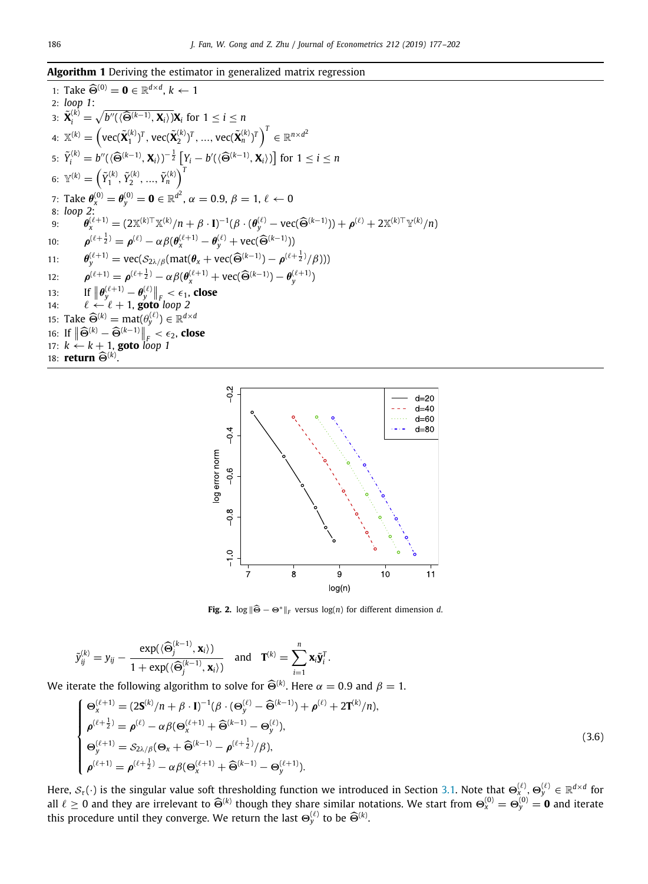**Algorithm 1** Deriving the estimator in generalized matrix regression

1: Take $\widehat{\Theta}^{(0)} = \mathbf{0} \in \mathbb{R}^{d\times d}$, $k \leftarrow 1$
2: *loop 1*:
3: $\tilde{\mathbf{X}}_i^{(k)} = \sqrt{b''(\langle \widehat{\Theta}^{(k-1)}, \mathbf{X}_i\rangle)}\mathbf{X}_i$ for $1 \le i \le n$
4: $\mathbb{X}^{(k)} = \left(\text{vec}(\tilde{\mathbf{X}}_1^{(k)})^T, \text{vec}(\tilde{\mathbf{X}}_2^{(k)})^T, \ldots, \text{vec}(\tilde{\mathbf{X}}_n^{(k)})^T\right)^T \in \mathbb{R}^{n\times d^2}$
5: $\tilde{Y}_i^{(k)} = b''(\langle \widehat{\Theta}^{(k-1)}, \mathbf{X}_i\rangle)^{-\frac{1}{2}}\left[Y_i - b'(\langle \widehat{\Theta}^{(k-1)}, \mathbf{X}_i\rangle)\right]$ for $1 \le i \le n$
6: $\mathbb{Y}^{(k)} = \left(\tilde{Y}_1^{(k)}, \tilde{Y}_2^{(k)}, \ldots, \tilde{Y}_n^{(k)}\right)^T$
7: Take $\boldsymbol{\theta}_x^{(0)} = \boldsymbol{\theta}_y^{(0)} = \mathbf{0} \in \mathbb{R}^{d^2}$, $\alpha = 0.9$, $\beta = 1$, $\ell \leftarrow 0$
8: *loop 2*:
9: $\quad\boldsymbol{\theta}_x^{(\ell+1)} = (2\mathbb{X}^{(k)\top}\mathbb{X}^{(k)}/n + \beta\cdot\mathbf{I})^{-1}(\beta\cdot(\boldsymbol{\theta}_y^{(\ell)} - \text{vec}(\widehat{\Theta}^{(k-1)})) + \boldsymbol{\rho}^{(\ell)} + 2\mathbb{X}^{(k)\top}\mathbb{Y}^{(k)}/n)$
10: $\quad\boldsymbol{\rho}^{(\ell+\frac{1}{2})} = \boldsymbol{\rho}^{(\ell)} - \alpha\beta(\boldsymbol{\theta}_x^{(\ell+1)} - \boldsymbol{\theta}_y^{(\ell)} + \text{vec}(\widehat{\Theta}^{(k-1)}))$
11: $\quad\boldsymbol{\theta}_y^{(\ell+1)} = \text{vec}(\mathcal{S}_{2\lambda/\beta}(\text{mat}(\boldsymbol{\theta}_x + \text{vec}(\widehat{\Theta}^{(k-1)}) - \boldsymbol{\rho}^{(\ell+\frac{1}{2})}/\beta)))$
12: $\quad\boldsymbol{\rho}^{(\ell+1)} = \boldsymbol{\rho}^{(\ell+\frac{1}{2})} - \alpha\beta(\boldsymbol{\theta}_x^{(\ell+1)} + \text{vec}(\widehat{\Theta}^{(k-1)}) - \boldsymbol{\theta}_y^{(\ell+1)})$
13: $\quad$If $\left\|\boldsymbol{\theta}_y^{(\ell+1)} - \boldsymbol{\theta}_y^{(\ell)}\right\|_F < \epsilon_1$, **close**
14: $\quad\ell \leftarrow \ell + 1$, **goto** *loop 2*
15: Take $\widehat{\Theta}^{(k)} = \text{mat}(\theta_y^{(\ell)}) \in \mathbb{R}^{d\times d}$
16: If $\left\|\widehat{\Theta}^{(k)} - \widehat{\Theta}^{(k-1)}\right\|_F < \epsilon_2$, **close**
17: $k \leftarrow k + 1$, **goto** *loop 1*
18: **return** $\widehat{\Theta}^{(k)}$.

**Fig. 2.** $\log\|\widehat{\Theta} - \Theta^*\|_F$ versus $\log(n)$ for different dimension $d$.

$$
\tilde{y}_{ij}^{(k)} = y_{ij} - \frac{\exp(\langle \widehat{\Theta}_j^{(k-1)}, \mathbf{x}_i\rangle)}{1 + \exp(\langle \widehat{\Theta}_j^{(k-1)}, \mathbf{x}_i\rangle)} \quad \text{and} \quad \mathbf{T}^{(k)} = \sum_{i=1}^{n} \mathbf{x}_i \tilde{\mathbf{y}}_i^T.
$$

We iterate the following algorithm to solve for $\widehat{\Theta}^{(k)}$. Here $\alpha = 0.9$ and $\beta = 1$.

$$
\begin{cases}
\Theta_x^{(\ell+1)} = (2\mathbf{S}^{(k)}/n + \beta\cdot\mathbf{I})^{-1}(\beta\cdot(\Theta_y^{(\ell)} - \widehat{\Theta}^{(k-1)}) + \boldsymbol{\rho}^{(\ell)} + 2\mathbf{T}^{(k)}/n), \\
\boldsymbol{\rho}^{(\ell+\frac{1}{2})} = \boldsymbol{\rho}^{(\ell)} - \alpha\beta(\Theta_x^{(\ell+1)} + \widehat{\Theta}^{(k-1)} - \Theta_y^{(\ell)}), \\
\Theta_y^{(\ell+1)} = \mathcal{S}_{2\lambda/\beta}(\Theta_x + \widehat{\Theta}^{(k-1)} - \boldsymbol{\rho}^{(\ell+\frac{1}{2})}/\beta), \\
\boldsymbol{\rho}^{(\ell+1)} = \boldsymbol{\rho}^{(\ell+\frac{1}{2})} - \alpha\beta(\Theta_x^{(\ell+1)} + \widehat{\Theta}^{(k-1)} - \Theta_y^{(\ell+1)}).
\end{cases}
\tag{3.6}
$$

Here, $\mathcal{S}_\tau(\cdot)$ is the singular value soft thresholding function we introduced in Section 3.1. Note that $\Theta_x^{(\ell)}, \Theta_y^{(\ell)} \in \mathbb{R}^{d\times d}$ for all $\ell \ge 0$ and they are irrelevant to $\widehat{\Theta}^{(k)}$ though they share similar notations. We start from $\Theta_x^{(0)} = \Theta_y^{(0)} = \mathbf{0}$ and iterate this procedure until they converge. We return the last $\Theta_y^{(\ell)}$ to be $\widehat{\Theta}^{(k)}$.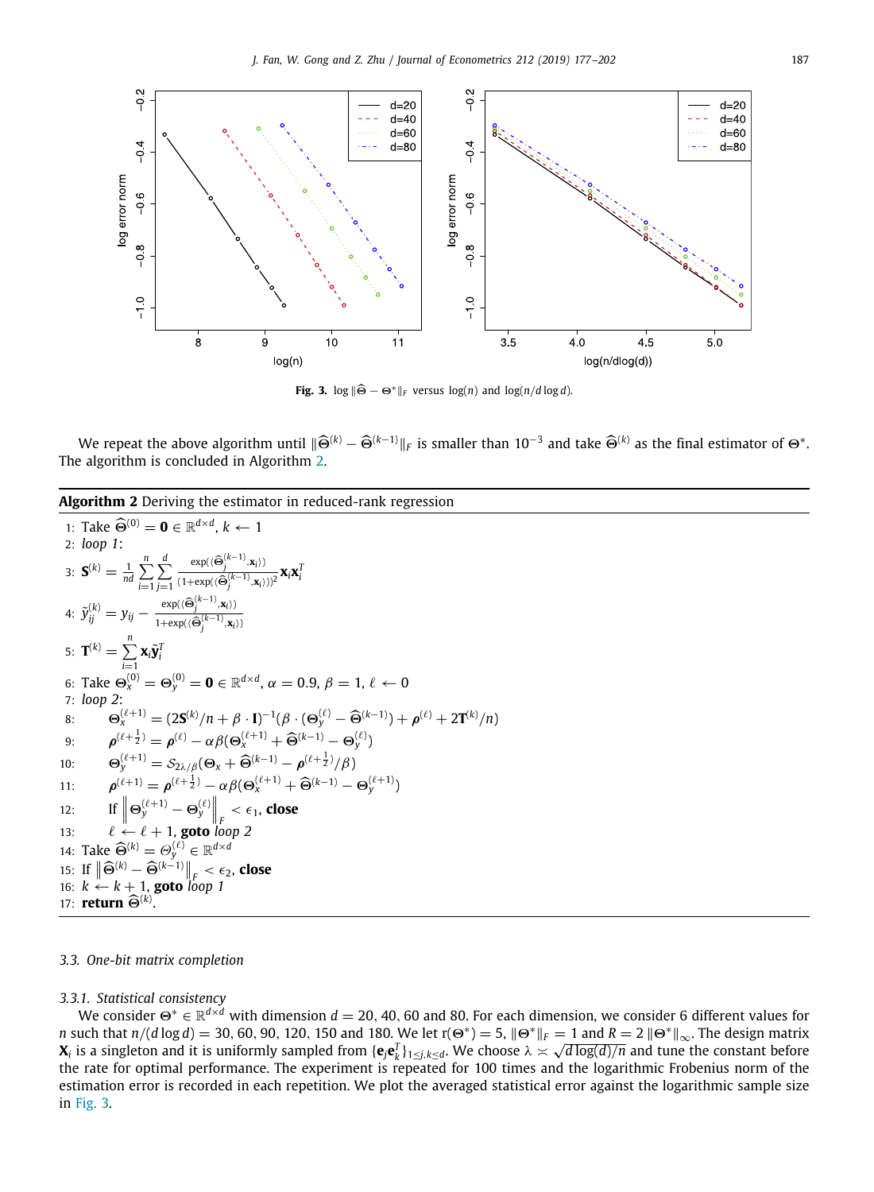**Fig. 3.** $\log \|\widehat{\Theta} - \Theta^*\|_F$ versus $\log(n)$ and $\log(n/d \log d)$.

We repeat the above algorithm until $\|\widehat{\Theta}^{(k)} - \widehat{\Theta}^{(k-1)}\|_F$ is smaller than $10^{-3}$ and take $\widehat{\Theta}^{(k)}$ as the final estimator of $\Theta^*$. The algorithm is concluded in Algorithm 2.

---

**Algorithm 2** Deriving the estimator in reduced-rank regression

1: Take $\widehat{\Theta}^{(0)} = \mathbf{0} \in \mathbb{R}^{d \times d}$, $k \leftarrow 1$

2: *loop 1*:

3: $\mathbf{S}^{(k)} = \frac{1}{nd} \sum_{i=1}^{n} \sum_{j=1}^{d} \frac{\exp(\langle \widehat{\Theta}_j^{(k-1)}, \mathbf{x}_i \rangle)}{(1+\exp(\langle \widehat{\Theta}_j^{(k-1)}, \mathbf{x}_i \rangle))^2} \mathbf{x}_i \mathbf{x}_i^T$

4: $\tilde{y}_{ij}^{(k)} = y_{ij} - \frac{\exp(\langle \widehat{\Theta}_j^{(k-1)}, \mathbf{x}_i \rangle)}{1+\exp(\langle \widehat{\Theta}_j^{(k-1)}, \mathbf{x}_i \rangle)}$

5: $\mathbf{T}^{(k)} = \sum_{i=1}^{n} \mathbf{x}_i \tilde{\mathbf{y}}_i^T$

6: Take $\Theta_x^{(0)} = \Theta_y^{(0)} = \mathbf{0} \in \mathbb{R}^{d \times d}$, $\alpha = 0.9$, $\beta = 1$, $\ell \leftarrow 0$

7: *loop 2*:

8: $\quad \Theta_x^{(\ell+1)} = (2\mathbf{S}^{(k)}/n + \beta \cdot \mathbf{I})^{-1}(\beta \cdot (\Theta_y^{(\ell)} - \widehat{\Theta}^{(k-1)}) + \boldsymbol{\rho}^{(\ell)} + 2\mathbf{T}^{(k)}/n)$

9: $\quad \boldsymbol{\rho}^{(\ell+\frac{1}{2})} = \boldsymbol{\rho}^{(\ell)} - \alpha\beta(\Theta_x^{(\ell+1)} + \widehat{\Theta}^{(k-1)} - \Theta_y^{(\ell)})$

10: $\quad \Theta_y^{(\ell+1)} = \mathcal{S}_{2\lambda/\beta}(\Theta_x + \widehat{\Theta}^{(k-1)} - \boldsymbol{\rho}^{(\ell+\frac{1}{2})}/\beta)$

11: $\quad \boldsymbol{\rho}^{(\ell+1)} = \boldsymbol{\rho}^{(\ell+\frac{1}{2})} - \alpha\beta(\Theta_x^{(\ell+1)} + \widehat{\Theta}^{(k-1)} - \Theta_y^{(\ell+1)})$

12: $\quad$ If $\left\| \Theta_y^{(\ell+1)} - \Theta_y^{(\ell)} \right\|_F < \epsilon_1$, **close**

13: $\quad \ell \leftarrow \ell + 1$, **goto** *loop 2*

14: Take $\widehat{\Theta}^{(k)} = \Theta_y^{(\ell)} \in \mathbb{R}^{d \times d}$

15: If $\left\| \widehat{\Theta}^{(k)} - \widehat{\Theta}^{(k-1)} \right\|_F < \epsilon_2$, **close**

16: $k \leftarrow k + 1$, **goto** *loop 1*

17: **return** $\widehat{\Theta}^{(k)}$.

---

### 3.3. One-bit matrix completion

#### 3.3.1. Statistical consistency

We consider $\Theta^* \in \mathbb{R}^{d \times d}$ with dimension $d = 20, 40, 60$ and $80$. For each dimension, we consider 6 different values for $n$ such that $n/(d \log d) = 30, 60, 90, 120, 150$ and $180$. We let $r(\Theta^*) = 5$, $\|\Theta^*\|_F = 1$ and $R = 2 \|\Theta^*\|_\infty$. The design matrix $\mathbf{X}_i$ is a singleton and it is uniformly sampled from $\{\mathbf{e}_j \mathbf{e}_k^T\}_{1 \le j,k \le d}$. We choose $\lambda \asymp \sqrt{d \log(d)/n}$ and tune the constant before the rate for optimal performance. The experiment is repeated for 100 times and the logarithmic Frobenius norm of the estimation error is recorded in each repetition. We plot the averaged statistical error against the logarithmic sample size in Fig. 3.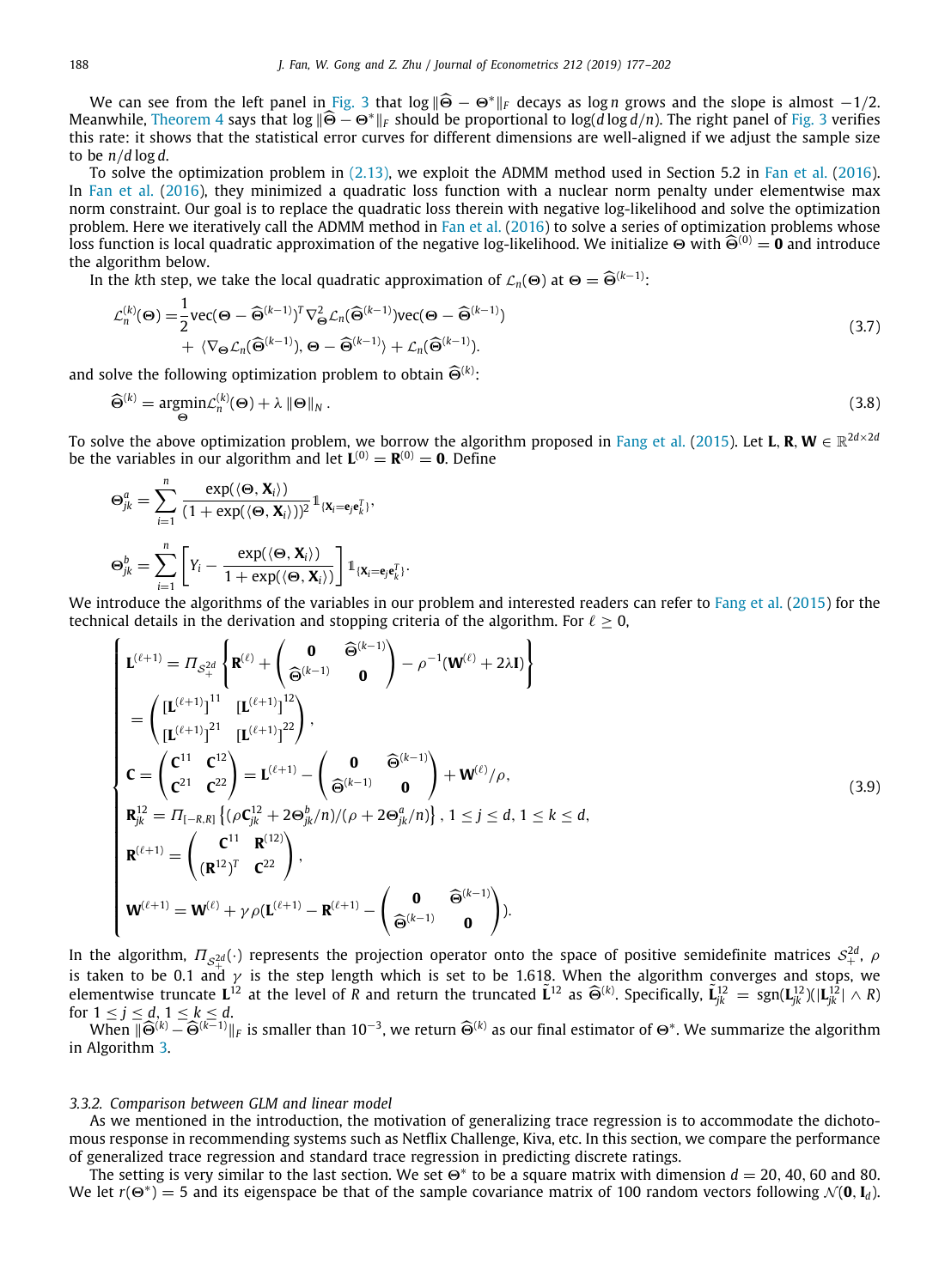We can see from the left panel in Fig. 3 that $\log \|\widehat{\Theta} - \Theta^*\|_F$ decays as $\log n$ grows and the slope is almost $-1/2$. Meanwhile, Theorem 4 says that $\log \|\widehat{\Theta} - \Theta^*\|_F$ should be proportional to $\log(d \log d/n)$. The right panel of Fig. 3 verifies this rate: it shows that the statistical error curves for different dimensions are well-aligned if we adjust the sample size to be $n/d \log d$.

To solve the optimization problem in (2.13), we exploit the ADMM method used in Section 5.2 in Fan et al. (2016). In Fan et al. (2016), they minimized a quadratic loss function with a nuclear norm penalty under elementwise max norm constraint. Our goal is to replace the quadratic loss therein with negative log-likelihood and solve the optimization problem. Here we iteratively call the ADMM method in Fan et al. (2016) to solve a series of optimization problems whose loss function is local quadratic approximation of the negative log-likelihood. We initialize $\Theta$ with $\widehat{\Theta}^{(0)} = \mathbf{0}$ and introduce the algorithm below.

In the $k$th step, we take the local quadratic approximation of $\mathcal{L}_n(\Theta)$ at $\Theta = \widehat{\Theta}^{(k-1)}$:

$$
\begin{aligned}
\mathcal{L}_n^{(k)}(\Theta) =& \frac{1}{2}\mathrm{vec}(\Theta - \widehat{\Theta}^{(k-1)})^T \nabla^2_{\Theta}\mathcal{L}_n(\widehat{\Theta}^{(k-1)})\mathrm{vec}(\Theta - \widehat{\Theta}^{(k-1)}) \\
&+ \langle \nabla_{\Theta}\mathcal{L}_n(\widehat{\Theta}^{(k-1)}), \Theta - \widehat{\Theta}^{(k-1)} \rangle + \mathcal{L}_n(\widehat{\Theta}^{(k-1)}).
\end{aligned} \tag{3.7}
$$

and solve the following optimization problem to obtain $\widehat{\Theta}^{(k)}$:

$$
\widehat{\Theta}^{(k)} = \underset{\Theta}{\mathrm{argmin}} \mathcal{L}_n^{(k)}(\Theta) + \lambda \|\Theta\|_N . \tag{3.8}
$$

To solve the above optimization problem, we borrow the algorithm proposed in Fang et al. (2015). Let $\mathbf{L}, \mathbf{R}, \mathbf{W} \in \mathbb{R}^{2d \times 2d}$ be the variables in our algorithm and let $\mathbf{L}^{(0)} = \mathbf{R}^{(0)} = \mathbf{0}$. Define

$$
\Theta_{jk}^a = \sum_{i=1}^n \frac{\exp(\langle \Theta, \mathbf{X}_i \rangle)}{(1 + \exp(\langle \Theta, \mathbf{X}_i \rangle))^2} \mathbb{1}_{\{\mathbf{X}_i = \mathbf{e}_j \mathbf{e}_k^T\}},
$$

$$
\Theta_{jk}^b = \sum_{i=1}^n \left[ Y_i - \frac{\exp(\langle \Theta, \mathbf{X}_i \rangle)}{1 + \exp(\langle \Theta, \mathbf{X}_i \rangle)} \right] \mathbb{1}_{\{\mathbf{X}_i = \mathbf{e}_j \mathbf{e}_k^T\}}.
$$

We introduce the algorithms of the variables in our problem and interested readers can refer to Fang et al. (2015) for the technical details in the derivation and stopping criteria of the algorithm. For $\ell \geq 0$,

$$
\begin{cases}
\mathbf{L}^{(\ell+1)} = \Pi_{\mathcal{S}_+^{2d}} \left\{ \mathbf{R}^{(\ell)} + \begin{pmatrix} \mathbf{0} & \widehat{\Theta}^{(k-1)} \\ \widehat{\Theta}^{(k-1)} & \mathbf{0} \end{pmatrix} - \rho^{-1}(\mathbf{W}^{(\ell)} + 2\lambda \mathbf{I}) \right\} \\
\quad = \begin{pmatrix} [\mathbf{L}^{(\ell+1)}]^{11} & [\mathbf{L}^{(\ell+1)}]^{12} \\ [\mathbf{L}^{(\ell+1)}]^{21} & [\mathbf{L}^{(\ell+1)}]^{22} \end{pmatrix}, \\
\mathbf{C} = \begin{pmatrix} \mathbf{C}^{11} & \mathbf{C}^{12} \\ \mathbf{C}^{21} & \mathbf{C}^{22} \end{pmatrix} = \mathbf{L}^{(\ell+1)} - \begin{pmatrix} \mathbf{0} & \widehat{\Theta}^{(k-1)} \\ \widehat{\Theta}^{(k-1)} & \mathbf{0} \end{pmatrix} + \mathbf{W}^{(\ell)}/\rho, \\
\mathbf{R}_{jk}^{12} = \Pi_{[-R,R]} \left\{ (\rho \mathbf{C}_{jk}^{12} + 2\Theta_{jk}^b/n)/(\rho + 2\Theta_{jk}^a/n) \right\}, 1 \leq j \leq d, 1 \leq k \leq d, \\
\mathbf{R}^{(\ell+1)} = \begin{pmatrix} \mathbf{C}^{11} & \mathbf{R}^{(12)} \\ (\mathbf{R}^{12})^T & \mathbf{C}^{22} \end{pmatrix}, \\
\mathbf{W}^{(\ell+1)} = \mathbf{W}^{(\ell)} + \gamma \rho (\mathbf{L}^{(\ell+1)} - \mathbf{R}^{(\ell+1)} - \begin{pmatrix} \mathbf{0} & \widehat{\Theta}^{(k-1)} \\ \widehat{\Theta}^{(k-1)} & \mathbf{0} \end{pmatrix}).
\end{cases} \tag{3.9}
$$

In the algorithm, $\Pi_{\mathcal{S}_+^{2d}}(\cdot)$ represents the projection operator onto the space of positive semidefinite matrices $\mathcal{S}_+^{2d}$, $\rho$ is taken to be 0.1 and $\gamma$ is the step length which is set to be 1.618. When the algorithm converges and stops, we elementwise truncate $\mathbf{L}^{12}$ at the level of $R$ and return the truncated $\tilde{\mathbf{L}}^{12}$ as $\widehat{\Theta}^{(k)}$. Specifically, $\tilde{\mathbf{L}}_{jk}^{12} = \mathrm{sgn}(\mathbf{L}_{jk}^{12})(|\mathbf{L}_{jk}^{12}| \wedge R)$ for $1 \leq j \leq d$, $1 \leq k \leq d$.

When $\|\widehat{\Theta}^{(k)} - \widehat{\Theta}^{(k-1)}\|_F$ is smaller than $10^{-3}$, we return $\widehat{\Theta}^{(k)}$ as our final estimator of $\Theta^*$. We summarize the algorithm in Algorithm 3.

### 3.3.2. Comparison between GLM and linear model

As we mentioned in the introduction, the motivation of generalizing trace regression is to accommodate the dichotomous response in recommending systems such as Netflix Challenge, Kiva, etc. In this section, we compare the performance of generalized trace regression and standard trace regression in predicting discrete ratings.

The setting is very similar to the last section. We set $\Theta^*$ to be a square matrix with dimension $d = 20$, 40, 60 and 80. We let $r(\Theta^*) = 5$ and its eigenspace be that of the sample covariance matrix of 100 random vectors following $\mathcal{N}(\mathbf{0}, \mathbf{I}_d)$.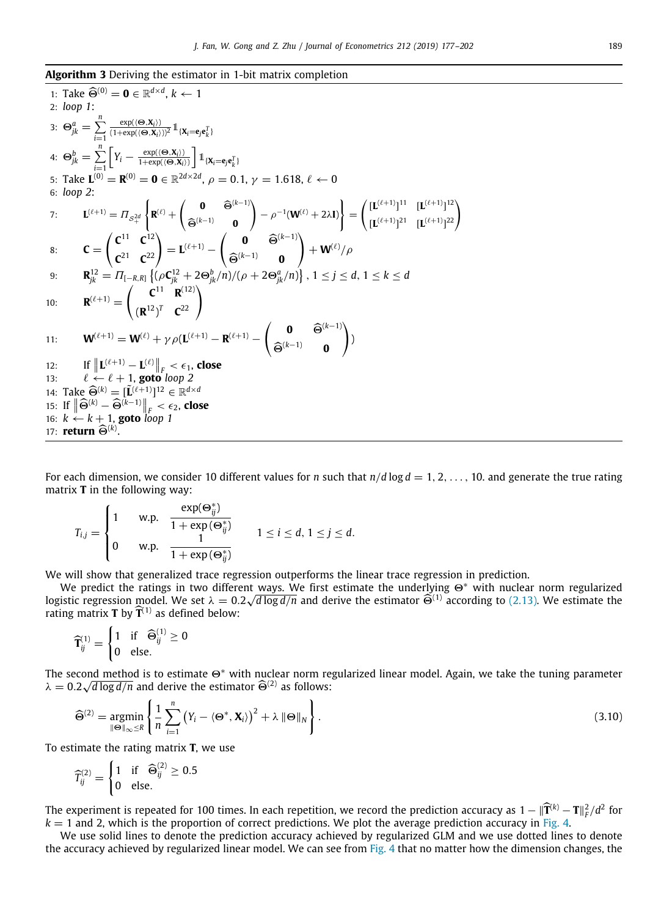**Algorithm 3** Deriving the estimator in 1-bit matrix completion

1: Take $\widehat{\Theta}^{(0)} = \mathbf{0} \in \mathbb{R}^{d\times d}$, $k \leftarrow 1$

2: *loop 1*:

3: $\Theta^a_{jk} = \sum_{i=1}^{n} \frac{\exp(\langle \Theta, \mathbf{X}_i\rangle)}{(1+\exp(\langle \Theta, \mathbf{X}_i\rangle))^2} \mathbb{1}_{\{\mathbf{X}_i = \mathbf{e}_j\mathbf{e}_k^T\}}$

4: $\Theta^b_{jk} = \sum_{i=1}^{n} \left[ Y_i - \frac{\exp(\langle \Theta, \mathbf{X}_i\rangle)}{1+\exp(\langle \Theta, \mathbf{X}_i\rangle)} \right] \mathbb{1}_{\{\mathbf{X}_i = \mathbf{e}_j\mathbf{e}_k^T\}}$

5: Take $\mathbf{L}^{(0)} = \mathbf{R}^{(0)} = \mathbf{0} \in \mathbb{R}^{2d\times 2d}$, $\rho = 0.1$, $\gamma = 1.618$, $\ell \leftarrow 0$

6: *loop 2*:

7: $\quad \mathbf{L}^{(\ell+1)} = \Pi_{S^{2d}_+}\left\{ \mathbf{R}^{(\ell)} + \begin{pmatrix} \mathbf{0} & \widehat{\Theta}^{(k-1)} \\ \widehat{\Theta}^{(k-1)} & \mathbf{0} \end{pmatrix} - \rho^{-1}(\mathbf{W}^{(\ell)} + 2\lambda \mathbf{I}) \right\} = \begin{pmatrix} [\mathbf{L}^{(\ell+1)}]^{11} & [\mathbf{L}^{(\ell+1)}]^{12} \\ [\mathbf{L}^{(\ell+1)}]^{21} & [\mathbf{L}^{(\ell+1)}]^{22} \end{pmatrix}$

8: $\quad \mathbf{C} = \begin{pmatrix} \mathbf{C}^{11} & \mathbf{C}^{12} \\ \mathbf{C}^{21} & \mathbf{C}^{22} \end{pmatrix} = \mathbf{L}^{(\ell+1)} - \begin{pmatrix} \mathbf{0} & \widehat{\Theta}^{(k-1)} \\ \widehat{\Theta}^{(k-1)} & \mathbf{0} \end{pmatrix} + \mathbf{W}^{(\ell)}/\rho$

9: $\quad \mathbf{R}^{12}_{jk} = \Pi_{[-R,R]}\left\{ (\rho \mathbf{C}^{12}_{jk} + 2\Theta^b_{jk}/n)/(\rho + 2\Theta^a_{jk}/n) \right\}$, $1 \le j \le d$, $1 \le k \le d$

10: $\quad \mathbf{R}^{(\ell+1)} = \begin{pmatrix} \mathbf{C}^{11} & \mathbf{R}^{(12)} \\ (\mathbf{R}^{12})^T & \mathbf{C}^{22} \end{pmatrix}$

11: $\quad \mathbf{W}^{(\ell+1)} = \mathbf{W}^{(\ell)} + \gamma\rho(\mathbf{L}^{(\ell+1)} - \mathbf{R}^{(\ell+1)} - \begin{pmatrix} \mathbf{0} & \widehat{\Theta}^{(k-1)} \\ \widehat{\Theta}^{(k-1)} & \mathbf{0} \end{pmatrix})$

12: $\quad$ If $\left\| \mathbf{L}^{(\ell+1)} - \mathbf{L}^{(\ell)} \right\|_F < \epsilon_1$, **close**

13: $\quad \ell \leftarrow \ell + 1$, **goto** *loop 2*

14: Take $\widehat{\Theta}^{(k)} = [\widehat{\mathbf{L}}^{(\ell+1)}]^{12} \in \mathbb{R}^{d\times d}$

15: If $\left\| \widehat{\Theta}^{(k)} - \widehat{\Theta}^{(k-1)} \right\|_F < \epsilon_2$, **close**

16: $k \leftarrow k + 1$, **goto** *loop 1*

17: **return** $\widehat{\Theta}^{(k)}$.

For each dimension, we consider 10 different values for $n$ such that $n/d \log d = 1, 2, \ldots, 10$. and generate the true rating matrix $\mathbf{T}$ in the following way:

$$T_{i,j} = \begin{cases} 1 & \text{w.p. } \dfrac{\exp(\Theta^*_{ij})}{1+\exp(\Theta^*_{ij})} \\ 0 & \text{w.p. } \dfrac{1}{1+\exp(\Theta^*_{ij})} \end{cases} \qquad 1 \le i \le d, 1 \le j \le d.$$

We will show that generalized trace regression outperforms the linear trace regression in prediction.

We predict the ratings in two different ways. We first estimate the underlying $\Theta^*$ with nuclear norm regularized logistic regression model. We set $\lambda = 0.2\sqrt{d \log d/n}$ and derive the estimator $\widehat{\Theta}^{(1)}$ according to (2.13). We estimate the rating matrix $\mathbf{T}$ by $\widehat{\mathbf{T}}^{(1)}$ as defined below:

$$\widehat{\mathbf{T}}^{(1)}_{ij} = \begin{cases} 1 & \text{if } \widehat{\Theta}^{(1)}_{ij} \ge 0 \\ 0 & \text{else.} \end{cases}$$

The second method is to estimate $\Theta^*$ with nuclear norm regularized linear model. Again, we take the tuning parameter $\lambda = 0.2\sqrt{d \log d/n}$ and derive the estimator $\widehat{\Theta}^{(2)}$ as follows:

$$\widehat{\Theta}^{(2)} = \mathop{\mathrm{argmin}}_{\|\Theta\|_\infty \le R} \left\{ \frac{1}{n} \sum_{i=1}^{n} \left( Y_i - \langle \Theta^*, \mathbf{X}_i \rangle \right)^2 + \lambda \|\Theta\|_N \right\}. \tag{3.10}$$

To estimate the rating matrix $\mathbf{T}$, we use

$$\widehat{T}^{(2)}_{ij} = \begin{cases} 1 & \text{if } \widehat{\Theta}^{(2)}_{ij} \ge 0.5 \\ 0 & \text{else.} \end{cases}$$

The experiment is repeated for 100 times. In each repetition, we record the prediction accuracy as $1 - \|\widehat{\mathbf{T}}^{(k)} - \mathbf{T}\|_F^2/d^2$ for $k = 1$ and 2, which is the proportion of correct predictions. We plot the average prediction accuracy in Fig. 4.

We use solid lines to denote the prediction accuracy achieved by regularized GLM and we use dotted lines to denote the accuracy achieved by regularized linear model. We can see from Fig. 4 that no matter how the dimension changes, the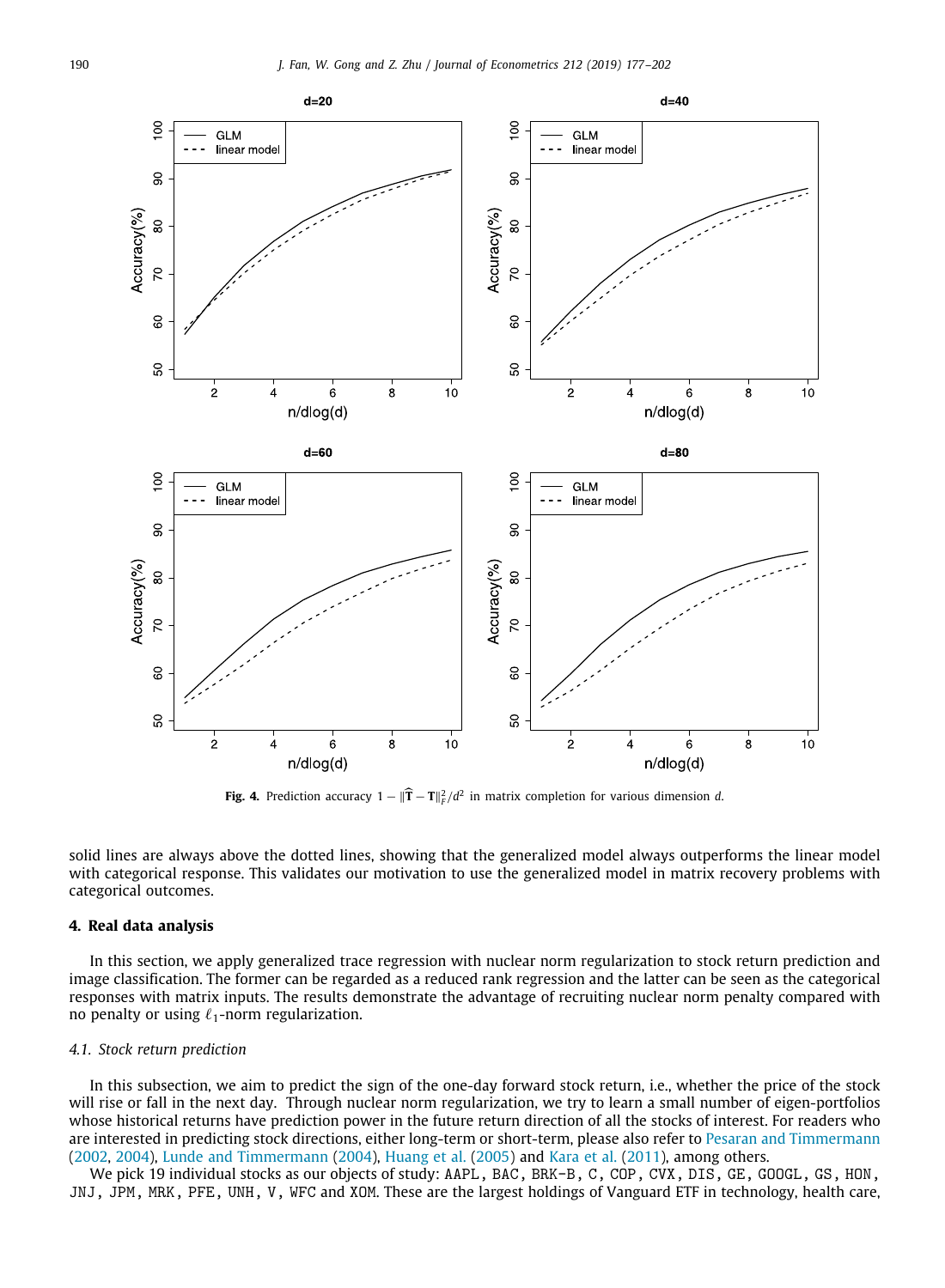**Fig. 4.** Prediction accuracy $1 - \|\widehat{\mathbf{T}} - \mathbf{T}\|_F^2/d^2$ in matrix completion for various dimension $d$.

solid lines are always above the dotted lines, showing that the generalized model always outperforms the linear model with categorical response. This validates our motivation to use the generalized model in matrix recovery problems with categorical outcomes.

## 4. Real data analysis

In this section, we apply generalized trace regression with nuclear norm regularization to stock return prediction and image classification. The former can be regarded as a reduced rank regression and the latter can be seen as the categorical responses with matrix inputs. The results demonstrate the advantage of recruiting nuclear norm penalty compared with no penalty or using $\ell_1$-norm regularization.

### *4.1. Stock return prediction*

In this subsection, we aim to predict the sign of the one-day forward stock return, i.e., whether the price of the stock will rise or fall in the next day. Through nuclear norm regularization, we try to learn a small number of eigen-portfolios whose historical returns have prediction power in the future return direction of all the stocks of interest. For readers who are interested in predicting stock directions, either long-term or short-term, please also refer to Pesaran and Timmermann (2002, 2004), Lunde and Timmermann (2004), Huang et al. (2005) and Kara et al. (2011), among others.

We pick 19 individual stocks as our objects of study: AAPL, BAC, BRK-B, C, COP, CVX, DIS, GE, GOOGL, GS, HON, JNJ, JPM, MRK, PFE, UNH, V, WFC and XOM. These are the largest holdings of Vanguard ETF in technology, health care,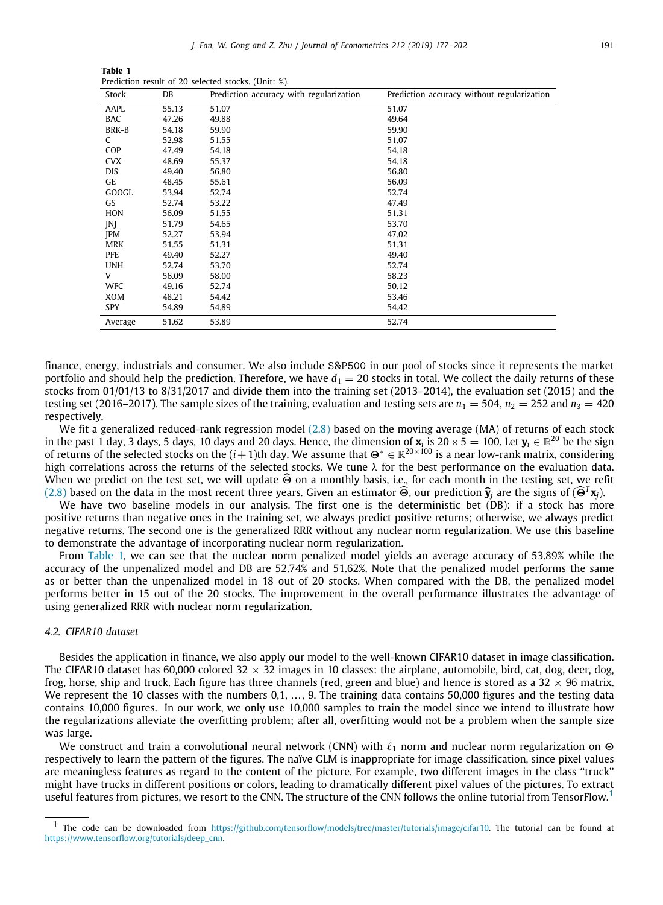**Table 1**
Prediction result of 20 selected stocks. (Unit: %).

| Stock | DB | Prediction accuracy with regularization | Prediction accuracy without regularization |
|---|---|---|---|
| AAPL | 55.13 | 51.07 | 51.07 |
| BAC | 47.26 | 49.88 | 49.64 |
| BRK-B | 54.18 | 59.90 | 59.90 |
| C | 52.98 | 51.55 | 51.07 |
| COP | 47.49 | 54.18 | 54.18 |
| CVX | 48.69 | 55.37 | 54.18 |
| DIS | 49.40 | 56.80 | 56.80 |
| GE | 48.45 | 55.61 | 56.09 |
| GOOGL | 53.94 | 52.74 | 52.74 |
| GS | 52.74 | 53.22 | 47.49 |
| HON | 56.09 | 51.55 | 51.31 |
| JNJ | 51.79 | 54.65 | 53.70 |
| JPM | 52.27 | 53.94 | 47.02 |
| MRK | 51.55 | 51.31 | 51.31 |
| PFE | 49.40 | 52.27 | 49.40 |
| UNH | 52.74 | 53.70 | 52.74 |
| V | 56.09 | 58.00 | 58.23 |
| WFC | 49.16 | 52.74 | 50.12 |
| XOM | 48.21 | 54.42 | 53.46 |
| SPY | 54.89 | 54.89 | 54.42 |
| Average | 51.62 | 53.89 | 52.74 |

finance, energy, industrials and consumer. We also include S&P500 in our pool of stocks since it represents the market portfolio and should help the prediction. Therefore, we have $d_1 = 20$ stocks in total. We collect the daily returns of these stocks from 01/01/13 to 8/31/2017 and divide them into the training set (2013–2014), the evaluation set (2015) and the testing set (2016–2017). The sample sizes of the training, evaluation and testing sets are $n_1 = 504$, $n_2 = 252$ and $n_3 = 420$ respectively.

We fit a generalized reduced-rank regression model (2.8) based on the moving average (MA) of returns of each stock in the past 1 day, 3 days, 5 days, 10 days and 20 days. Hence, the dimension of $\mathbf{x}_i$ is $20 \times 5 = 100$. Let $\mathbf{y}_i \in \mathbb{R}^{20}$ be the sign of returns of the selected stocks on the $(i+1)$th day. We assume that $\Theta^* \in \mathbb{R}^{20\times 100}$ is a near low-rank matrix, considering high correlations across the returns of the selected stocks. We tune $\lambda$ for the best performance on the evaluation data. When we predict on the test set, we will update $\widehat{\Theta}$ on a monthly basis, i.e., for each month in the testing set, we refit (2.8) based on the data in the most recent three years. Given an estimator $\widehat{\Theta}$, our prediction $\widehat{\mathbf{y}}_j$ are the signs of $(\widehat{\Theta}^T \mathbf{x}_j)$.

We have two baseline models in our analysis. The first one is the deterministic bet (DB): if a stock has more positive returns than negative ones in the training set, we always predict positive returns; otherwise, we always predict negative returns. The second one is the generalized RRR without any nuclear norm regularization. We use this baseline to demonstrate the advantage of incorporating nuclear norm regularization.

From Table 1, we can see that the nuclear norm penalized model yields an average accuracy of 53.89% while the accuracy of the unpenalized model and DB are 52.74% and 51.62%. Note that the penalized model performs the same as or better than the unpenalized model in 18 out of 20 stocks. When compared with the DB, the penalized model performs better in 15 out of the 20 stocks. The improvement in the overall performance illustrates the advantage of using generalized RRR with nuclear norm regularization.

### 4.2. CIFAR10 dataset

Besides the application in finance, we also apply our model to the well-known CIFAR10 dataset in image classification. The CIFAR10 dataset has 60,000 colored $32 \times 32$ images in 10 classes: the airplane, automobile, bird, cat, dog, deer, dog, frog, horse, ship and truck. Each figure has three channels (red, green and blue) and hence is stored as a $32 \times 96$ matrix. We represent the 10 classes with the numbers $0, 1, \ldots, 9$. The training data contains 50,000 figures and the testing data contains 10,000 figures. In our work, we only use 10,000 samples to train the model since we intend to illustrate how the regularizations alleviate the overfitting problem; after all, overfitting would not be a problem when the sample size was large.

We construct and train a convolutional neural network (CNN) with $\ell_1$ norm and nuclear norm regularization on $\Theta$ respectively to learn the pattern of the figures. The naïve GLM is inappropriate for image classification, since pixel values are meaningless features as regard to the content of the picture. For example, two different images in the class "truck" might have trucks in different positions or colors, leading to dramatically different pixel values of the pictures. To extract useful features from pictures, we resort to the CNN. The structure of the CNN follows the online tutorial from TensorFlow.[1]

[1] The code can be downloaded from https://github.com/tensorflow/models/tree/master/tutorials/image/cifar10. The tutorial can be found at https://www.tensorflow.org/tutorials/deep_cnn.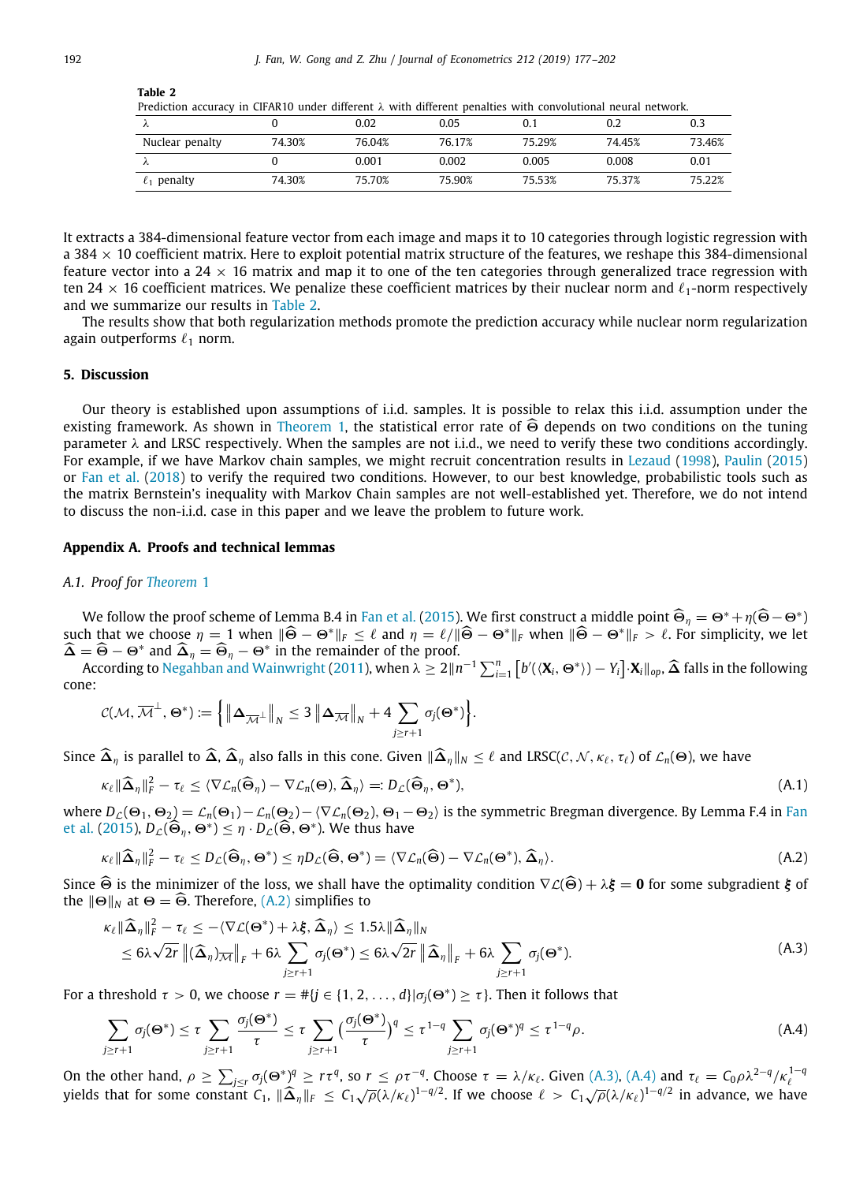**Table 2**
Prediction accuracy in CIFAR10 under different $\lambda$ with different penalties with convolutional neural network.

| $\lambda$ | 0 | 0.02 | 0.05 | 0.1 | 0.2 | 0.3 |
|---|---|---|---|---|---|---|
| Nuclear penalty | 74.30% | 76.04% | 76.17% | 75.29% | 74.45% | 73.46% |
| $\lambda$ | 0 | 0.001 | 0.002 | 0.005 | 0.008 | 0.01 |
| $\ell_1$ penalty | 74.30% | 75.70% | 75.90% | 75.53% | 75.37% | 75.22% |

It extracts a 384-dimensional feature vector from each image and maps it to 10 categories through logistic regression with a $384 \times 10$ coefficient matrix. Here to exploit potential matrix structure of the features, we reshape this 384-dimensional feature vector into a $24 \times 16$ matrix and map it to one of the ten categories through generalized trace regression with ten $24 \times 16$ coefficient matrices. We penalize these coefficient matrices by their nuclear norm and $\ell_1$-norm respectively and we summarize our results in Table 2.

The results show that both regularization methods promote the prediction accuracy while nuclear norm regularization again outperforms $\ell_1$ norm.

## 5. Discussion

Our theory is established upon assumptions of i.i.d. samples. It is possible to relax this i.i.d. assumption under the existing framework. As shown in Theorem 1, the statistical error rate of $\widehat{\Theta}$ depends on two conditions on the tuning parameter $\lambda$ and LRSC respectively. When the samples are not i.i.d., we need to verify these two conditions accordingly. For example, if we have Markov chain samples, we might recruit concentration results in Lezaud (1998), Paulin (2015) or Fan et al. (2018) to verify the required two conditions. However, to our best knowledge, probabilistic tools such as the matrix Bernstein's inequality with Markov Chain samples are not well-established yet. Therefore, we do not intend to discuss the non-i.i.d. case in this paper and we leave the problem to future work.

## Appendix A. Proofs and technical lemmas

### *A.1. Proof for Theorem 1*

We follow the proof scheme of Lemma B.4 in Fan et al. (2015). We first construct a middle point $\widehat{\Theta}_\eta = \Theta^* + \eta(\widehat{\Theta} - \Theta^*)$ such that we choose $\eta = 1$ when $\|\widehat{\Theta} - \Theta^*\|_F \leq \ell$ and $\eta = \ell / \|\widehat{\Theta} - \Theta^*\|_F$ when $\|\widehat{\Theta} - \Theta^*\|_F > \ell$. For simplicity, we let $\widehat{\Delta} = \widehat{\Theta} - \Theta^*$ and $\widehat{\Delta}_\eta = \widehat{\Theta}_\eta - \Theta^*$ in the remainder of the proof.

According to Negahban and Wainwright (2011), when $\lambda \geq 2\|n^{-1}\sum_{i=1}^n \left[b'(\langle \mathbf{X}_i, \Theta^*\rangle) - Y_i\right] \cdot \mathbf{X}_i\|_{op}$, $\widehat{\Delta}$ falls in the following cone:

$$\mathcal{C}(\mathcal{M}, \overline{\mathcal{M}}^\perp, \Theta^*) := \left\{ \left\| \Delta_{\overline{\mathcal{M}}^\perp} \right\|_N \leq 3 \left\| \Delta_{\overline{\mathcal{M}}} \right\|_N + 4 \sum_{j \geq r+1} \sigma_j(\Theta^*) \right\}.$$

Since $\widehat{\Delta}_\eta$ is parallel to $\widehat{\Delta}$, $\widehat{\Delta}_\eta$ also falls in this cone. Given $\|\widehat{\Delta}_\eta\|_N \leq \ell$ and LRSC$(\mathcal{C}, \mathcal{N}, \kappa_\ell, \tau_\ell)$ of $\mathcal{L}_n(\Theta)$, we have

$$\kappa_\ell \|\widehat{\Delta}_\eta\|_F^2 - \tau_\ell \leq \langle \nabla \mathcal{L}_n(\widehat{\Theta}_\eta) - \nabla \mathcal{L}_n(\Theta), \widehat{\Delta}_\eta \rangle =: D_{\mathcal{L}}(\widehat{\Theta}_\eta, \Theta^*), \tag{A.1}$$

where $D_{\mathcal{L}}(\Theta_1, \Theta_2) = \mathcal{L}_n(\Theta_1) - \mathcal{L}_n(\Theta_2) - \langle \nabla \mathcal{L}_n(\Theta_2), \Theta_1 - \Theta_2 \rangle$ is the symmetric Bregman divergence. By Lemma F.4 in Fan et al. (2015), $D_{\mathcal{L}}(\widehat{\Theta}_\eta, \Theta^*) \leq \eta \cdot D_{\mathcal{L}}(\widehat{\Theta}, \Theta^*)$. We thus have

$$\kappa_\ell \|\widehat{\Delta}_\eta\|_F^2 - \tau_\ell \leq D_{\mathcal{L}}(\widehat{\Theta}_\eta, \Theta^*) \leq \eta D_{\mathcal{L}}(\widehat{\Theta}, \Theta^*) = \langle \nabla \mathcal{L}_n(\widehat{\Theta}) - \nabla \mathcal{L}_n(\Theta^*), \widehat{\Delta}_\eta \rangle. \tag{A.2}$$

Since $\widehat{\Theta}$ is the minimizer of the loss, we shall have the optimality condition $\nabla \mathcal{L}(\widehat{\Theta}) + \lambda \boldsymbol{\xi} = \mathbf{0}$ for some subgradient $\boldsymbol{\xi}$ of the $\|\Theta\|_N$ at $\Theta = \widehat{\Theta}$. Therefore, (A.2) simplifies to

$$\begin{aligned}
\kappa_\ell \|\widehat{\Delta}_\eta\|_F^2 - \tau_\ell &\leq -\langle \nabla \mathcal{L}(\Theta^*) + \lambda \boldsymbol{\xi}, \widehat{\Delta}_\eta \rangle \leq 1.5\lambda \|\widehat{\Delta}_\eta\|_N \\
&\leq 6\lambda\sqrt{2r} \left\| (\widehat{\Delta}_\eta)_{\overline{\mathcal{M}}} \right\|_F + 6\lambda \sum_{j \geq r+1} \sigma_j(\Theta^*) \leq 6\lambda\sqrt{2r} \left\| \widehat{\Delta}_\eta \right\|_F + 6\lambda \sum_{j \geq r+1} \sigma_j(\Theta^*).
\end{aligned} \tag{A.3}$$

For a threshold $\tau > 0$, we choose $r = \#\{j \in \{1, 2, \ldots, d\} | \sigma_j(\Theta^*) \geq \tau\}$. Then it follows that

$$\sum_{j \geq r+1} \sigma_j(\Theta^*) \leq \tau \sum_{j \geq r+1} \frac{\sigma_j(\Theta^*)}{\tau} \leq \tau \sum_{j \geq r+1} \left( \frac{\sigma_j(\Theta^*)}{\tau} \right)^q \leq \tau^{1-q} \sum_{j \geq r+1} \sigma_j(\Theta^*)^q \leq \tau^{1-q} \rho. \tag{A.4}$$

On the other hand, $\rho \geq \sum_{j \leq r} \sigma_j(\Theta^*)^q \geq r\tau^q$, so $r \leq \rho\tau^{-q}$. Choose $\tau = \lambda / \kappa_\ell$. Given (A.3), (A.4) and $\tau_\ell = C_0 \rho \lambda^{2-q} / \kappa_\ell^{1-q}$ yields that for some constant $C_1$, $\|\widehat{\Delta}_\eta\|_F \leq C_1 \sqrt{\rho} (\lambda / \kappa_\ell)^{1-q/2}$. If we choose $\ell > C_1 \sqrt{\rho} (\lambda / \kappa_\ell)^{1-q/2}$ in advance, we have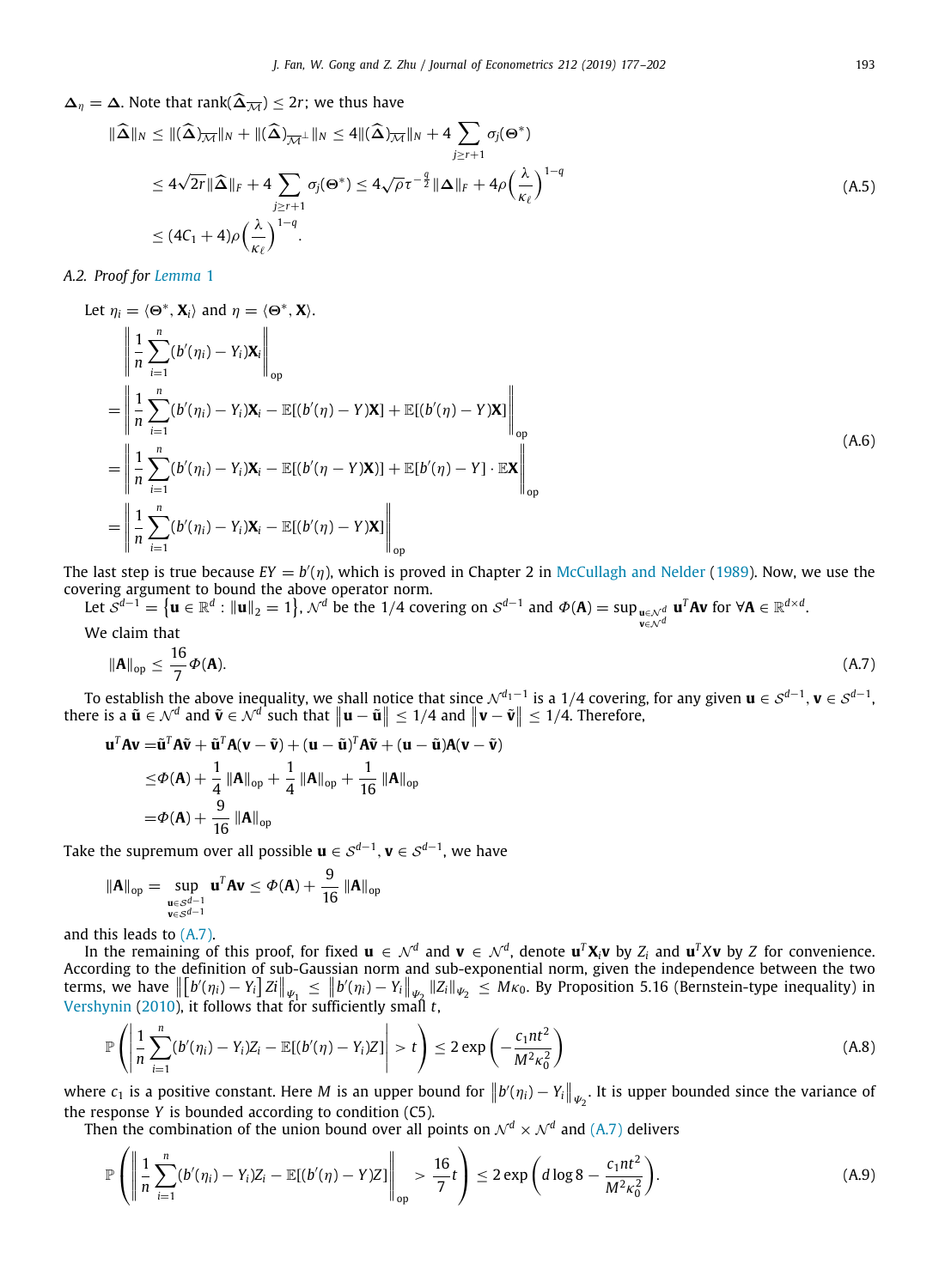$\boldsymbol{\Delta}_\eta = \boldsymbol{\Delta}$. Note that $\text{rank}(\widehat{\boldsymbol{\Delta}}_{\overline{\mathcal{M}}}) \leq 2r$; we thus have

$$
\begin{aligned}
\|\widehat{\boldsymbol{\Delta}}\|_N &\leq \|(\widehat{\boldsymbol{\Delta}})_{\overline{\mathcal{M}}}\|_N + \|(\widehat{\boldsymbol{\Delta}})_{\overline{\mathcal{M}}^\perp}\|_N \leq 4\|(\widehat{\boldsymbol{\Delta}})_{\overline{\mathcal{M}}}\|_N + 4\sum_{j\geq r+1}\sigma_j(\boldsymbol{\Theta}^*) \\
&\leq 4\sqrt{2r}\|\widehat{\boldsymbol{\Delta}}\|_F + 4\sum_{j\geq r+1}\sigma_j(\boldsymbol{\Theta}^*) \leq 4\sqrt{\rho}\tau^{-\frac{q}{2}}\|\boldsymbol{\Delta}\|_F + 4\rho\left(\frac{\lambda}{\kappa_\ell}\right)^{1-q} \\
&\leq (4C_1+4)\rho\left(\frac{\lambda}{\kappa_\ell}\right)^{1-q}.
\end{aligned}
\tag{A.5}
$$

*A.2. Proof for Lemma 1*

Let $\eta_i = \langle \boldsymbol{\Theta}^*, \mathbf{X}_i\rangle$ and $\eta = \langle \boldsymbol{\Theta}^*, \mathbf{X}\rangle$.

$$
\begin{aligned}
&\left\|\frac{1}{n}\sum_{i=1}^n (b'(\eta_i) - Y_i)\mathbf{X}_i\right\|_{\text{op}} \\
&= \left\|\frac{1}{n}\sum_{i=1}^n (b'(\eta_i) - Y_i)\mathbf{X}_i - \mathbb{E}[(b'(\eta) - Y)\mathbf{X}] + \mathbb{E}[(b'(\eta) - Y)\mathbf{X}]\right\|_{\text{op}} \\
&= \left\|\frac{1}{n}\sum_{i=1}^n (b'(\eta_i) - Y_i)\mathbf{X}_i - \mathbb{E}[(b'(\eta - Y)\mathbf{X})] + \mathbb{E}[b'(\eta) - Y]\cdot\mathbb{E}\mathbf{X}\right\|_{\text{op}} \\
&= \left\|\frac{1}{n}\sum_{i=1}^n (b'(\eta_i) - Y_i)\mathbf{X}_i - \mathbb{E}[(b'(\eta) - Y)\mathbf{X}]\right\|_{\text{op}}
\end{aligned}
\tag{A.6}
$$

The last step is true because $EY = b'(\eta)$, which is proved in Chapter 2 in McCullagh and Nelder (1989). Now, we use the covering argument to bound the above operator norm.

Let $\mathcal{S}^{d-1} = \{\mathbf{u} \in \mathbb{R}^d : \|\mathbf{u}\|_2 = 1\}$, $\mathcal{N}^d$ be the 1/4 covering on $\mathcal{S}^{d-1}$ and $\Phi(\mathbf{A}) = \sup_{\mathbf{u}\in\mathcal{N}^d, \mathbf{v}\in\mathcal{N}^d} \mathbf{u}^T\mathbf{A}\mathbf{v}$ for $\forall \mathbf{A} \in \mathbb{R}^{d\times d}$.

We claim that

$$
\|\mathbf{A}\|_{\text{op}} \leq \frac{16}{7}\Phi(\mathbf{A}).
\tag{A.7}
$$

To establish the above inequality, we shall notice that since $\mathcal{N}^{d_1-1}$ is a 1/4 covering, for any given $\mathbf{u} \in \mathcal{S}^{d-1}$, $\mathbf{v} \in \mathcal{S}^{d-1}$, there is a $\tilde{\mathbf{u}} \in \mathcal{N}^d$ and $\tilde{\mathbf{v}} \in \mathcal{N}^d$ such that $\|\mathbf{u} - \tilde{\mathbf{u}}\| \leq 1/4$ and $\|\mathbf{v} - \tilde{\mathbf{v}}\| \leq 1/4$. Therefore,

$$
\begin{aligned}
\mathbf{u}^T\mathbf{A}\mathbf{v} &= \tilde{\mathbf{u}}^T\mathbf{A}\tilde{\mathbf{v}} + \tilde{\mathbf{u}}^T\mathbf{A}(\mathbf{v} - \tilde{\mathbf{v}}) + (\mathbf{u} - \tilde{\mathbf{u}})^T\mathbf{A}\tilde{\mathbf{v}} + (\mathbf{u} - \tilde{\mathbf{u}})\mathbf{A}(\mathbf{v} - \tilde{\mathbf{v}}) \\
&\leq \Phi(\mathbf{A}) + \frac{1}{4}\|\mathbf{A}\|_{\text{op}} + \frac{1}{4}\|\mathbf{A}\|_{\text{op}} + \frac{1}{16}\|\mathbf{A}\|_{\text{op}} \\
&= \Phi(\mathbf{A}) + \frac{9}{16}\|\mathbf{A}\|_{\text{op}}
\end{aligned}
$$

Take the supremum over all possible $\mathbf{u} \in \mathcal{S}^{d-1}$, $\mathbf{v} \in \mathcal{S}^{d-1}$, we have

$$
\|\mathbf{A}\|_{\text{op}} = \sup_{\substack{\mathbf{u}\in\mathcal{S}^{d-1}\\ \mathbf{v}\in\mathcal{S}^{d-1}}} \mathbf{u}^T\mathbf{A}\mathbf{v} \leq \Phi(\mathbf{A}) + \frac{9}{16}\|\mathbf{A}\|_{\text{op}}
$$

and this leads to (A.7).

In the remaining of this proof, for fixed $\mathbf{u} \in \mathcal{N}^d$ and $\mathbf{v} \in \mathcal{N}^d$, denote $\mathbf{u}^T\mathbf{X}_i\mathbf{v}$ by $Z_i$ and $\mathbf{u}^T X\mathbf{v}$ by $Z$ for convenience. According to the definition of sub-Gaussian norm and sub-exponential norm, given the independence between the two terms, we have $\left\|\left[b'(\eta_i) - Y_i\right]Z_i\right\|_{\psi_1} \leq \left\|b'(\eta_i) - Y_i\right\|_{\psi_2}\|Z_i\|_{\psi_2} \leq M\kappa_0$. By Proposition 5.16 (Bernstein-type inequality) in Vershynin (2010), it follows that for sufficiently small $t$,

$$
\mathbb{P}\left(\left|\frac{1}{n}\sum_{i=1}^n (b'(\eta_i) - Y_i)Z_i - \mathbb{E}[(b'(\eta) - Y_i)Z]\right| > t\right) \leq 2\exp\left(-\frac{c_1 nt^2}{M^2\kappa_0^2}\right)
\tag{A.8}
$$

where $c_1$ is a positive constant. Here $M$ is an upper bound for $\left\|b'(\eta_i) - Y_i\right\|_{\psi_2}$. It is upper bounded since the variance of the response $Y$ is bounded according to condition (C5).

Then the combination of the union bound over all points on $\mathcal{N}^d \times \mathcal{N}^d$ and (A.7) delivers

$$
\mathbb{P}\left(\left\|\frac{1}{n}\sum_{i=1}^n (b'(\eta_i) - Y_i)Z_i - \mathbb{E}[(b'(\eta) - Y)Z]\right\|_{\text{op}} > \frac{16}{7}t\right) \leq 2\exp\left(d\log 8 - \frac{c_1 nt^2}{M^2\kappa_0^2}\right).
\tag{A.9}
$$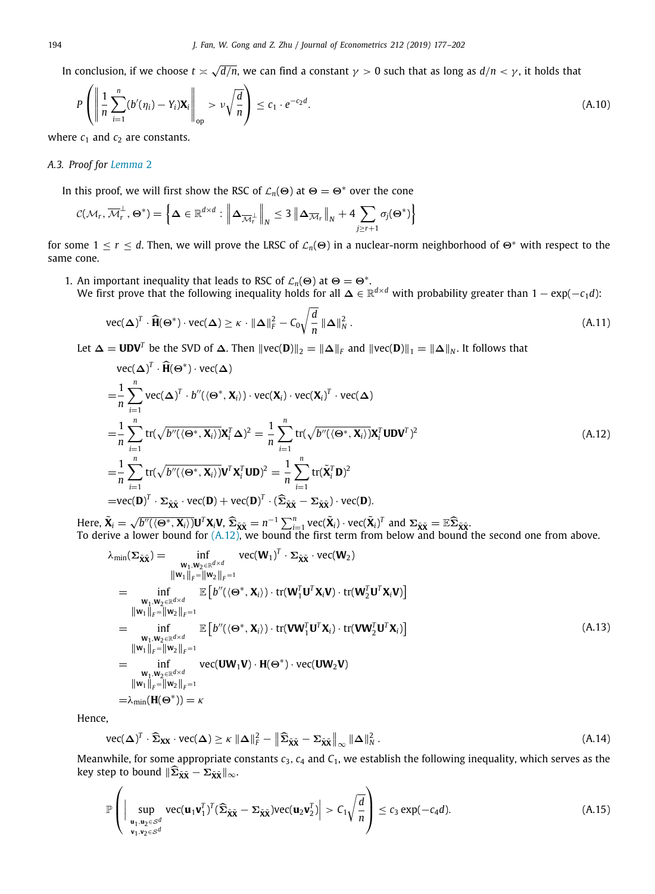In conclusion, if we choose $t \asymp \sqrt{d/n}$, we can find a constant $\gamma > 0$ such that as long as $d/n < \gamma$, it holds that

$$P\left(\left\|\frac{1}{n}\sum_{i=1}^{n}(b'(\eta_i) - Y_i)\mathbf{X}_i\right\|_{\text{op}} > \nu\sqrt{\frac{d}{n}}\right) \leq c_1 \cdot e^{-c_2 d}. \tag{A.10}$$

where $c_1$ and $c_2$ are constants.

### A.3. Proof for Lemma 2

In this proof, we will first show the RSC of $\mathcal{L}_n(\mathbf{\Theta})$ at $\mathbf{\Theta} = \mathbf{\Theta}^*$ over the cone

$$\mathcal{C}(\mathcal{M}_r, \overline{\mathcal{M}}_r^{\perp}, \mathbf{\Theta}^*) = \left\{\mathbf{\Delta} \in \mathbb{R}^{d\times d} : \left\|\mathbf{\Delta}_{\overline{\mathcal{M}}_r^{\perp}}\right\|_N \leq 3\left\|\mathbf{\Delta}_{\overline{\mathcal{M}}_r}\right\|_N + 4\sum_{j\geq r+1}\sigma_j(\mathbf{\Theta}^*)\right\}$$

for some $1 \leq r \leq d$. Then, we will prove the LRSC of $\mathcal{L}_n(\mathbf{\Theta})$ in a nuclear-norm neighborhood of $\mathbf{\Theta}^*$ with respect to the same cone.

1. An important inequality that leads to RSC of $\mathcal{L}_n(\mathbf{\Theta})$ at $\mathbf{\Theta} = \mathbf{\Theta}^*$.
We first prove that the following inequality holds for all $\mathbf{\Delta} \in \mathbb{R}^{d\times d}$ with probability greater than $1 - \exp(-c_1 d)$:

$$\text{vec}(\mathbf{\Delta})^T \cdot \widehat{\mathbf{H}}(\mathbf{\Theta}^*) \cdot \text{vec}(\mathbf{\Delta}) \geq \kappa \cdot \|\mathbf{\Delta}\|_F^2 - C_0\sqrt{\frac{d}{n}}\|\mathbf{\Delta}\|_N^2. \tag{A.11}$$

Let $\mathbf{\Delta} = \mathbf{UDV}^T$ be the SVD of $\mathbf{\Delta}$. Then $\|\text{vec}(\mathbf{D})\|_2 = \|\mathbf{\Delta}\|_F$ and $\|\text{vec}(\mathbf{D})\|_1 = \|\mathbf{\Delta}\|_N$. It follows that

$$\begin{aligned}
&\text{vec}(\mathbf{\Delta})^T \cdot \widehat{\mathbf{H}}(\mathbf{\Theta}^*) \cdot \text{vec}(\mathbf{\Delta}) \\
=&\frac{1}{n}\sum_{i=1}^{n}\text{vec}(\mathbf{\Delta})^T \cdot b''(\langle\mathbf{\Theta}^*, \mathbf{X}_i\rangle) \cdot \text{vec}(\mathbf{X}_i) \cdot \text{vec}(\mathbf{X}_i)^T \cdot \text{vec}(\mathbf{\Delta}) \\
=&\frac{1}{n}\sum_{i=1}^{n}\text{tr}(\sqrt{b''(\langle\mathbf{\Theta}^*, \mathbf{X}_i\rangle)}\mathbf{X}_i^T\mathbf{\Delta})^2 = \frac{1}{n}\sum_{i=1}^{n}\text{tr}(\sqrt{b''(\langle\mathbf{\Theta}^*, \mathbf{X}_i\rangle)}\mathbf{X}_i^T\mathbf{UDV}^T)^2 \\
=&\frac{1}{n}\sum_{i=1}^{n}\text{tr}(\sqrt{b''(\langle\mathbf{\Theta}^*, \mathbf{X}_i\rangle)}\mathbf{V}^T\mathbf{X}_i^T\mathbf{UD})^2 = \frac{1}{n}\sum_{i=1}^{n}\text{tr}(\tilde{\mathbf{X}}_i^T\mathbf{D})^2 \\
=&\text{vec}(\mathbf{D})^T \cdot \mathbf{\Sigma}_{\tilde{\mathbf{X}}\tilde{\mathbf{X}}} \cdot \text{vec}(\mathbf{D}) + \text{vec}(\mathbf{D})^T \cdot (\widehat{\mathbf{\Sigma}}_{\tilde{\mathbf{X}}\tilde{\mathbf{X}}} - \mathbf{\Sigma}_{\tilde{\mathbf{X}}\tilde{\mathbf{X}}}) \cdot \text{vec}(\mathbf{D}).
\end{aligned} \tag{A.12}$$

Here, $\tilde{\mathbf{X}}_i = \sqrt{b''(\langle\mathbf{\Theta}^*, \mathbf{X}_i\rangle)}\mathbf{U}^T\mathbf{X}_i\mathbf{V}$, $\widehat{\mathbf{\Sigma}}_{\tilde{\mathbf{X}}\tilde{\mathbf{X}}} = n^{-1}\sum_{i=1}^{n}\text{vec}(\tilde{\mathbf{X}}_i) \cdot \text{vec}(\tilde{\mathbf{X}}_i)^T$ and $\mathbf{\Sigma}_{\tilde{\mathbf{X}}\tilde{\mathbf{X}}} = \mathbb{E}\widehat{\mathbf{\Sigma}}_{\tilde{\mathbf{X}}\tilde{\mathbf{X}}}$.
To derive a lower bound for (A.12), we bound the first term from below and bound the second one from above.

$$\begin{aligned}
\lambda_{\min}(\mathbf{\Sigma}_{\tilde{\mathbf{X}}\tilde{\mathbf{X}}}) =& \inf_{\substack{\mathbf{W}_1,\mathbf{W}_2\in\mathbb{R}^{d\times d}\\ \|\mathbf{W}_1\|_F=\|\mathbf{W}_2\|_F=1}} \text{vec}(\mathbf{W}_1)^T \cdot \mathbf{\Sigma}_{\tilde{\mathbf{X}}\tilde{\mathbf{X}}} \cdot \text{vec}(\mathbf{W}_2) \\
=& \inf_{\substack{\mathbf{W}_1,\mathbf{W}_2\in\mathbb{R}^{d\times d}\\ \|\mathbf{W}_1\|_F=\|\mathbf{W}_2\|_F=1}} \mathbb{E}\left[b''(\langle\mathbf{\Theta}^*, \mathbf{X}_i\rangle) \cdot \text{tr}(\mathbf{W}_1^T\mathbf{U}^T\mathbf{X}_i\mathbf{V}) \cdot \text{tr}(\mathbf{W}_2^T\mathbf{U}^T\mathbf{X}_i\mathbf{V})\right] \\
=& \inf_{\substack{\mathbf{W}_1,\mathbf{W}_2\in\mathbb{R}^{d\times d}\\ \|\mathbf{W}_1\|_F=\|\mathbf{W}_2\|_F=1}} \mathbb{E}\left[b''(\langle\mathbf{\Theta}^*, \mathbf{X}_i\rangle) \cdot \text{tr}(\mathbf{V}\mathbf{W}_1^T\mathbf{U}^T\mathbf{X}_i) \cdot \text{tr}(\mathbf{V}\mathbf{W}_2^T\mathbf{U}^T\mathbf{X}_i)\right] \\
=& \inf_{\substack{\mathbf{W}_1,\mathbf{W}_2\in\mathbb{R}^{d\times d}\\ \|\mathbf{W}_1\|_F=\|\mathbf{W}_2\|_F=1}} \text{vec}(\mathbf{U}\mathbf{W}_1\mathbf{V}) \cdot \mathbf{H}(\mathbf{\Theta}^*) \cdot \text{vec}(\mathbf{U}\mathbf{W}_2\mathbf{V}) \\
=&\lambda_{\min}(\mathbf{H}(\mathbf{\Theta}^*)) = \kappa
\end{aligned} \tag{A.13}$$

Hence,

$$\text{vec}(\mathbf{\Delta})^T \cdot \widehat{\mathbf{\Sigma}}_{\mathbf{XX}} \cdot \text{vec}(\mathbf{\Delta}) \geq \kappa\|\mathbf{\Delta}\|_F^2 - \left\|\widehat{\mathbf{\Sigma}}_{\tilde{\mathbf{X}}\tilde{\mathbf{X}}} - \mathbf{\Sigma}_{\tilde{\mathbf{X}}\tilde{\mathbf{X}}}\right\|_\infty \|\mathbf{\Delta}\|_N^2. \tag{A.14}$$

Meanwhile, for some appropriate constants $c_3$, $c_4$ and $C_1$, we establish the following inequality, which serves as the key step to bound $\|\widehat{\mathbf{\Sigma}}_{\tilde{\mathbf{X}}\tilde{\mathbf{X}}} - \mathbf{\Sigma}_{\tilde{\mathbf{X}}\tilde{\mathbf{X}}}\|_\infty$.

$$\mathbb{P}\left(\left|\sup_{\substack{\mathbf{u}_1,\mathbf{u}_2\in\mathcal{S}^d\\ \mathbf{v}_1,\mathbf{v}_2\in\mathcal{S}^d}} \text{vec}(\mathbf{u}_1\mathbf{v}_1^T)^T(\widehat{\mathbf{\Sigma}}_{\tilde{\mathbf{X}}\tilde{\mathbf{X}}} - \mathbf{\Sigma}_{\tilde{\mathbf{X}}\tilde{\mathbf{X}}})\text{vec}(\mathbf{u}_2\mathbf{v}_2^T)\right| > C_1\sqrt{\frac{d}{n}}\right) \leq c_3\exp(-c_4 d). \tag{A.15}$$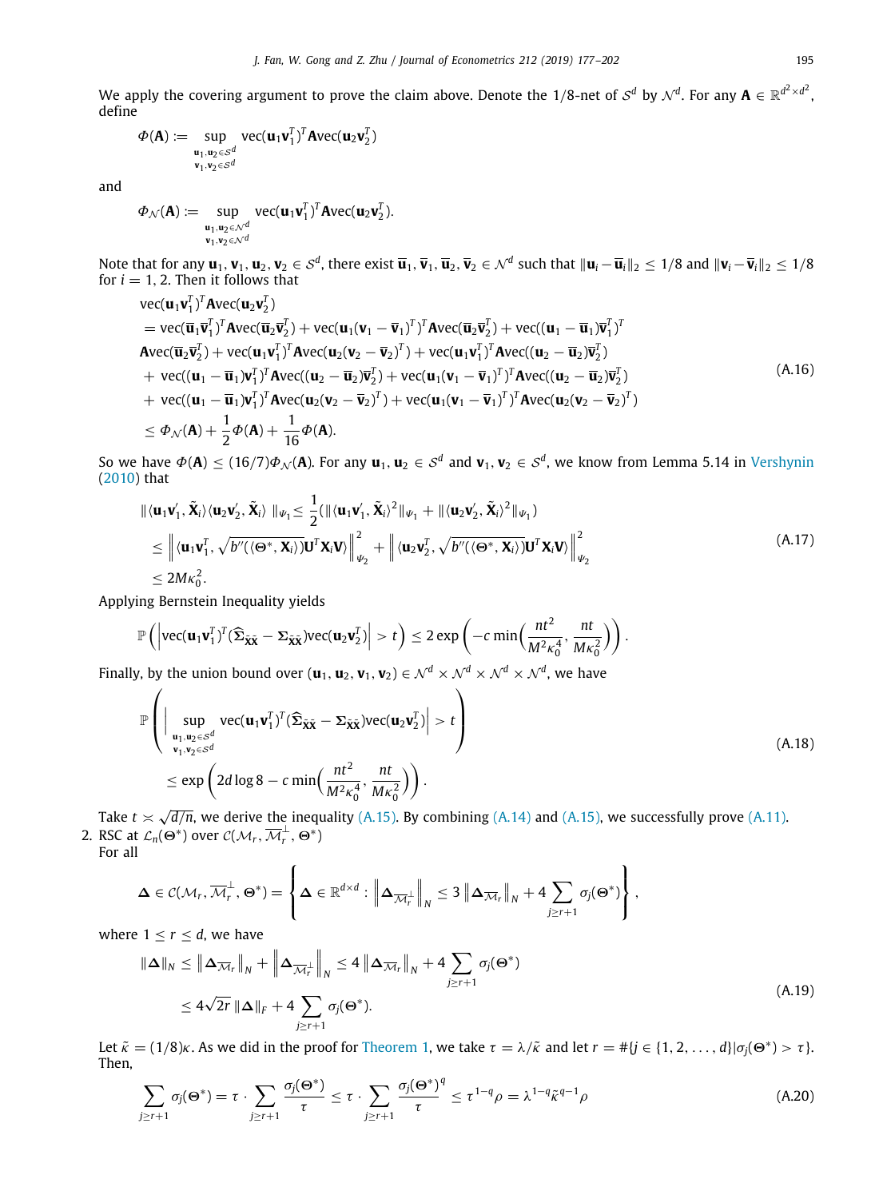We apply the covering argument to prove the claim above. Denote the 1/8-net of $\mathcal{S}^d$ by $\mathcal{N}^d$. For any $\mathbf{A} \in \mathbb{R}^{d^2 \times d^2}$, define

$$\Phi(\mathbf{A}) := \sup_{\substack{\mathbf{u}_1, \mathbf{u}_2 \in \mathcal{S}^d \\ \mathbf{v}_1, \mathbf{v}_2 \in \mathcal{S}^d}} \text{vec}(\mathbf{u}_1 \mathbf{v}_1^T)^T \mathbf{A} \text{vec}(\mathbf{u}_2 \mathbf{v}_2^T)$$

and

$$\Phi_{\mathcal{N}}(\mathbf{A}) := \sup_{\substack{\mathbf{u}_1, \mathbf{u}_2 \in \mathcal{N}^d \\ \mathbf{v}_1, \mathbf{v}_2 \in \mathcal{N}^d}} \text{vec}(\mathbf{u}_1 \mathbf{v}_1^T)^T \mathbf{A} \text{vec}(\mathbf{u}_2 \mathbf{v}_2^T).$$

Note that for any $\mathbf{u}_1, \mathbf{v}_1, \mathbf{u}_2, \mathbf{v}_2 \in \mathcal{S}^d$, there exist $\overline{\mathbf{u}}_1, \overline{\mathbf{v}}_1, \overline{\mathbf{u}}_2, \overline{\mathbf{v}}_2 \in \mathcal{N}^d$ such that $\|\mathbf{u}_i - \overline{\mathbf{u}}_i\|_2 \leq 1/8$ and $\|\mathbf{v}_i - \overline{\mathbf{v}}_i\|_2 \leq 1/8$ for $i = 1, 2$. Then it follows that

$$\begin{aligned}
&\text{vec}(\mathbf{u}_1 \mathbf{v}_1^T)^T \mathbf{A} \text{vec}(\mathbf{u}_2 \mathbf{v}_2^T) \\
&= \text{vec}(\overline{\mathbf{u}}_1 \overline{\mathbf{v}}_1^T)^T \mathbf{A} \text{vec}(\overline{\mathbf{u}}_2 \overline{\mathbf{v}}_2^T) + \text{vec}(\mathbf{u}_1 (\mathbf{v}_1 - \overline{\mathbf{v}}_1)^T)^T \mathbf{A} \text{vec}(\overline{\mathbf{u}}_2 \overline{\mathbf{v}}_2^T) + \text{vec}((\mathbf{u}_1 - \overline{\mathbf{u}}_1) \overline{\mathbf{v}}_1^T)^T \\
&\mathbf{A} \text{vec}(\overline{\mathbf{u}}_2 \overline{\mathbf{v}}_2^T) + \text{vec}(\mathbf{u}_1 \mathbf{v}_1^T)^T \mathbf{A} \text{vec}(\mathbf{u}_2 (\mathbf{v}_2 - \overline{\mathbf{v}}_2)^T) + \text{vec}(\mathbf{u}_1 \mathbf{v}_1^T)^T \mathbf{A} \text{vec}((\mathbf{u}_2 - \overline{\mathbf{u}}_2) \overline{\mathbf{v}}_2^T) \\
&+ \text{vec}((\mathbf{u}_1 - \overline{\mathbf{u}}_1) \mathbf{v}_1^T)^T \mathbf{A} \text{vec}((\mathbf{u}_2 - \overline{\mathbf{u}}_2) \overline{\mathbf{v}}_2^T) + \text{vec}(\mathbf{u}_1 (\mathbf{v}_1 - \overline{\mathbf{v}}_1)^T)^T \mathbf{A} \text{vec}((\mathbf{u}_2 - \overline{\mathbf{u}}_2) \overline{\mathbf{v}}_2^T) \\
&+ \text{vec}((\mathbf{u}_1 - \overline{\mathbf{u}}_1) \mathbf{v}_1^T)^T \mathbf{A} \text{vec}(\mathbf{u}_2 (\mathbf{v}_2 - \overline{\mathbf{v}}_2)^T) + \text{vec}(\mathbf{u}_1 (\mathbf{v}_1 - \overline{\mathbf{v}}_1)^T)^T \mathbf{A} \text{vec}(\mathbf{u}_2 (\mathbf{v}_2 - \overline{\mathbf{v}}_2)^T) \\
&\leq \Phi_{\mathcal{N}}(\mathbf{A}) + \frac{1}{2} \Phi(\mathbf{A}) + \frac{1}{16} \Phi(\mathbf{A}).
\end{aligned} \tag{A.16}$$

So we have $\Phi(\mathbf{A}) \leq (16/7) \Phi_{\mathcal{N}}(\mathbf{A})$. For any $\mathbf{u}_1, \mathbf{u}_2 \in \mathcal{S}^d$ and $\mathbf{v}_1, \mathbf{v}_2 \in \mathcal{S}^d$, we know from Lemma 5.14 in Vershynin (2010) that

$$\begin{aligned}
\|\langle \mathbf{u}_1 \mathbf{v}_1', \tilde{\mathbf{X}}_i \rangle \langle \mathbf{u}_2 \mathbf{v}_2', \tilde{\mathbf{X}}_i \rangle\|_{\psi_1} &\leq \frac{1}{2} (\|\langle \mathbf{u}_1 \mathbf{v}_1', \tilde{\mathbf{X}}_i \rangle^2\|_{\psi_1} + \|\langle \mathbf{u}_2 \mathbf{v}_2', \tilde{\mathbf{X}}_i \rangle^2\|_{\psi_1}) \\
&\leq \left\| \langle \mathbf{u}_1 \mathbf{v}_1^T, \sqrt{b''(\langle \mathbf{\Theta}^*, \mathbf{X}_i \rangle)} \mathbf{U}^T \mathbf{X}_i \mathbf{V} \rangle \right\|_{\psi_2}^2 + \left\| \langle \mathbf{u}_2 \mathbf{v}_2^T, \sqrt{b''(\langle \mathbf{\Theta}^*, \mathbf{X}_i \rangle)} \mathbf{U}^T \mathbf{X}_i \mathbf{V} \rangle \right\|_{\psi_2}^2 \\
&\leq 2M\kappa_0^2.
\end{aligned} \tag{A.17}$$

Applying Bernstein Inequality yields

$$\mathbb{P}\left( \left| \text{vec}(\mathbf{u}_1 \mathbf{v}_1^T)^T (\widehat{\mathbf{\Sigma}}_{\tilde{\mathbf{X}}\tilde{\mathbf{X}}} - \mathbf{\Sigma}_{\tilde{\mathbf{X}}\tilde{\mathbf{X}}}) \text{vec}(\mathbf{u}_2 \mathbf{v}_2^T) \right| > t \right) \leq 2 \exp\left( -c \min\left( \frac{nt^2}{M^2 \kappa_0^4}, \frac{nt}{M\kappa_0^2} \right) \right).$$

Finally, by the union bound over $(\mathbf{u}_1, \mathbf{u}_2, \mathbf{v}_1, \mathbf{v}_2) \in \mathcal{N}^d \times \mathcal{N}^d \times \mathcal{N}^d \times \mathcal{N}^d$, we have

$$\begin{aligned}
&\mathbb{P}\left( \left| \sup_{\substack{\mathbf{u}_1, \mathbf{u}_2 \in \mathcal{S}^d \\ \mathbf{v}_1, \mathbf{v}_2 \in \mathcal{S}^d}} \text{vec}(\mathbf{u}_1 \mathbf{v}_1^T)^T (\widehat{\mathbf{\Sigma}}_{\tilde{\mathbf{X}}\tilde{\mathbf{X}}} - \mathbf{\Sigma}_{\tilde{\mathbf{X}}\tilde{\mathbf{X}}}) \text{vec}(\mathbf{u}_2 \mathbf{v}_2^T) \right| > t \right. \\
&\qquad \left. \leq \exp\left( 2d \log 8 - c \min\left( \frac{nt^2}{M^2 \kappa_0^4}, \frac{nt}{M\kappa_0^2} \right) \right). \right.
\end{aligned} \tag{A.18}$$

Take $t \asymp \sqrt{d/n}$, we derive the inequality (A.15). By combining (A.14) and (A.15), we successfully prove (A.11).

2. RSC at $\mathcal{L}_n(\mathbf{\Theta}^*)$ over $\mathcal{C}(\mathcal{M}_r, \overline{\mathcal{M}}_r^\perp, \mathbf{\Theta}^*)$

For all

$$\mathbf{\Delta} \in \mathcal{C}(\mathcal{M}_r, \overline{\mathcal{M}}_r^\perp, \mathbf{\Theta}^*) = \left\{ \mathbf{\Delta} \in \mathbb{R}^{d \times d} : \left\| \mathbf{\Delta}_{\overline{\mathcal{M}}_r^\perp} \right\|_N \leq 3 \left\| \mathbf{\Delta}_{\overline{\mathcal{M}}_r} \right\|_N + 4 \sum_{j \geq r+1} \sigma_j(\mathbf{\Theta}^*) \right\},$$

where $1 \leq r \leq d$, we have

$$\begin{aligned}
\|\mathbf{\Delta}\|_N &\leq \left\| \mathbf{\Delta}_{\overline{\mathcal{M}}_r} \right\|_N + \left\| \mathbf{\Delta}_{\overline{\mathcal{M}}_r^\perp} \right\|_N \leq 4 \left\| \mathbf{\Delta}_{\overline{\mathcal{M}}_r} \right\|_N + 4 \sum_{j \geq r+1} \sigma_j(\mathbf{\Theta}^*) \\
&\leq 4\sqrt{2r} \|\mathbf{\Delta}\|_F + 4 \sum_{j \geq r+1} \sigma_j(\mathbf{\Theta}^*).
\end{aligned} \tag{A.19}$$

Let $\tilde{\kappa} = (1/8)\kappa$. As we did in the proof for Theorem 1, we take $\tau = \lambda / \tilde{\kappa}$ and let $r = \#\{j \in \{1, 2, \ldots, d\} | \sigma_j(\mathbf{\Theta}^*) > \tau\}$. Then,

$$\sum_{j \geq r+1} \sigma_j(\mathbf{\Theta}^*) = \tau \cdot \sum_{j \geq r+1} \frac{\sigma_j(\mathbf{\Theta}^*)}{\tau} \leq \tau \cdot \sum_{j \geq r+1} \frac{\sigma_j(\mathbf{\Theta}^*)^q}{\tau} \leq \tau^{1-q} \rho = \lambda^{1-q} \tilde{\kappa}^{q-1} \rho \tag{A.20}$$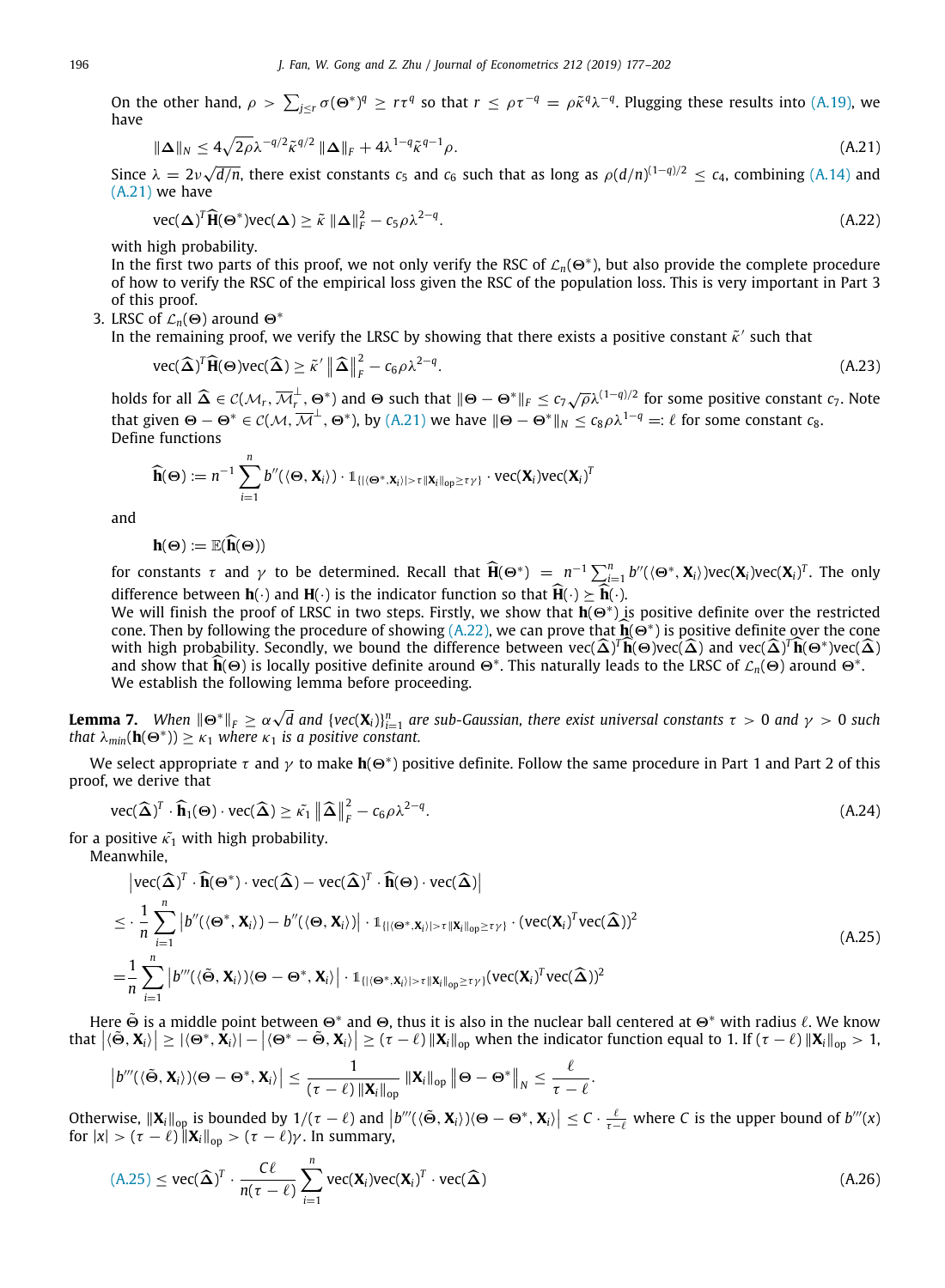On the other hand, $\rho > \sum_{j\le r}\sigma(\Theta^*)^q \ge r\tau^q$ so that $r \le \rho\tau^{-q} = \rho\tilde{\kappa}^q\lambda^{-q}$. Plugging these results into (A.19), we have

$$\|\Delta\|_N \le 4\sqrt{2\rho}\lambda^{-q/2}\tilde{\kappa}^{q/2}\|\Delta\|_F + 4\lambda^{1-q}\tilde{\kappa}^{q-1}\rho. \tag{A.21}$$

Since $\lambda = 2\nu\sqrt{d/n}$, there exist constants $c_5$ and $c_6$ such that as long as $\rho(d/n)^{(1-q)/2} \le c_4$, combining (A.14) and (A.21) we have

$$\mathrm{vec}(\Delta)^T\widehat{\mathbf{H}}(\Theta^*)\mathrm{vec}(\Delta) \ge \tilde{\kappa}\|\Delta\|_F^2 - c_5\rho\lambda^{2-q}. \tag{A.22}$$

with high probability.

In the first two parts of this proof, we not only verify the RSC of $\mathcal{L}_n(\Theta^*)$, but also provide the complete procedure of how to verify the RSC of the empirical loss given the RSC of the population loss. This is very important in Part 3 of this proof.

3. LRSC of $\mathcal{L}_n(\Theta)$ around $\Theta^*$

In the remaining proof, we verify the LRSC by showing that there exists a positive constant $\tilde{\kappa}'$ such that

$$\mathrm{vec}(\widehat{\Delta})^T\widehat{\mathbf{H}}(\Theta)\mathrm{vec}(\widehat{\Delta}) \ge \tilde{\kappa}'\left\|\widehat{\Delta}\right\|_F^2 - c_6\rho\lambda^{2-q}. \tag{A.23}$$

holds for all $\widehat{\Delta} \in \mathcal{C}(\mathcal{M}_r, \overline{\mathcal{M}}_r^{\perp}, \Theta^*)$ and $\Theta$ such that $\|\Theta - \Theta^*\|_F \le c_7\sqrt{\rho}\lambda^{(1-q)/2}$ for some positive constant $c_7$. Note that given $\Theta - \Theta^* \in \mathcal{C}(\mathcal{M}, \overline{\mathcal{M}}^{\perp}, \Theta^*)$, by (A.21) we have $\|\Theta - \Theta^*\|_N \le c_8\rho\lambda^{1-q} =: \ell$ for some constant $c_8$.

Define functions

$$\widehat{\mathbf{h}}(\Theta) := n^{-1}\sum_{i=1}^n b''(\langle\Theta, \mathbf{X}_i\rangle)\cdot \mathbb{1}_{\{|\langle\Theta^*,\mathbf{X}_i\rangle| > \tau\|\mathbf{X}_i\|_{\mathrm{op}} \ge \tau\gamma\}}\cdot \mathrm{vec}(\mathbf{X}_i)\mathrm{vec}(\mathbf{X}_i)^T$$

and

$$\mathbf{h}(\Theta) := \mathbb{E}(\widehat{\mathbf{h}}(\Theta))$$

for constants $\tau$ and $\gamma$ to be determined. Recall that $\widehat{\mathbf{H}}(\Theta^*) = n^{-1}\sum_{i=1}^n b''(\langle\Theta^*, \mathbf{X}_i\rangle)\mathrm{vec}(\mathbf{X}_i)\mathrm{vec}(\mathbf{X}_i)^T$. The only difference between $\mathbf{h}(\cdot)$ and $\mathbf{H}(\cdot)$ is the indicator function so that $\widehat{\mathbf{H}}(\cdot) \succeq \widehat{\mathbf{h}}(\cdot)$.

We will finish the proof of LRSC in two steps. Firstly, we show that $\mathbf{h}(\Theta^*)$ is positive definite over the restricted cone. Then by following the procedure of showing (A.22), we can prove that $\widehat{\mathbf{h}}(\Theta^*)$ is positive definite over the cone with high probability. Secondly, we bound the difference between $\mathrm{vec}(\widehat{\Delta})^T\widehat{\mathbf{h}}(\Theta)\mathrm{vec}(\widehat{\Delta})$ and $\mathrm{vec}(\widehat{\Delta})^T\widehat{\mathbf{h}}(\Theta^*)\mathrm{vec}(\widehat{\Delta})$ and show that $\widehat{\mathbf{h}}(\Theta)$ is locally positive definite around $\Theta^*$. This naturally leads to the LRSC of $\mathcal{L}_n(\Theta)$ around $\Theta^*$.

We establish the following lemma before proceeding.

**Lemma 7.** *When $\|\Theta^*\|_F \ge \alpha\sqrt{d}$ and $\{vec(\mathbf{X}_i)\}_{i=1}^n$ are sub-Gaussian, there exist universal constants $\tau > 0$ and $\gamma > 0$ such that $\lambda_{min}(\mathbf{h}(\Theta^*)) \ge \kappa_1$ where $\kappa_1$ is a positive constant.*

We select appropriate $\tau$ and $\gamma$ to make $\mathbf{h}(\Theta^*)$ positive definite. Follow the same procedure in Part 1 and Part 2 of this proof, we derive that

$$\mathrm{vec}(\widehat{\Delta})^T\cdot\widehat{\mathbf{h}}_1(\Theta)\cdot\mathrm{vec}(\widehat{\Delta}) \ge \tilde{\kappa_1}\left\|\widehat{\Delta}\right\|_F^2 - c_6\rho\lambda^{2-q}. \tag{A.24}$$

for a positive $\tilde{\kappa_1}$ with high probability.

Meanwhile,

$$\begin{aligned}
&\left|\mathrm{vec}(\widehat{\Delta})^T\cdot\widehat{\mathbf{h}}(\Theta^*)\cdot\mathrm{vec}(\widehat{\Delta}) - \mathrm{vec}(\widehat{\Delta})^T\cdot\widehat{\mathbf{h}}(\Theta)\cdot\mathrm{vec}(\widehat{\Delta})\right| \\
&\le \cdot\frac{1}{n}\sum_{i=1}^n\left|b''(\langle\Theta^*,\mathbf{X}_i\rangle) - b''(\langle\Theta,\mathbf{X}_i\rangle)\right|\cdot\mathbb{1}_{\{|\langle\Theta^*,\mathbf{X}_i\rangle|>\tau\|\mathbf{X}_i\|_{\mathrm{op}}\ge\tau\gamma\}}\cdot(\mathrm{vec}(\mathbf{X}_i)^T\mathrm{vec}(\widehat{\Delta}))^2 \\
&= \frac{1}{n}\sum_{i=1}^n\left|b'''(\langle\tilde{\Theta},\mathbf{X}_i\rangle)\langle\Theta-\Theta^*,\mathbf{X}_i\rangle\right|\cdot\mathbb{1}_{\{|\langle\Theta^*,\mathbf{X}_i\rangle|>\tau\|\mathbf{X}_i\|_{\mathrm{op}}\ge\tau\gamma\}}(\mathrm{vec}(\mathbf{X}_i)^T\mathrm{vec}(\widehat{\Delta}))^2
\end{aligned} \tag{A.25}$$

Here $\tilde{\Theta}$ is a middle point between $\Theta^*$ and $\Theta$, thus it is also in the nuclear ball centered at $\Theta^*$ with radius $\ell$. We know that $\left|\langle\tilde{\Theta},\mathbf{X}_i\rangle\right| \ge |\langle\Theta^*,\mathbf{X}_i\rangle| - \left|\langle\Theta^* - \tilde{\Theta},\mathbf{X}_i\rangle\right| \ge (\tau-\ell)\|\mathbf{X}_i\|_{\mathrm{op}}$ when the indicator function equal to 1. If $(\tau-\ell)\|\mathbf{X}_i\|_{\mathrm{op}} > 1$,

$$\left|b'''(\langle\tilde{\Theta},\mathbf{X}_i\rangle)\langle\Theta-\Theta^*,\mathbf{X}_i\rangle\right| \le \frac{1}{(\tau-\ell)\|\mathbf{X}_i\|_{\mathrm{op}}}\|\mathbf{X}_i\|_{\mathrm{op}}\|\Theta-\Theta^*\|_N \le \frac{\ell}{\tau-\ell}.$$

Otherwise, $\|\mathbf{X}_i\|_{\mathrm{op}}$ is bounded by $1/(\tau-\ell)$ and $\left|b'''(\langle\tilde{\Theta},\mathbf{X}_i\rangle)\langle\Theta-\Theta^*,\mathbf{X}_i\rangle\right| \le C\cdot\frac{\ell}{\tau-\ell}$ where $C$ is the upper bound of $b'''(x)$ for $|x| > (\tau-\ell)\|\mathbf{X}_i\|_{\mathrm{op}} > (\tau-\ell)\gamma$. In summary,

$$\text{(A.25)} \le \mathrm{vec}(\widehat{\Delta})^T\cdot\frac{C\ell}{n(\tau-\ell)}\sum_{i=1}^n\mathrm{vec}(\mathbf{X}_i)\mathrm{vec}(\mathbf{X}_i)^T\cdot\mathrm{vec}(\widehat{\Delta}) \tag{A.26}$$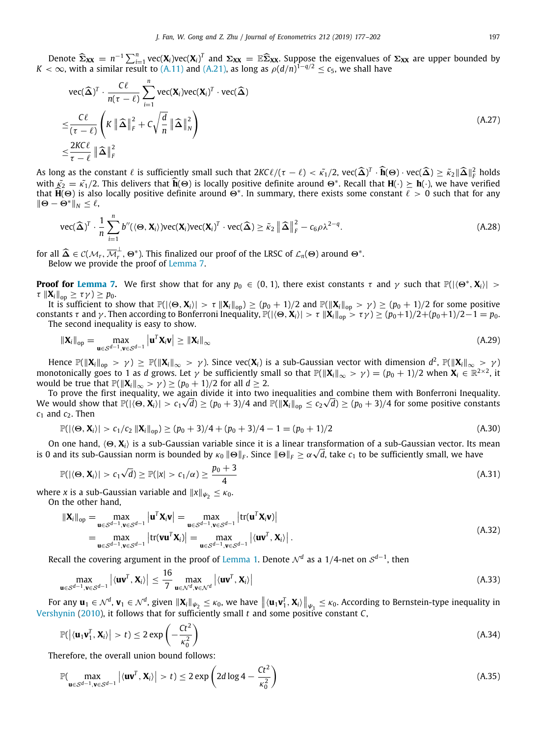Denote $\widehat{\Sigma}_{\mathbf{XX}} = n^{-1}\sum_{i=1}^{n} \text{vec}(\mathbf{X}_i)\text{vec}(\mathbf{X}_i)^T$ and $\Sigma_{\mathbf{XX}} = \mathbb{E}\widehat{\Sigma}_{\mathbf{XX}}$. Suppose the eigenvalues of $\Sigma_{\mathbf{XX}}$ are upper bounded by $K < \infty$, with a similar result to (A.11) and (A.21), as long as $\rho(d/n)^{1-q/2} \le c_5$, we shall have

$$
\begin{aligned}
&\text{vec}(\widehat{\Delta})^T \cdot \frac{C\ell}{n(\tau-\ell)} \sum_{i=1}^{n} \text{vec}(\mathbf{X}_i)\text{vec}(\mathbf{X}_i)^T \cdot \text{vec}(\widehat{\Delta}) \\
\le& \frac{C\ell}{(\tau-\ell)} \left( K \left\| \widehat{\Delta} \right\|_F^2 + C\sqrt{\frac{d}{n}} \left\| \widehat{\Delta} \right\|_N^2 \right) \\
\le& \frac{2KC\ell}{\tau-\ell} \left\| \widehat{\Delta} \right\|_F^2
\end{aligned}
\tag{A.27}
$$

As long as the constant $\ell$ is sufficiently small such that $2KC\ell/(\tau-\ell) < \tilde{\kappa_1}/2$, $\text{vec}(\widehat{\Delta})^T \cdot \widehat{\mathbf{h}}(\Theta) \cdot \text{vec}(\widehat{\Delta}) \ge \tilde{\kappa}_2 \|\widehat{\Delta}\|_F^2$ holds with $\tilde{\kappa_2} = \tilde{\kappa_1}/2$. This delivers that $\widehat{\mathbf{h}}(\Theta)$ is locally positive definite around $\Theta^*$. Recall that $\mathbf{H}(\cdot) \succeq \mathbf{h}(\cdot)$, we have verified that $\widehat{\mathbf{H}}(\Theta)$ is also locally positive definite around $\Theta^*$. In summary, there exists some constant $\ell > 0$ such that for any $\|\Theta - \Theta^*\|_N \le \ell$,

$$
\text{vec}(\widehat{\Delta})^T \cdot \frac{1}{n}\sum_{i=1}^{n} b''(\langle \Theta, \mathbf{X}_i \rangle)\text{vec}(\mathbf{X}_i)\text{vec}(\mathbf{X}_i)^T \cdot \text{vec}(\widehat{\Delta}) \ge \tilde{\kappa}_2 \left\| \widehat{\Delta} \right\|_F^2 - c_6\rho\lambda^{2-q}.
\tag{A.28}
$$

for all $\widehat{\Delta} \in \mathcal{C}(\mathcal{M}_r, \overline{\mathcal{M}}_r^{\perp}, \Theta^*)$. This finalized our proof of the LRSC of $\mathcal{L}_n(\Theta)$ around $\Theta^*$.

Below we provide the proof of Lemma 7.

**Proof for Lemma 7.** We first show that for any $p_0 \in (0, 1)$, there exist constants $\tau$ and $\gamma$ such that $\mathbb{P}(|\langle \Theta^*, \mathbf{X}_i \rangle| > \tau \|\mathbf{X}_i\|_{\text{op}} \ge \tau\gamma) \ge p_0$.

It is sufficient to show that $\mathbb{P}(|\langle \Theta, \mathbf{X}_i \rangle| > \tau \|\mathbf{X}_i\|_{\text{op}}) \ge (p_0+1)/2$ and $\mathbb{P}(\|\mathbf{X}_i\|_{\text{op}} > \gamma) \ge (p_0+1)/2$ for some positive constants $\tau$ and $\gamma$. Then according to Bonferroni Inequality, $\mathbb{P}(|\langle \Theta, \mathbf{X}_i \rangle| > \tau \|\mathbf{X}_i\|_{\text{op}} > \tau\gamma) \ge (p_0+1)/2 + (p_0+1)/2 - 1 = p_0$.

The second inequality is easy to show.

$$
\|\mathbf{X}_i\|_{\text{op}} = \max_{\mathbf{u}\in\mathcal{S}^{d-1}, \mathbf{v}\in\mathcal{S}^{d-1}} \left| \mathbf{u}^T\mathbf{X}_i\mathbf{v} \right| \ge \|\mathbf{X}_i\|_\infty
\tag{A.29}
$$

Hence $\mathbb{P}(\|\mathbf{X}_i\|_{\text{op}} > \gamma) \ge \mathbb{P}(\|\mathbf{X}_i\|_\infty > \gamma)$. Since $\text{vec}(\mathbf{X}_i)$ is a sub-Gaussian vector with dimension $d^2$, $\mathbb{P}(\|\mathbf{X}_i\|_\infty > \gamma)$ monotonically goes to 1 as $d$ grows. Let $\gamma$ be sufficiently small so that $\mathbb{P}(\|\mathbf{X}_i\|_\infty > \gamma) = (p_0+1)/2$ when $\mathbf{X}_i \in \mathbb{R}^{2\times 2}$, it would be true that $\mathbb{P}(\|\mathbf{X}_i\|_\infty > \gamma) \ge (p_0+1)/2$ for all $d \ge 2$.

To prove the first inequality, we again divide it into two inequalities and combine them with Bonferroni Inequality. We would show that $\mathbb{P}(|\langle \Theta, \mathbf{X}_i \rangle| > c_1\sqrt{d}) \ge (p_0+3)/4$ and $\mathbb{P}(\|\mathbf{X}_i\|_{\text{op}} \le c_2\sqrt{d}) \ge (p_0+3)/4$ for some positive constants $c_1$ and $c_2$. Then

$$
\mathbb{P}(|\langle \Theta, \mathbf{X}_i \rangle| > c_1/c_2 \|\mathbf{X}_i\|_{\text{op}}) \ge (p_0+3)/4 + (p_0+3)/4 - 1 = (p_0+1)/2
\tag{A.30}
$$

On one hand, $\langle \Theta, \mathbf{X}_i \rangle$ is a sub-Gaussian variable since it is a linear transformation of a sub-Gaussian vector. Its mean is 0 and its sub-Gaussian norm is bounded by $\kappa_0 \|\Theta\|_F$. Since $\|\Theta\|_F \ge \alpha\sqrt{d}$, take $c_1$ to be sufficiently small, we have

$$
\mathbb{P}(|\langle \Theta, \mathbf{X}_i \rangle| > c_1\sqrt{d}) \ge \mathbb{P}(|x| > c_1/\alpha) \ge \frac{p_0+3}{4}
\tag{A.31}
$$

where $x$ is a sub-Gaussian variable and $\|x\|_{\psi_2} \le \kappa_0$.

On the other hand,

$$
\begin{aligned}
\|\mathbf{X}_i\|_{\text{op}} &= \max_{\mathbf{u}\in\mathcal{S}^{d-1}, \mathbf{v}\in\mathcal{S}^{d-1}} \left| \mathbf{u}^T\mathbf{X}_i\mathbf{v} \right| = \max_{\mathbf{u}\in\mathcal{S}^{d-1}, \mathbf{v}\in\mathcal{S}^{d-1}} \left| \text{tr}(\mathbf{u}^T\mathbf{X}_i\mathbf{v}) \right| \\
&= \max_{\mathbf{u}\in\mathcal{S}^{d-1}, \mathbf{v}\in\mathcal{S}^{d-1}} \left| \text{tr}(\mathbf{v}\mathbf{u}^T\mathbf{X}_i) \right| = \max_{\mathbf{u}\in\mathcal{S}^{d-1}, \mathbf{v}\in\mathcal{S}^{d-1}} \left| \langle \mathbf{u}\mathbf{v}^T, \mathbf{X}_i \rangle \right|.
\end{aligned}
\tag{A.32}
$$

Recall the covering argument in the proof of Lemma 1. Denote $\mathcal{N}^d$ as a 1/4-net on $\mathcal{S}^{d-1}$, then

$$
\max_{\mathbf{u}\in\mathcal{S}^{d-1}, \mathbf{v}\in\mathcal{S}^{d-1}} \left| \langle \mathbf{u}\mathbf{v}^T, \mathbf{X}_i \rangle \right| \le \frac{16}{7} \max_{\mathbf{u}\in\mathcal{N}^d, \mathbf{v}\in\mathcal{N}^d} \left| \langle \mathbf{u}\mathbf{v}^T, \mathbf{X}_i \rangle \right|
\tag{A.33}
$$

For any $\mathbf{u}_1 \in \mathcal{N}^d$, $\mathbf{v}_1 \in \mathcal{N}^d$, given $\|\mathbf{X}_i\|_{\psi_2} \le \kappa_0$, we have $\left\| \langle \mathbf{u}_1\mathbf{v}_1^T, \mathbf{X}_i \rangle \right\|_{\psi_1} \le \kappa_0$. According to Bernstein-type inequality in Vershynin (2010), it follows that for sufficiently small $t$ and some positive constant $C$,

$$
\mathbb{P}(\left| \langle \mathbf{u}_1\mathbf{v}_1^T, \mathbf{X}_i \rangle \right| > t) \le 2\exp\left( -\frac{Ct^2}{\kappa_0^2} \right)
\tag{A.34}
$$

Therefore, the overall union bound follows:

$$
\mathbb{P}(\max_{\mathbf{u}\in\mathcal{S}^{d-1}, \mathbf{v}\in\mathcal{S}^{d-1}} \left| \langle \mathbf{u}\mathbf{v}^T, \mathbf{X}_i \rangle \right| > t) \le 2\exp\left( 2d\log 4 - \frac{Ct^2}{\kappa_0^2} \right)
\tag{A.35}
$$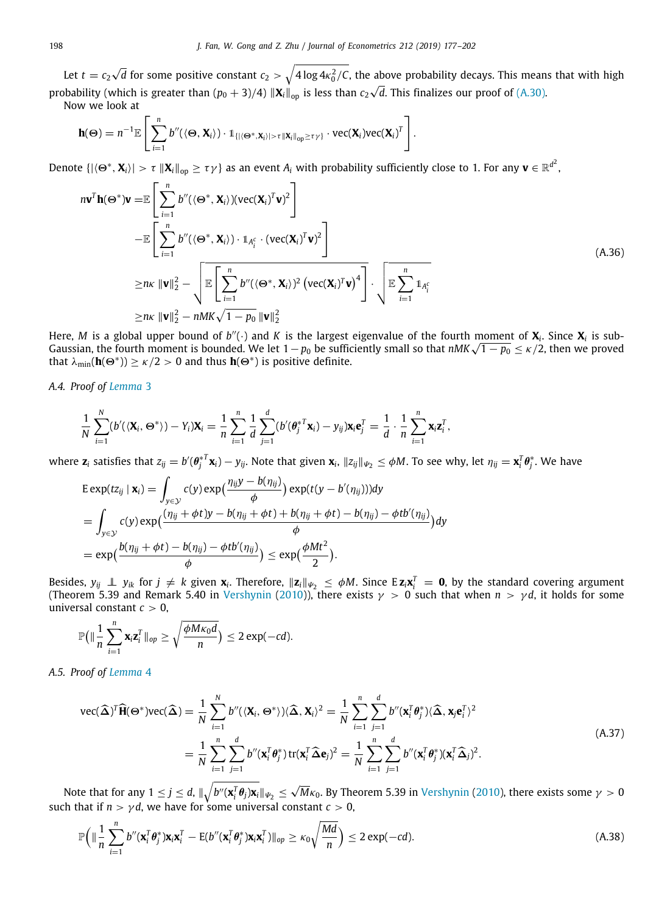Let $t = c_2\sqrt{d}$ for some positive constant $c_2 > \sqrt{4\log 4\kappa_0^2/C}$, the above probability decays. This means that with high probability (which is greater than $(p_0+3)/4$) $\|\mathbf{X}_i\|_{\text{op}}$ is less than $c_2\sqrt{d}$. This finalizes our proof of (A.30).

Now we look at

$$\mathbf{h}(\Theta) = n^{-1}\mathbb{E}\left[\sum_{i=1}^{n} b''(\langle\Theta, \mathbf{X}_i\rangle)\cdot \mathbb{1}_{\{|\langle\Theta^*,\mathbf{X}_i\rangle| > \tau\|\mathbf{X}_i\|_{\text{op}} \geq \tau\gamma\}}\cdot \text{vec}(\mathbf{X}_i)\text{vec}(\mathbf{X}_i)^T\right].$$

Denote $\{|\langle\Theta^*, \mathbf{X}_i\rangle| > \tau\|\mathbf{X}_i\|_{\text{op}} \geq \tau\gamma\}$ as an event $A_i$ with probability sufficiently close to 1. For any $\mathbf{v} \in \mathbb{R}^{d^2}$,

$$\begin{aligned}
n\mathbf{v}^T\mathbf{h}(\Theta^*)\mathbf{v} =& \mathbb{E}\left[\sum_{i=1}^{n} b''(\langle\Theta^*, \mathbf{X}_i\rangle)(\text{vec}(\mathbf{X}_i)^T\mathbf{v})^2\right] \\
&-\mathbb{E}\left[\sum_{i=1}^{n} b''(\langle\Theta^*, \mathbf{X}_i\rangle)\cdot \mathbb{1}_{A_i^c}\cdot(\text{vec}(\mathbf{X}_i)^T\mathbf{v})^2\right] \\
\geq& n\kappa\|\mathbf{v}\|_2^2 - \sqrt{\mathbb{E}\left[\sum_{i=1}^{n} b''(\langle\Theta^*, \mathbf{X}_i\rangle)^2\left(\text{vec}(\mathbf{X}_i)^T\mathbf{v}\right)^4\right]}\cdot\sqrt{\mathbb{E}\sum_{i=1}^{n}\mathbb{1}_{A_i^c}} \\
\geq& n\kappa\|\mathbf{v}\|_2^2 - nMK\sqrt{1-p_0}\,\|\mathbf{v}\|_2^2
\end{aligned} \tag{A.36}$$

Here, $M$ is a global upper bound of $b''(\cdot)$ and $K$ is the largest eigenvalue of the fourth moment of $\mathbf{X}_i$. Since $\mathbf{X}_i$ is sub-Gaussian, the fourth moment is bounded. We let $1-p_0$ be sufficiently small so that $nMK\sqrt{1-p_0} \leq \kappa/2$, then we proved that $\lambda_{\min}(\mathbf{h}(\Theta^*)) \geq \kappa/2 > 0$ and thus $\mathbf{h}(\Theta^*)$ is positive definite.

*A.4. Proof of Lemma 3*

$$\frac{1}{N}\sum_{i=1}^{N}(b'(\langle\mathbf{X}_i, \Theta^*\rangle) - Y_i)\mathbf{X}_i = \frac{1}{n}\sum_{i=1}^{n}\frac{1}{d}\sum_{j=1}^{d}(b'(\boldsymbol{\theta}_j^{*T}\mathbf{x}_i) - y_{ij})\mathbf{x}_i\mathbf{e}_j^T = \frac{1}{d}\cdot\frac{1}{n}\sum_{i=1}^{n}\mathbf{x}_i\mathbf{z}_i^T,$$

where $\mathbf{z}_i$ satisfies that $z_{ij} = b'(\boldsymbol{\theta}_j^{*T}\mathbf{x}_i) - y_{ij}$. Note that given $\mathbf{x}_i$, $\|z_{ij}\|_{\psi_2} \leq \phi M$. To see why, let $\eta_{ij} = \mathbf{x}_i^T\boldsymbol{\theta}_j^*$. We have

$$\begin{aligned}
&\mathrm{E}\exp(tz_{ij}\mid\mathbf{x}_i) = \int_{y\in\mathcal{Y}} c(y)\exp\Big(\frac{\eta_{ij}y - b(\eta_{ij})}{\phi}\Big)\exp(t(y - b'(\eta_{ij})))dy \\
&= \int_{y\in\mathcal{Y}} c(y)\exp\Big(\frac{(\eta_{ij}+\phi t)y - b(\eta_{ij}+\phi t) + b(\eta_{ij}+\phi t) - b(\eta_{ij}) - \phi t b'(\eta_{ij})}{\phi}\Big)dy \\
&= \exp\Big(\frac{b(\eta_{ij}+\phi t) - b(\eta_{ij}) - \phi t b'(\eta_{ij})}{\phi}\Big) \leq \exp\Big(\frac{\phi M t^2}{2}\Big).
\end{aligned}$$

Besides, $y_{ij} \perp\!\!\!\perp y_{ik}$ for $j \neq k$ given $\mathbf{x}_i$. Therefore, $\|\mathbf{z}_i\|_{\psi_2} \leq \phi M$. Since $\mathrm{E}\,\mathbf{z}_i\mathbf{x}_i^T = \mathbf{0}$, by the standard covering argument (Theorem 5.39 and Remark 5.40 in Vershynin (2010)), there exists $\gamma > 0$ such that when $n > \gamma d$, it holds for some universal constant $c > 0$,

$$\mathbb{P}\Big(\|\frac{1}{n}\sum_{i=1}^{n}\mathbf{x}_i\mathbf{z}_i^T\|_{op} \geq \sqrt{\frac{\phi M\kappa_0 d}{n}}\Big) \leq 2\exp(-cd).$$

*A.5. Proof of Lemma 4*

$$\begin{aligned}
\text{vec}(\widehat{\boldsymbol{\Delta}})^T\widehat{\mathbf{H}}(\Theta^*)\text{vec}(\widehat{\boldsymbol{\Delta}}) &= \frac{1}{N}\sum_{i=1}^{N} b''(\langle\mathbf{X}_i, \Theta^*\rangle)\langle\widehat{\boldsymbol{\Delta}}, \mathbf{X}_i\rangle^2 = \frac{1}{N}\sum_{i=1}^{n}\sum_{j=1}^{d} b''(\mathbf{x}_i^T\boldsymbol{\theta}_j^*)\langle\widehat{\boldsymbol{\Delta}}, \mathbf{x}_j\mathbf{e}_i^T\rangle^2 \\
&= \frac{1}{N}\sum_{i=1}^{n}\sum_{j=1}^{d} b''(\mathbf{x}_i^T\boldsymbol{\theta}_j^*)\,\text{tr}(\mathbf{x}_i^T\widehat{\boldsymbol{\Delta}}\mathbf{e}_j)^2 = \frac{1}{N}\sum_{i=1}^{n}\sum_{j=1}^{d} b''(\mathbf{x}_i^T\boldsymbol{\theta}_j^*)(\mathbf{x}_i^T\widehat{\boldsymbol{\Delta}}_j)^2.
\end{aligned} \tag{A.37}$$

Note that for any $1 \leq j \leq d$, $\|\sqrt{b''(\mathbf{x}_i^T\boldsymbol{\theta}_j)}\mathbf{x}_i\|_{\psi_2} \leq \sqrt{M}\kappa_0$. By Theorem 5.39 in Vershynin (2010), there exists some $\gamma > 0$ such that if $n > \gamma d$, we have for some universal constant $c > 0$,

$$\mathbb{P}\Big(\|\frac{1}{n}\sum_{i=1}^{n} b''(\mathbf{x}_i^T\boldsymbol{\theta}_j^*)\mathbf{x}_i\mathbf{x}_i^T - \mathrm{E}(b''(\mathbf{x}_i^T\boldsymbol{\theta}_j^*)\mathbf{x}_i\mathbf{x}_i^T)\|_{op} \geq \kappa_0\sqrt{\frac{Md}{n}}\Big) \leq 2\exp(-cd). \tag{A.38}$$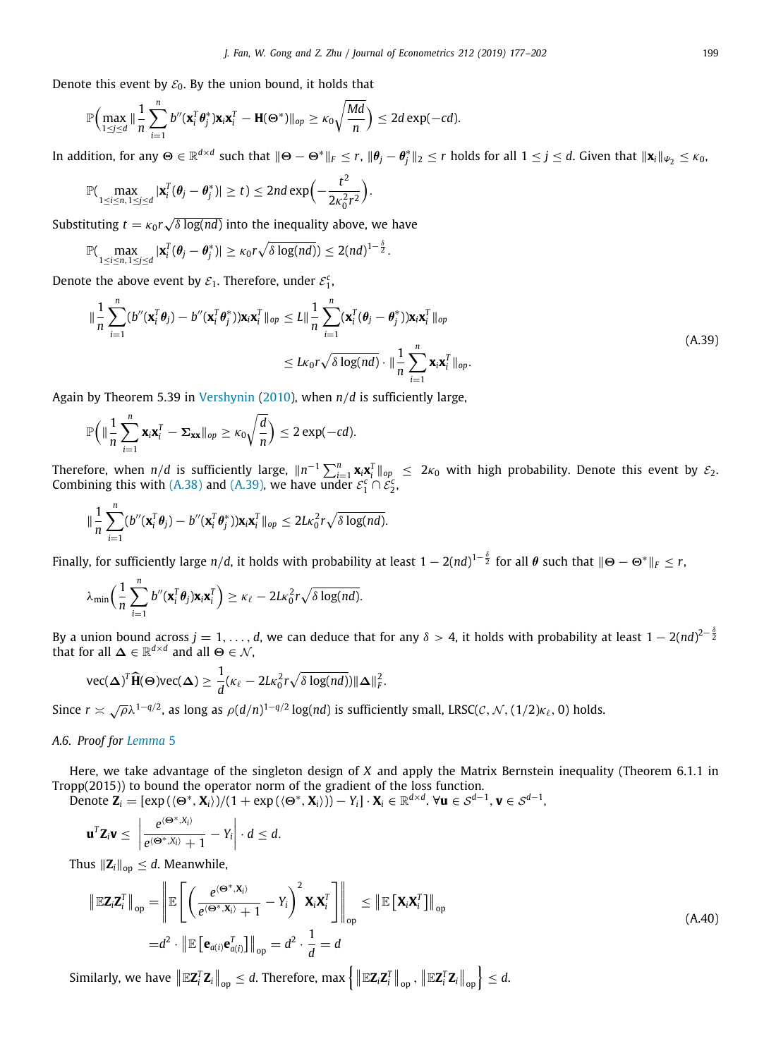Denote this event by $\mathcal{E}_0$. By the union bound, it holds that

$$\mathbb{P}\Big(\max_{1\le j\le d} \|\frac{1}{n}\sum_{i=1}^{n} b''(\mathbf{x}_i^T\boldsymbol{\theta}_j^*)\mathbf{x}_i\mathbf{x}_i^T - \mathbf{H}(\boldsymbol{\Theta}^*)\|_{op} \ge \kappa_0\sqrt{\frac{Md}{n}}\Big) \le 2d\exp(-cd).$$

In addition, for any $\boldsymbol{\Theta} \in \mathbb{R}^{d\times d}$ such that $\|\boldsymbol{\Theta}-\boldsymbol{\Theta}^*\|_F \le r$, $\|\boldsymbol{\theta}_j - \boldsymbol{\theta}_j^*\|_2 \le r$ holds for all $1 \le j \le d$. Given that $\|\mathbf{x}_i\|_{\psi_2} \le \kappa_0$,

$$\mathbb{P}(\max_{1\le i\le n, 1\le j\le d} |\mathbf{x}_i^T(\boldsymbol{\theta}_j - \boldsymbol{\theta}_j^*)| \ge t) \le 2nd\exp\Big(-\frac{t^2}{2\kappa_0^2 r^2}\Big).$$

Substituting $t = \kappa_0 r\sqrt{\delta\log(nd)}$ into the inequality above, we have

$$\mathbb{P}(\max_{1\le i\le n, 1\le j\le d} |\mathbf{x}_i^T(\boldsymbol{\theta}_j - \boldsymbol{\theta}_j^*)| \ge \kappa_0 r\sqrt{\delta\log(nd)}) \le 2(nd)^{1-\frac{\delta}{2}}.$$

Denote the above event by $\mathcal{E}_1$. Therefore, under $\mathcal{E}_1^c$,

$$\begin{aligned}\|\frac{1}{n}\sum_{i=1}^{n}(b''(\mathbf{x}_i^T\boldsymbol{\theta}_j) - b''(\mathbf{x}_i^T\boldsymbol{\theta}_j^*))\mathbf{x}_i\mathbf{x}_i^T\|_{op} &\le L\|\frac{1}{n}\sum_{i=1}^{n}(\mathbf{x}_i^T(\boldsymbol{\theta}_j-\boldsymbol{\theta}_j^*))\mathbf{x}_i\mathbf{x}_i^T\|_{op} \\ &\le L\kappa_0 r\sqrt{\delta\log(nd)}\cdot\|\frac{1}{n}\sum_{i=1}^{n}\mathbf{x}_i\mathbf{x}_i^T\|_{op}.\end{aligned} \tag{A.39}$$

Again by Theorem 5.39 in Vershynin (2010), when $n/d$ is sufficiently large,

$$\mathbb{P}\Big(\|\frac{1}{n}\sum_{i=1}^{n}\mathbf{x}_i\mathbf{x}_i^T - \boldsymbol{\Sigma}_{\mathbf{xx}}\|_{op} \ge \kappa_0\sqrt{\frac{d}{n}}\Big) \le 2\exp(-cd).$$

Therefore, when $n/d$ is sufficiently large, $\|n^{-1}\sum_{i=1}^{n}\mathbf{x}_i\mathbf{x}_i^T\|_{op} \le 2\kappa_0$ with high probability. Denote this event by $\mathcal{E}_2$. Combining this with (A.38) and (A.39), we have under $\mathcal{E}_1^c \cap \mathcal{E}_2^c$,

$$\|\frac{1}{n}\sum_{i=1}^{n}(b''(\mathbf{x}_i^T\boldsymbol{\theta}_j) - b''(\mathbf{x}_i^T\boldsymbol{\theta}_j^*))\mathbf{x}_i\mathbf{x}_i^T\|_{op} \le 2L\kappa_0^2 r\sqrt{\delta\log(nd)}.$$

Finally, for sufficiently large $n/d$, it holds with probability at least $1-2(nd)^{1-\frac{\delta}{2}}$ for all $\boldsymbol{\theta}$ such that $\|\boldsymbol{\Theta}-\boldsymbol{\Theta}^*\|_F \le r$,

$$\lambda_{\min}\Big(\frac{1}{n}\sum_{i=1}^{n} b''(\mathbf{x}_i^T\boldsymbol{\theta}_j)\mathbf{x}_i\mathbf{x}_i^T\Big) \ge \kappa_\ell - 2L\kappa_0^2 r\sqrt{\delta\log(nd)}.$$

By a union bound across $j = 1,\ldots,d$, we can deduce that for any $\delta > 4$, it holds with probability at least $1-2(nd)^{2-\frac{\delta}{2}}$ that for all $\boldsymbol{\Delta} \in \mathbb{R}^{d\times d}$ and all $\boldsymbol{\Theta} \in \mathcal{N}$,

$$\mathrm{vec}(\boldsymbol{\Delta})^T\widehat{\mathbf{H}}(\boldsymbol{\Theta})\mathrm{vec}(\boldsymbol{\Delta}) \ge \frac{1}{d}(\kappa_\ell - 2L\kappa_0^2 r\sqrt{\delta\log(nd)})\|\boldsymbol{\Delta}\|_F^2.$$

Since $r \asymp \sqrt{\rho}\lambda^{1-q/2}$, as long as $\rho(d/n)^{1-q/2}\log(nd)$ is sufficiently small, LRSC$(\mathcal{C}, \mathcal{N}, (1/2)\kappa_\ell, 0)$ holds.

### A.6. Proof for Lemma 5

Here, we take advantage of the singleton design of $X$ and apply the Matrix Bernstein inequality (Theorem 6.1.1 in Tropp(2015)) to bound the operator norm of the gradient of the loss function.

Denote $\mathbf{Z}_i = [\exp(\langle\boldsymbol{\Theta}^*, \mathbf{X}_i\rangle)/(1+\exp(\langle\boldsymbol{\Theta}^*, \mathbf{X}_i\rangle)) - Y_i]\cdot\mathbf{X}_i \in \mathbb{R}^{d\times d}$. $\forall \mathbf{u} \in \mathcal{S}^{d-1}, \mathbf{v} \in \mathcal{S}^{d-1}$,

$$\mathbf{u}^T\mathbf{Z}_i\mathbf{v} \le \left|\frac{e^{\langle\boldsymbol{\Theta}^*, X_i\rangle}}{e^{\langle\boldsymbol{\Theta}^*, X_i\rangle}+1} - Y_i\right|\cdot d \le d.$$

Thus $\|\mathbf{Z}_i\|_{\mathrm{op}} \le d$. Meanwhile,

$$\begin{aligned}\left\|\mathbb{E}\mathbf{Z}_i\mathbf{Z}_i^T\right\|_{\mathrm{op}} &= \left\|\mathbb{E}\left[\left(\frac{e^{\langle\boldsymbol{\Theta}^*, \mathbf{X}_i\rangle}}{e^{\langle\boldsymbol{\Theta}^*, \mathbf{X}_i\rangle}+1} - Y_i\right)^2\mathbf{X}_i\mathbf{X}_i^T\right]\right\|_{\mathrm{op}} \le \left\|\mathbb{E}\left[\mathbf{X}_i\mathbf{X}_i^T\right]\right\|_{\mathrm{op}} \\ &= d^2\cdot\left\|\mathbb{E}\left[\mathbf{e}_{a(i)}\mathbf{e}_{a(i)}^T\right]\right\|_{\mathrm{op}} = d^2\cdot\frac{1}{d} = d\end{aligned} \tag{A.40}$$

Similarly, we have $\left\|\mathbb{E}\mathbf{Z}_i^T\mathbf{Z}_i\right\|_{\mathrm{op}} \le d$. Therefore, $\max\left\{\left\|\mathbb{E}\mathbf{Z}_i\mathbf{Z}_i^T\right\|_{\mathrm{op}}, \left\|\mathbb{E}\mathbf{Z}_i^T\mathbf{Z}_i\right\|_{\mathrm{op}}\right\} \le d$.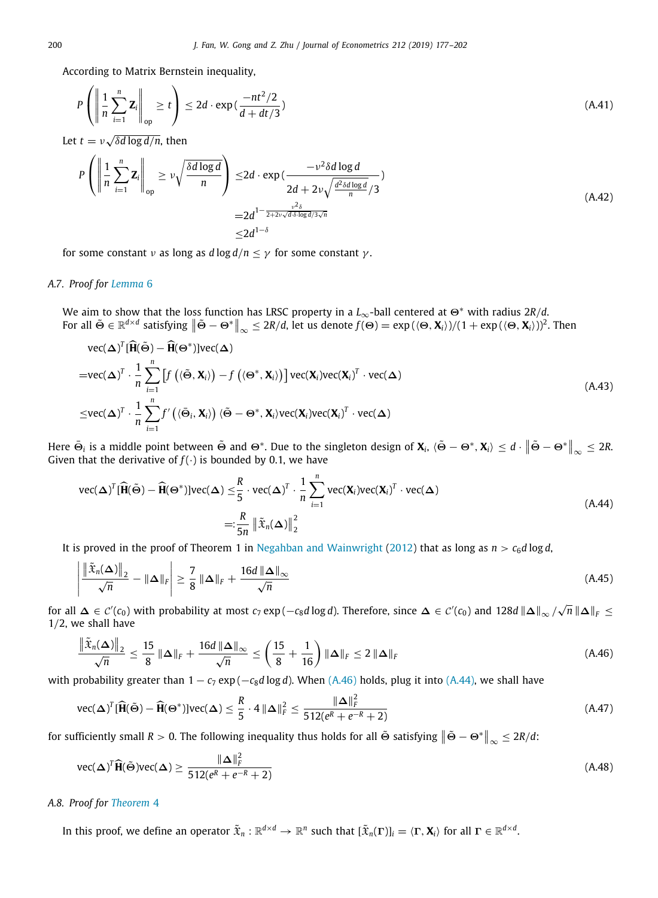According to Matrix Bernstein inequality,

$$P\left(\left\|\frac{1}{n}\sum_{i=1}^{n}\mathbf{Z}_i\right\|_{\text{op}} \geq t\right) \leq 2d \cdot \exp\left(\frac{-nt^2/2}{d+dt/3}\right) \tag{A.41}$$

Let $t = \nu\sqrt{\delta d \log d/n}$, then

$$\begin{aligned} P\left(\left\|\frac{1}{n}\sum_{i=1}^{n}\mathbf{Z}_i\right\|_{\text{op}} \geq \nu\sqrt{\frac{\delta d \log d}{n}}\right) &\leq 2d \cdot \exp\left(\frac{-\nu^2\delta d \log d}{2d + 2\nu\sqrt{\frac{d^2\delta d \log d}{n}}/3}\right) \\ &= 2d^{1-\frac{\nu^2\delta}{2+2\nu\sqrt{d\cdot\delta\cdot\log d}/3\sqrt{n}}} \\ &\leq 2d^{1-\delta} \end{aligned} \tag{A.42}$$

for some constant $\nu$ as long as $d\log d/n \leq \gamma$ for some constant $\gamma$.

### A.7. Proof for Lemma 6

We aim to show that the loss function has LRSC property in a $L_\infty$-ball centered at $\Theta^*$ with radius $2R/d$. For all $\tilde{\Theta} \in \mathbb{R}^{d\times d}$ satisfying $\|\tilde{\Theta} - \Theta^*\|_\infty \leq 2R/d$, let us denote $f(\Theta) = \exp(\langle\Theta, \mathbf{X}_i\rangle)/(1+\exp(\langle\Theta, \mathbf{X}_i\rangle))^2$. Then

$$\begin{aligned} &\text{vec}(\mathbf{\Delta})^T[\widehat{\mathbf{H}}(\tilde{\Theta}) - \widehat{\mathbf{H}}(\Theta^*)]\text{vec}(\mathbf{\Delta}) \\ =&\text{vec}(\mathbf{\Delta})^T \cdot \frac{1}{n}\sum_{i=1}^{n}\left[f\left(\langle\tilde{\Theta}, \mathbf{X}_i\rangle\right) - f\left(\langle\Theta^*, \mathbf{X}_i\rangle\right)\right]\text{vec}(\mathbf{X}_i)\text{vec}(\mathbf{X}_i)^T \cdot \text{vec}(\mathbf{\Delta}) \\ \leq&\text{vec}(\mathbf{\Delta})^T \cdot \frac{1}{n}\sum_{i=1}^{n} f'\left(\langle\bar{\Theta}_i, \mathbf{X}_i\rangle\right)\langle\tilde{\Theta} - \Theta^*, \mathbf{X}_i\rangle\text{vec}(\mathbf{X}_i)\text{vec}(\mathbf{X}_i)^T \cdot \text{vec}(\mathbf{\Delta}) \end{aligned} \tag{A.43}$$

Here $\bar{\Theta}_i$ is a middle point between $\tilde{\Theta}$ and $\Theta^*$. Due to the singleton design of $\mathbf{X}_i$, $\langle\tilde{\Theta} - \Theta^*, \mathbf{X}_i\rangle \leq d \cdot \|\tilde{\Theta} - \Theta^*\|_\infty \leq 2R$. Given that the derivative of $f(\cdot)$ is bounded by 0.1, we have

$$\begin{aligned} \text{vec}(\mathbf{\Delta})^T[\widehat{\mathbf{H}}(\tilde{\Theta}) - \widehat{\mathbf{H}}(\Theta^*)]\text{vec}(\mathbf{\Delta}) &\leq \frac{R}{5} \cdot \text{vec}(\mathbf{\Delta})^T \cdot \frac{1}{n}\sum_{i=1}^{n}\text{vec}(\mathbf{X}_i)\text{vec}(\mathbf{X}_i)^T \cdot \text{vec}(\mathbf{\Delta}) \\ &=: \frac{R}{5n}\left\|\tilde{\mathfrak{X}}_n(\mathbf{\Delta})\right\|_2^2 \end{aligned} \tag{A.44}$$

It is proved in the proof of Theorem 1 in Negahban and Wainwright (2012) that as long as $n > c_6 d\log d$,

$$\left|\frac{\left\|\tilde{\mathfrak{X}}_n(\mathbf{\Delta})\right\|_2}{\sqrt{n}} - \|\mathbf{\Delta}\|_F\right| \geq \frac{7}{8}\|\mathbf{\Delta}\|_F + \frac{16d\|\mathbf{\Delta}\|_\infty}{\sqrt{n}} \tag{A.45}$$

for all $\mathbf{\Delta} \in \mathcal{C}'(c_0)$ with probability at most $c_7\exp(-c_8 d\log d)$. Therefore, since $\mathbf{\Delta} \in \mathcal{C}'(c_0)$ and $128d\|\mathbf{\Delta}\|_\infty/\sqrt{n}\|\mathbf{\Delta}\|_F \leq 1/2$, we shall have

$$\frac{\left\|\tilde{\mathfrak{X}}_n(\mathbf{\Delta})\right\|_2}{\sqrt{n}} \leq \frac{15}{8}\|\mathbf{\Delta}\|_F + \frac{16d\|\mathbf{\Delta}\|_\infty}{\sqrt{n}} \leq \left(\frac{15}{8} + \frac{1}{16}\right)\|\mathbf{\Delta}\|_F \leq 2\|\mathbf{\Delta}\|_F \tag{A.46}$$

with probability greater than $1 - c_7\exp(-c_8 d\log d)$. When (A.46) holds, plug it into (A.44), we shall have

$$\text{vec}(\mathbf{\Delta})^T[\widehat{\mathbf{H}}(\tilde{\Theta}) - \widehat{\mathbf{H}}(\Theta^*)]\text{vec}(\mathbf{\Delta}) \leq \frac{R}{5} \cdot 4\|\mathbf{\Delta}\|_F^2 \leq \frac{\|\mathbf{\Delta}\|_F^2}{512(e^R + e^{-R} + 2)} \tag{A.47}$$

for sufficiently small $R > 0$. The following inequality thus holds for all $\tilde{\Theta}$ satisfying $\|\tilde{\Theta} - \Theta^*\|_\infty \leq 2R/d$:

$$\text{vec}(\mathbf{\Delta})^T\widehat{\mathbf{H}}(\tilde{\Theta})\text{vec}(\mathbf{\Delta}) \geq \frac{\|\mathbf{\Delta}\|_F^2}{512(e^R + e^{-R} + 2)} \tag{A.48}$$

### A.8. Proof for Theorem 4

In this proof, we define an operator $\tilde{\mathfrak{X}}_n : \mathbb{R}^{d\times d} \to \mathbb{R}^n$ such that $[\tilde{\mathfrak{X}}_n(\mathbf{\Gamma})]_i = \langle\mathbf{\Gamma}, \mathbf{X}_i\rangle$ for all $\mathbf{\Gamma} \in \mathbb{R}^{d\times d}$.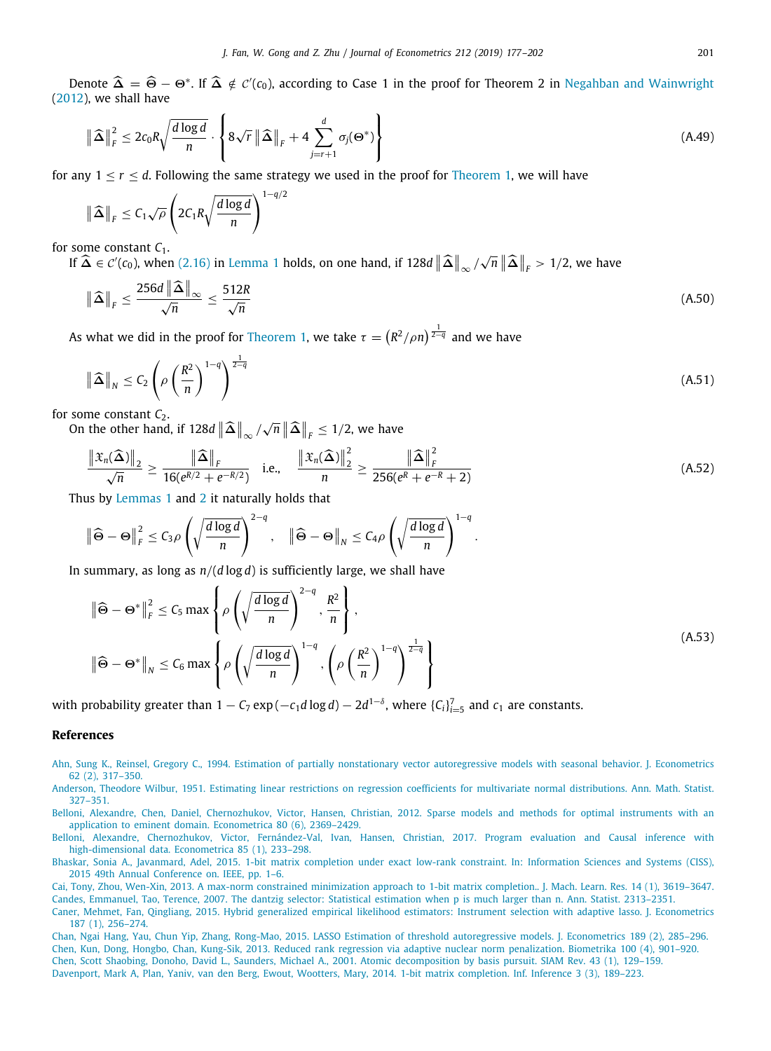Denote $\widehat{\boldsymbol{\Delta}} = \widehat{\boldsymbol{\Theta}} - \boldsymbol{\Theta}^*$. If $\widehat{\boldsymbol{\Delta}} \notin \mathcal{C}'(c_0)$, according to Case 1 in the proof for Theorem 2 in Negahban and Wainwright (2012), we shall have

$$\left\|\widehat{\boldsymbol{\Delta}}\right\|_F^2 \le 2c_0 R\sqrt{\frac{d\log d}{n}} \cdot \left\{8\sqrt{r}\left\|\widehat{\boldsymbol{\Delta}}\right\|_F + 4\sum_{j=r+1}^{d}\sigma_j(\boldsymbol{\Theta}^*)\right\} \tag{A.49}$$

for any $1 \le r \le d$. Following the same strategy we used in the proof for Theorem 1, we will have

$$\left\|\widehat{\boldsymbol{\Delta}}\right\|_F \le C_1\sqrt{\rho}\left(2C_1 R\sqrt{\frac{d\log d}{n}}\right)^{1-q/2}$$

for some constant $C_1$.

If $\widehat{\boldsymbol{\Delta}} \in \mathcal{C}'(c_0)$, when (2.16) in Lemma 1 holds, on one hand, if $128d\left\|\widehat{\boldsymbol{\Delta}}\right\|_\infty/\sqrt{n}\left\|\widehat{\boldsymbol{\Delta}}\right\|_F > 1/2$, we have

$$\left\|\widehat{\boldsymbol{\Delta}}\right\|_F \le \frac{256d\left\|\widehat{\boldsymbol{\Delta}}\right\|_\infty}{\sqrt{n}} \le \frac{512R}{\sqrt{n}} \tag{A.50}$$

As what we did in the proof for Theorem 1, we take $\tau = \left(R^2/\rho n\right)^{\frac{1}{2-q}}$ and we have

$$\left\|\widehat{\boldsymbol{\Delta}}\right\|_N \le C_2\left(\rho\left(\frac{R^2}{n}\right)^{1-q}\right)^{\frac{1}{2-q}} \tag{A.51}$$

for some constant $C_2$.

On the other hand, if $128d\left\|\widehat{\boldsymbol{\Delta}}\right\|_\infty/\sqrt{n}\left\|\widehat{\boldsymbol{\Delta}}\right\|_F \le 1/2$, we have

$$\frac{\left\|\mathfrak{X}_n(\widehat{\boldsymbol{\Delta}})\right\|_2}{\sqrt{n}} \ge \frac{\left\|\widehat{\boldsymbol{\Delta}}\right\|_F}{16(e^{R/2}+e^{-R/2})} \quad \text{i.e.,} \quad \frac{\left\|\mathfrak{X}_n(\widehat{\boldsymbol{\Delta}})\right\|_2^2}{n} \ge \frac{\left\|\widehat{\boldsymbol{\Delta}}\right\|_F^2}{256(e^{R}+e^{-R}+2)} \tag{A.52}$$

Thus by Lemmas 1 and 2 it naturally holds that

$$\left\|\widehat{\boldsymbol{\Theta}} - \boldsymbol{\Theta}\right\|_F^2 \le C_3\rho\left(\sqrt{\frac{d\log d}{n}}\right)^{2-q}, \quad \left\|\widehat{\boldsymbol{\Theta}} - \boldsymbol{\Theta}\right\|_N \le C_4\rho\left(\sqrt{\frac{d\log d}{n}}\right)^{1-q}.$$

In summary, as long as $n/(d\log d)$ is sufficiently large, we shall have

$$\begin{aligned}
\left\|\widehat{\boldsymbol{\Theta}} - \boldsymbol{\Theta}^*\right\|_F^2 &\le C_5 \max\left\{\rho\left(\sqrt{\frac{d\log d}{n}}\right)^{2-q}, \frac{R^2}{n}\right\}, \\
\left\|\widehat{\boldsymbol{\Theta}} - \boldsymbol{\Theta}^*\right\|_N &\le C_6 \max\left\{\rho\left(\sqrt{\frac{d\log d}{n}}\right)^{1-q}, \left(\rho\left(\frac{R^2}{n}\right)^{1-q}\right)^{\frac{1}{2-q}}\right\}
\end{aligned} \tag{A.53}$$

with probability greater than $1 - C_7\exp(-c_1 d\log d) - 2d^{1-\delta}$, where $\{C_i\}_{i=5}^7$ and $c_1$ are constants.

## References

Ahn, Sung K., Reinsel, Gregory C., 1994. Estimation of partially nonstationary vector autoregressive models with seasonal behavior. J. Econometrics 62 (2), 317–350.

Anderson, Theodore Wilbur, 1951. Estimating linear restrictions on regression coefficients for multivariate normal distributions. Ann. Math. Statist. 327–351.

Belloni, Alexandre, Chen, Daniel, Chernozhukov, Victor, Hansen, Christian, 2012. Sparse models and methods for optimal instruments with an application to eminent domain. Econometrica 80 (6), 2369–2429.

Belloni, Alexandre, Chernozhukov, Victor, Fernández-Val, Ivan, Hansen, Christian, 2017. Program evaluation and Causal inference with high-dimensional data. Econometrica 85 (1), 233–298.

Bhaskar, Sonia A., Javanmard, Adel, 2015. 1-bit matrix completion under exact low-rank constraint. In: Information Sciences and Systems (CISS), 2015 49th Annual Conference on. IEEE, pp. 1–6.

Cai, Tony, Zhou, Wen-Xin, 2013. A max-norm constrained minimization approach to 1-bit matrix completion.. J. Mach. Learn. Res. 14 (1), 3619–3647.

Candes, Emmanuel, Tao, Terence, 2007. The dantzig selector: Statistical estimation when p is much larger than n. Ann. Statist. 2313–2351.

Caner, Mehmet, Fan, Qingliang, 2015. Hybrid generalized empirical likelihood estimators: Instrument selection with adaptive lasso. J. Econometrics 187 (1), 256–274.

Chan, Ngai Hang, Yau, Chun Yip, Zhang, Rong-Mao, 2015. LASSO Estimation of threshold autoregressive models. J. Econometrics 189 (2), 285–296.

Chen, Kun, Dong, Hongbo, Chan, Kung-Sik, 2013. Reduced rank regression via adaptive nuclear norm penalization. Biometrika 100 (4), 901–920.

Chen, Scott Shaobing, Donoho, David L., Saunders, Michael A., 2001. Atomic decomposition by basis pursuit. SIAM Rev. 43 (1), 129–159.

Davenport, Mark A, Plan, Yaniv, van den Berg, Ewout, Wootters, Mary, 2014. 1-bit matrix completion. Inf. Inference 3 (3), 189–223.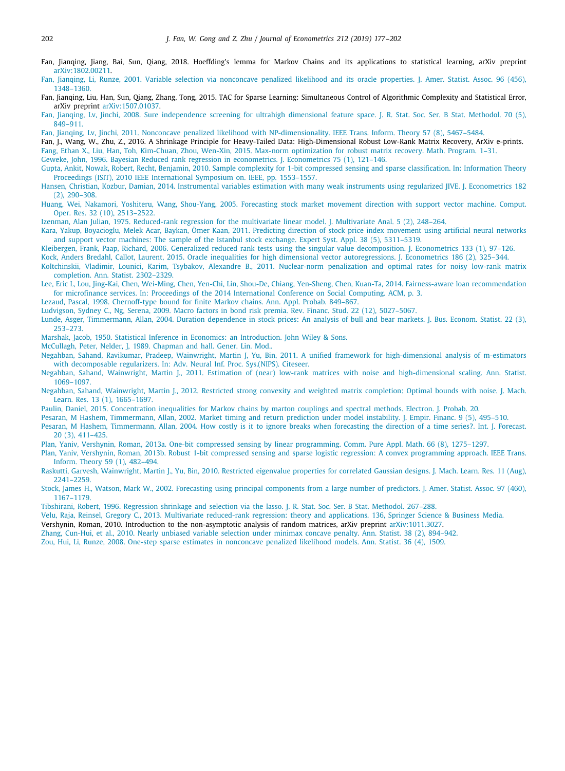Fan, Jianqing, Jiang, Bai, Sun, Qiang, 2018. Hoeffding's lemma for Markov Chains and its applications to statistical learning, arXiv preprint arXiv:1802.00211.

Fan, Jianqing, Li, Runze, 2001. Variable selection via nonconcave penalized likelihood and its oracle properties. J. Amer. Statist. Assoc. 96 (456), 1348–1360.

Fan, Jianqing, Liu, Han, Sun, Qiang, Zhang, Tong, 2015. TAC for Sparse Learning: Simultaneous Control of Algorithmic Complexity and Statistical Error, arXiv preprint arXiv:1507.01037.

Fan, Jianqing, Lv, Jinchi, 2008. Sure independence screening for ultrahigh dimensional feature space. J. R. Stat. Soc. Ser. B Stat. Methodol. 70 (5), 849–911.

Fan, Jianqing, Lv, Jinchi, 2011. Nonconcave penalized likelihood with NP-dimensionality. IEEE Trans. Inform. Theory 57 (8), 5467–5484.

Fan, J., Wang, W., Zhu, Z., 2016. A Shrinkage Principle for Heavy-Tailed Data: High-Dimensional Robust Low-Rank Matrix Recovery, ArXiv e-prints.

Fang, Ethan X., Liu, Han, Toh, Kim-Chuan, Zhou, Wen-Xin, 2015. Max-norm optimization for robust matrix recovery. Math. Program. 1–31.

Geweke, John, 1996. Bayesian Reduced rank regression in econometrics. J. Econometrics 75 (1), 121–146.

Gupta, Ankit, Nowak, Robert, Recht, Benjamin, 2010. Sample complexity for 1-bit compressed sensing and sparse classification. In: Information Theory Proceedings (ISIT), 2010 IEEE International Symposium on. IEEE, pp. 1553–1557.

Hansen, Christian, Kozbur, Damian, 2014. Instrumental variables estimation with many weak instruments using regularized JIVE. J. Econometrics 182 (2), 290–308.

Huang, Wei, Nakamori, Yoshiteru, Wang, Shou-Yang, 2005. Forecasting stock market movement direction with support vector machine. Comput. Oper. Res. 32 (10), 2513–2522.

Izenman, Alan Julian, 1975. Reduced-rank regression for the multivariate linear model. J. Multivariate Anal. 5 (2), 248–264.

Kara, Yakup, Boyacioglu, Melek Acar, Baykan, Ömer Kaan, 2011. Predicting direction of stock price index movement using artificial neural networks and support vector machines: The sample of the Istanbul stock exchange. Expert Syst. Appl. 38 (5), 5311–5319.

Kleibergen, Frank, Paap, Richard, 2006. Generalized reduced rank tests using the singular value decomposition. J. Econometrics 133 (1), 97–126.

Kock, Anders Bredahl, Callot, Laurent, 2015. Oracle inequalities for high dimensional vector autoregressions. J. Econometrics 186 (2), 325–344.

Koltchinskii, Vladimir, Lounici, Karim, Tsybakov, Alexandre B., 2011. Nuclear-norm penalization and optimal rates for noisy low-rank matrix completion. Ann. Statist. 2302–2329.

Lee, Eric L, Lou, Jing-Kai, Chen, Wei-Ming, Chen, Yen-Chi, Lin, Shou-De, Chiang, Yen-Sheng, Chen, Kuan-Ta, 2014. Fairness-aware loan recommendation for microfinance services. In: Proceedings of the 2014 International Conference on Social Computing. ACM, p. 3.

Lezaud, Pascal, 1998. Chernoff-type bound for finite Markov chains. Ann. Appl. Probab. 849–867.

Ludvigson, Sydney C., Ng, Serena, 2009. Macro factors in bond risk premia. Rev. Financ. Stud. 22 (12), 5027–5067.

Lunde, Asger, Timmermann, Allan, 2004. Duration dependence in stock prices: An analysis of bull and bear markets. J. Bus. Econom. Statist. 22 (3), 253–273.

Marshak, Jacob, 1950. Statistical Inference in Economics: an Introduction. John Wiley & Sons.

McCullagh, Peter, Nelder, J, 1989. Chapman and hall. Gener. Lin. Mod..

Negahban, Sahand, Ravikumar, Pradeep, Wainwright, Martin J, Yu, Bin, 2011. A unified framework for high-dimensional analysis of m-estimators with decomposable regularizers. In: Adv. Neural Inf. Proc. Sys.(NIPS). Citeseer.

Negahban, Sahand, Wainwright, Martin J., 2011. Estimation of (near) low-rank matrices with noise and high-dimensional scaling. Ann. Statist. 1069–1097.

Negahban, Sahand, Wainwright, Martin J., 2012. Restricted strong convexity and weighted matrix completion: Optimal bounds with noise. J. Mach. Learn. Res. 13 (1), 1665–1697.

Paulin, Daniel, 2015. Concentration inequalities for Markov chains by marton couplings and spectral methods. Electron. J. Probab. 20.

Pesaran, M Hashem, Timmermann, Allan, 2002. Market timing and return prediction under model instability. J. Empir. Financ. 9 (5), 495–510.

Pesaran, M Hashem, Timmermann, Allan, 2004. How costly is it to ignore breaks when forecasting the direction of a time series?. Int. J. Forecast. 20 (3), 411–425.

Plan, Yaniv, Vershynin, Roman, 2013a. One-bit compressed sensing by linear programming. Comm. Pure Appl. Math. 66 (8), 1275–1297.

Plan, Yaniv, Vershynin, Roman, 2013b. Robust 1-bit compressed sensing and sparse logistic regression: A convex programming approach. IEEE Trans. Inform. Theory 59 (1), 482–494.

Raskutti, Garvesh, Wainwright, Martin J., Yu, Bin, 2010. Restricted eigenvalue properties for correlated Gaussian designs. J. Mach. Learn. Res. 11 (Aug), 2241–2259.

Stock, James H., Watson, Mark W., 2002. Forecasting using principal components from a large number of predictors. J. Amer. Statist. Assoc. 97 (460), 1167–1179.

Tibshirani, Robert, 1996. Regression shrinkage and selection via the lasso. J. R. Stat. Soc. Ser. B Stat. Methodol. 267–288.

Velu, Raja, Reinsel, Gregory C., 2013. Multivariate reduced-rank regression: theory and applications. 136, Springer Science & Business Media.

Vershynin, Roman, 2010. Introduction to the non-asymptotic analysis of random matrices, arXiv preprint arXiv:1011.3027.

Zhang, Cun-Hui, et al., 2010. Nearly unbiased variable selection under minimax concave penalty. Ann. Statist. 38 (2), 894–942.

Zou, Hui, Li, Runze, 2008. One-step sparse estimates in nonconcave penalized likelihood models. Ann. Statist. 36 (4), 1509.